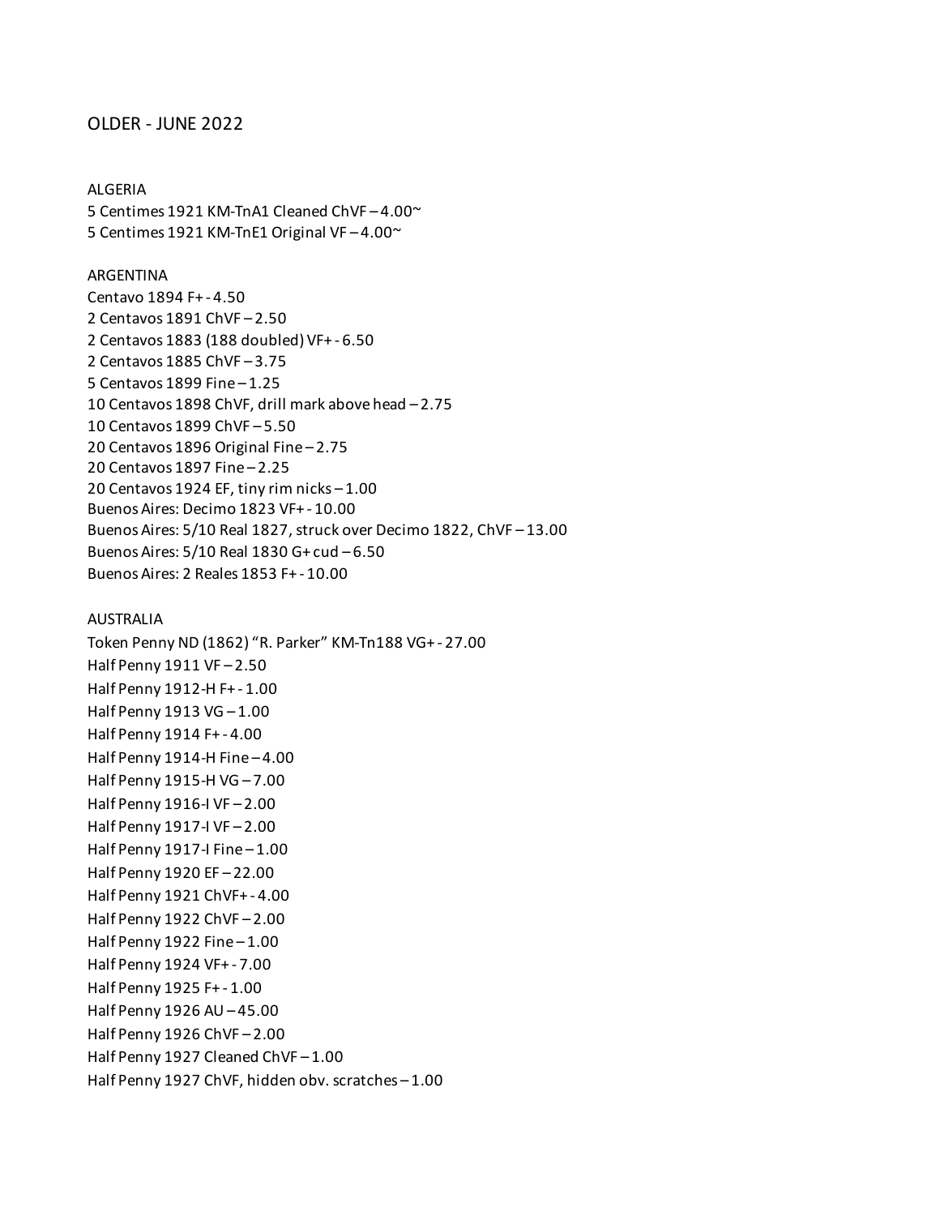# OLDER - JUNE 2022

## ALGERIA

5 Centimes 1921 KM-TnA1 Cleaned ChVF – 4.00~
5 Centimes 1921 KM-TnE1 Original VF – 4.00~

## ARGENTINA

Centavo 1894 F+ - 4.50
2 Centavos 1891 ChVF – 2.50
2 Centavos 1883 (188 doubled) VF+ - 6.50
2 Centavos 1885 ChVF – 3.75
5 Centavos 1899 Fine – 1.25
10 Centavos 1898 ChVF, drill mark above head – 2.75
10 Centavos 1899 ChVF – 5.50
20 Centavos 1896 Original Fine – 2.75
20 Centavos 1897 Fine – 2.25
20 Centavos 1924 EF, tiny rim nicks – 1.00
Buenos Aires: Decimo 1823 VF+ - 10.00
Buenos Aires: 5/10 Real 1827, struck over Decimo 1822, ChVF – 13.00
Buenos Aires: 5/10 Real 1830 G+ cud – 6.50
Buenos Aires: 2 Reales 1853 F+ - 10.00

## AUSTRALIA

Token Penny ND (1862) "R. Parker" KM-Tn188 VG+ - 27.00
Half Penny 1911 VF – 2.50
Half Penny 1912-H F+ - 1.00
Half Penny 1913 VG – 1.00
Half Penny 1914 F+ - 4.00
Half Penny 1914-H Fine – 4.00
Half Penny 1915-H VG – 7.00
Half Penny 1916-I VF – 2.00
Half Penny 1917-I VF – 2.00
Half Penny 1917-I Fine – 1.00
Half Penny 1920 EF – 22.00
Half Penny 1921 ChVF+ - 4.00
Half Penny 1922 ChVF – 2.00
Half Penny 1922 Fine – 1.00
Half Penny 1924 VF+ - 7.00
Half Penny 1925 F+ - 1.00
Half Penny 1926 AU – 45.00
Half Penny 1926 ChVF – 2.00
Half Penny 1927 Cleaned ChVF – 1.00
Half Penny 1927 ChVF, hidden obv. scratches – 1.00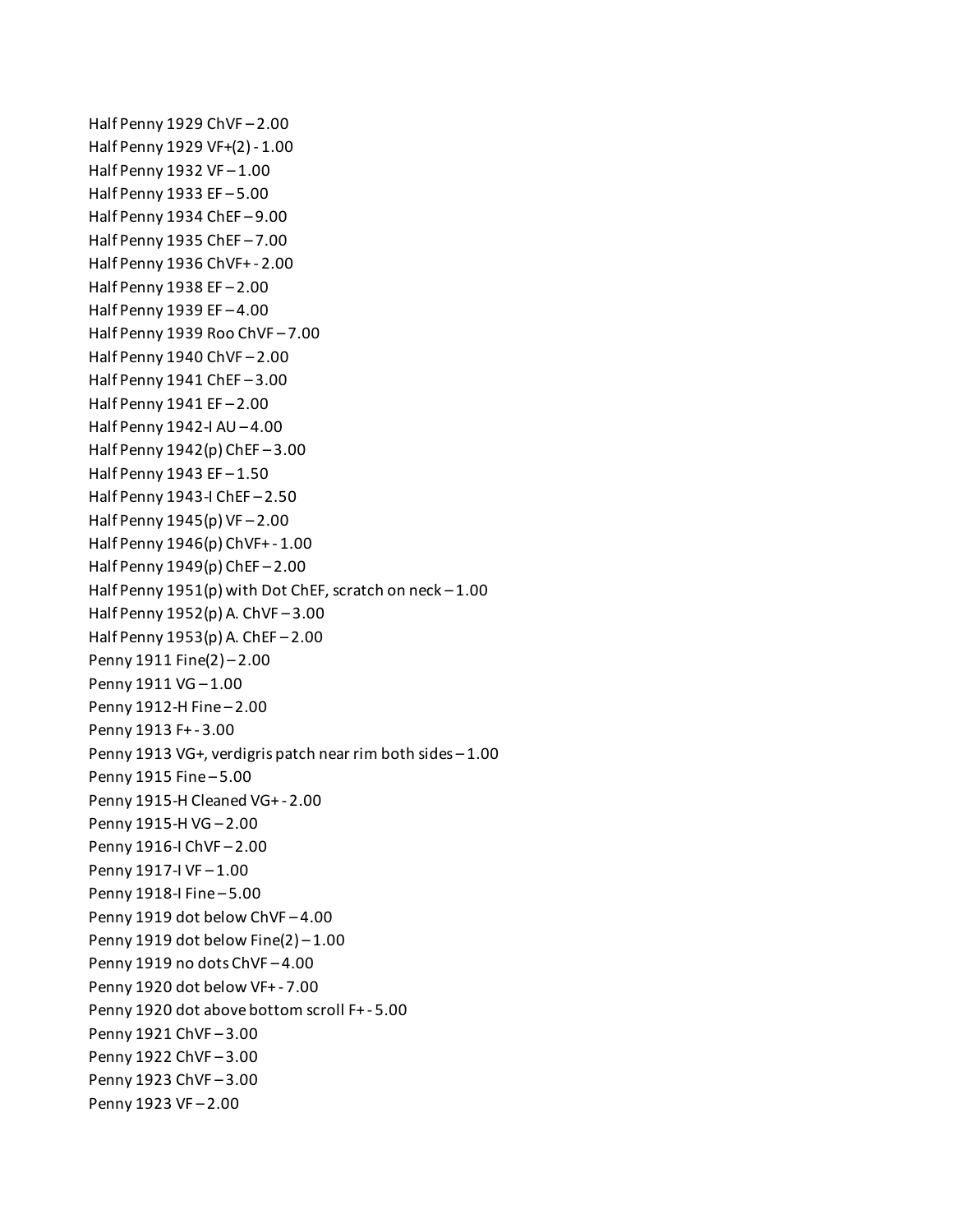Half Penny 1929 ChVF – 2.00
Half Penny 1929 VF+(2) - 1.00
Half Penny 1932 VF – 1.00
Half Penny 1933 EF – 5.00
Half Penny 1934 ChEF – 9.00
Half Penny 1935 ChEF – 7.00
Half Penny 1936 ChVF+ - 2.00
Half Penny 1938 EF – 2.00
Half Penny 1939 EF – 4.00
Half Penny 1939 Roo ChVF – 7.00
Half Penny 1940 ChVF – 2.00
Half Penny 1941 ChEF – 3.00
Half Penny 1941 EF – 2.00
Half Penny 1942-I AU – 4.00
Half Penny 1942(p) ChEF – 3.00
Half Penny 1943 EF – 1.50
Half Penny 1943-I ChEF – 2.50
Half Penny 1945(p) VF – 2.00
Half Penny 1946(p) ChVF+ - 1.00
Half Penny 1949(p) ChEF – 2.00
Half Penny 1951(p) with Dot ChEF, scratch on neck – 1.00
Half Penny 1952(p) A. ChVF – 3.00
Half Penny 1953(p) A. ChEF – 2.00
Penny 1911 Fine(2) – 2.00
Penny 1911 VG – 1.00
Penny 1912-H Fine – 2.00
Penny 1913 F+ - 3.00
Penny 1913 VG+, verdigris patch near rim both sides – 1.00
Penny 1915 Fine – 5.00
Penny 1915-H Cleaned VG+ - 2.00
Penny 1915-H VG – 2.00
Penny 1916-I ChVF – 2.00
Penny 1917-I VF – 1.00
Penny 1918-I Fine – 5.00
Penny 1919 dot below ChVF – 4.00
Penny 1919 dot below Fine(2) – 1.00
Penny 1919 no dots ChVF – 4.00
Penny 1920 dot below VF+ - 7.00
Penny 1920 dot above bottom scroll F+ - 5.00
Penny 1921 ChVF – 3.00
Penny 1922 ChVF – 3.00
Penny 1923 ChVF – 3.00
Penny 1923 VF – 2.00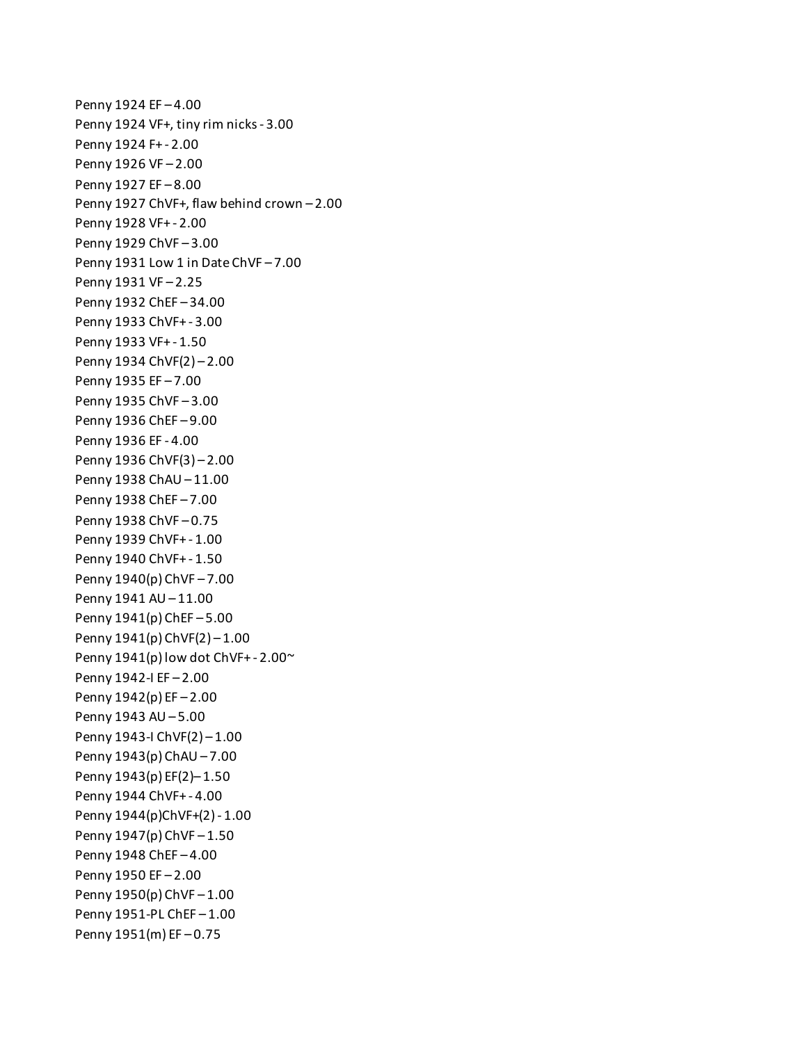Penny 1924 EF – 4.00
Penny 1924 VF+, tiny rim nicks - 3.00
Penny 1924 F+ - 2.00
Penny 1926 VF – 2.00
Penny 1927 EF – 8.00
Penny 1927 ChVF+, flaw behind crown – 2.00
Penny 1928 VF+ - 2.00
Penny 1929 ChVF – 3.00
Penny 1931 Low 1 in Date ChVF – 7.00
Penny 1931 VF – 2.25
Penny 1932 ChEF – 34.00
Penny 1933 ChVF+ - 3.00
Penny 1933 VF+ - 1.50
Penny 1934 ChVF(2) – 2.00
Penny 1935 EF – 7.00
Penny 1935 ChVF – 3.00
Penny 1936 ChEF – 9.00
Penny 1936 EF - 4.00
Penny 1936 ChVF(3) – 2.00
Penny 1938 ChAU – 11.00
Penny 1938 ChEF – 7.00
Penny 1938 ChVF – 0.75
Penny 1939 ChVF+ - 1.00
Penny 1940 ChVF+ - 1.50
Penny 1940(p) ChVF – 7.00
Penny 1941 AU – 11.00
Penny 1941(p) ChEF – 5.00
Penny 1941(p) ChVF(2) – 1.00
Penny 1941(p) low dot ChVF+ - 2.00~
Penny 1942-I EF – 2.00
Penny 1942(p) EF – 2.00
Penny 1943 AU – 5.00
Penny 1943-I ChVF(2) – 1.00
Penny 1943(p) ChAU – 7.00
Penny 1943(p) EF(2)– 1.50
Penny 1944 ChVF+ - 4.00
Penny 1944(p)ChVF+(2) - 1.00
Penny 1947(p) ChVF – 1.50
Penny 1948 ChEF – 4.00
Penny 1950 EF – 2.00
Penny 1950(p) ChVF – 1.00
Penny 1951-PL ChEF – 1.00
Penny 1951(m) EF – 0.75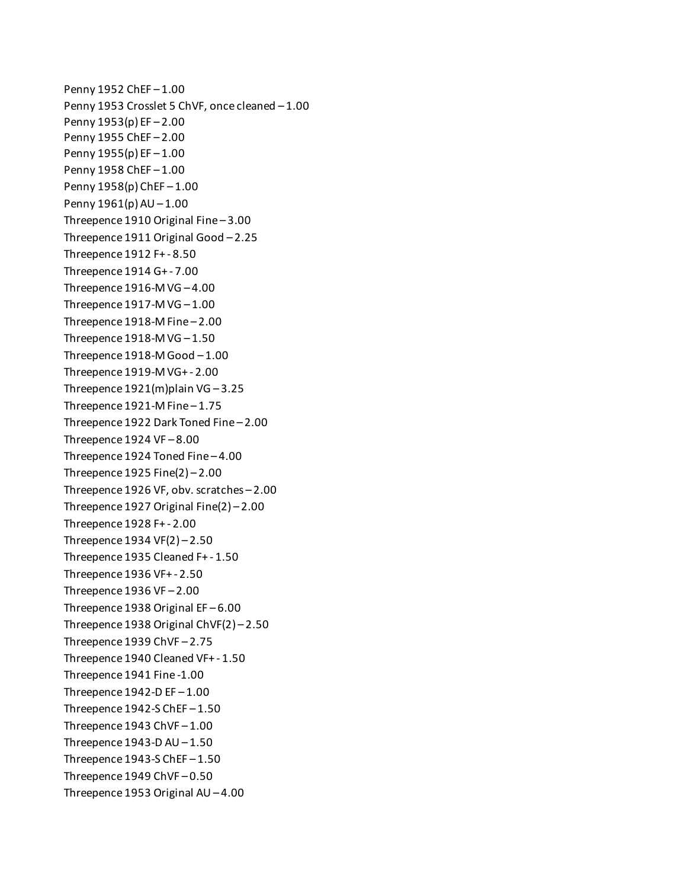Penny 1952 ChEF – 1.00
Penny 1953 Crosslet 5 ChVF, once cleaned – 1.00
Penny 1953(p) EF – 2.00
Penny 1955 ChEF – 2.00
Penny 1955(p) EF – 1.00
Penny 1958 ChEF – 1.00
Penny 1958(p) ChEF – 1.00
Penny 1961(p) AU – 1.00
Threepence 1910 Original Fine – 3.00
Threepence 1911 Original Good – 2.25
Threepence 1912 F+ - 8.50
Threepence 1914 G+ - 7.00
Threepence 1916-M VG – 4.00
Threepence 1917-M VG – 1.00
Threepence 1918-M Fine – 2.00
Threepence 1918-M VG – 1.50
Threepence 1918-M Good – 1.00
Threepence 1919-M VG+ - 2.00
Threepence 1921(m)plain VG – 3.25
Threepence 1921-M Fine – 1.75
Threepence 1922 Dark Toned Fine – 2.00
Threepence 1924 VF – 8.00
Threepence 1924 Toned Fine – 4.00
Threepence 1925 Fine(2) – 2.00
Threepence 1926 VF, obv. scratches – 2.00
Threepence 1927 Original Fine(2) – 2.00
Threepence 1928 F+ - 2.00
Threepence 1934 VF(2) – 2.50
Threepence 1935 Cleaned F+ - 1.50
Threepence 1936 VF+ - 2.50
Threepence 1936 VF – 2.00
Threepence 1938 Original EF – 6.00
Threepence 1938 Original ChVF(2) – 2.50
Threepence 1939 ChVF – 2.75
Threepence 1940 Cleaned VF+ - 1.50
Threepence 1941 Fine -1.00
Threepence 1942-D EF – 1.00
Threepence 1942-S ChEF – 1.50
Threepence 1943 ChVF – 1.00
Threepence 1943-D AU – 1.50
Threepence 1943-S ChEF – 1.50
Threepence 1949 ChVF – 0.50
Threepence 1953 Original AU – 4.00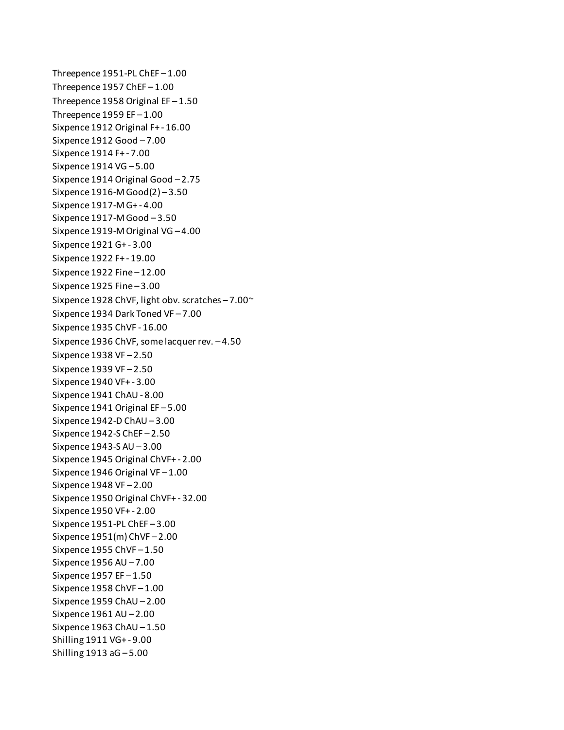Threepence 1951-PL ChEF – 1.00
Threepence 1957 ChEF – 1.00
Threepence 1958 Original EF – 1.50
Threepence 1959 EF – 1.00
Sixpence 1912 Original F+ - 16.00
Sixpence 1912 Good – 7.00
Sixpence 1914 F+ - 7.00
Sixpence 1914 VG – 5.00
Sixpence 1914 Original Good – 2.75
Sixpence 1916-M Good(2) – 3.50
Sixpence 1917-M G+ - 4.00
Sixpence 1917-M Good – 3.50
Sixpence 1919-M Original VG – 4.00
Sixpence 1921 G+ - 3.00
Sixpence 1922 F+ - 19.00
Sixpence 1922 Fine – 12.00
Sixpence 1925 Fine – 3.00
Sixpence 1928 ChVF, light obv. scratches – 7.00~
Sixpence 1934 Dark Toned VF – 7.00
Sixpence 1935 ChVF - 16.00
Sixpence 1936 ChVF, some lacquer rev. – 4.50
Sixpence 1938 VF – 2.50
Sixpence 1939 VF – 2.50
Sixpence 1940 VF+ - 3.00
Sixpence 1941 ChAU - 8.00
Sixpence 1941 Original EF – 5.00
Sixpence 1942-D ChAU – 3.00
Sixpence 1942-S ChEF – 2.50
Sixpence 1943-S AU – 3.00
Sixpence 1945 Original ChVF+ - 2.00
Sixpence 1946 Original VF – 1.00
Sixpence 1948 VF – 2.00
Sixpence 1950 Original ChVF+ - 32.00
Sixpence 1950 VF+ - 2.00
Sixpence 1951-PL ChEF – 3.00
Sixpence 1951(m) ChVF – 2.00
Sixpence 1955 ChVF – 1.50
Sixpence 1956 AU – 7.00
Sixpence 1957 EF – 1.50
Sixpence 1958 ChVF – 1.00
Sixpence 1959 ChAU – 2.00
Sixpence 1961 AU – 2.00
Sixpence 1963 ChAU – 1.50
Shilling 1911 VG+ - 9.00
Shilling 1913 aG – 5.00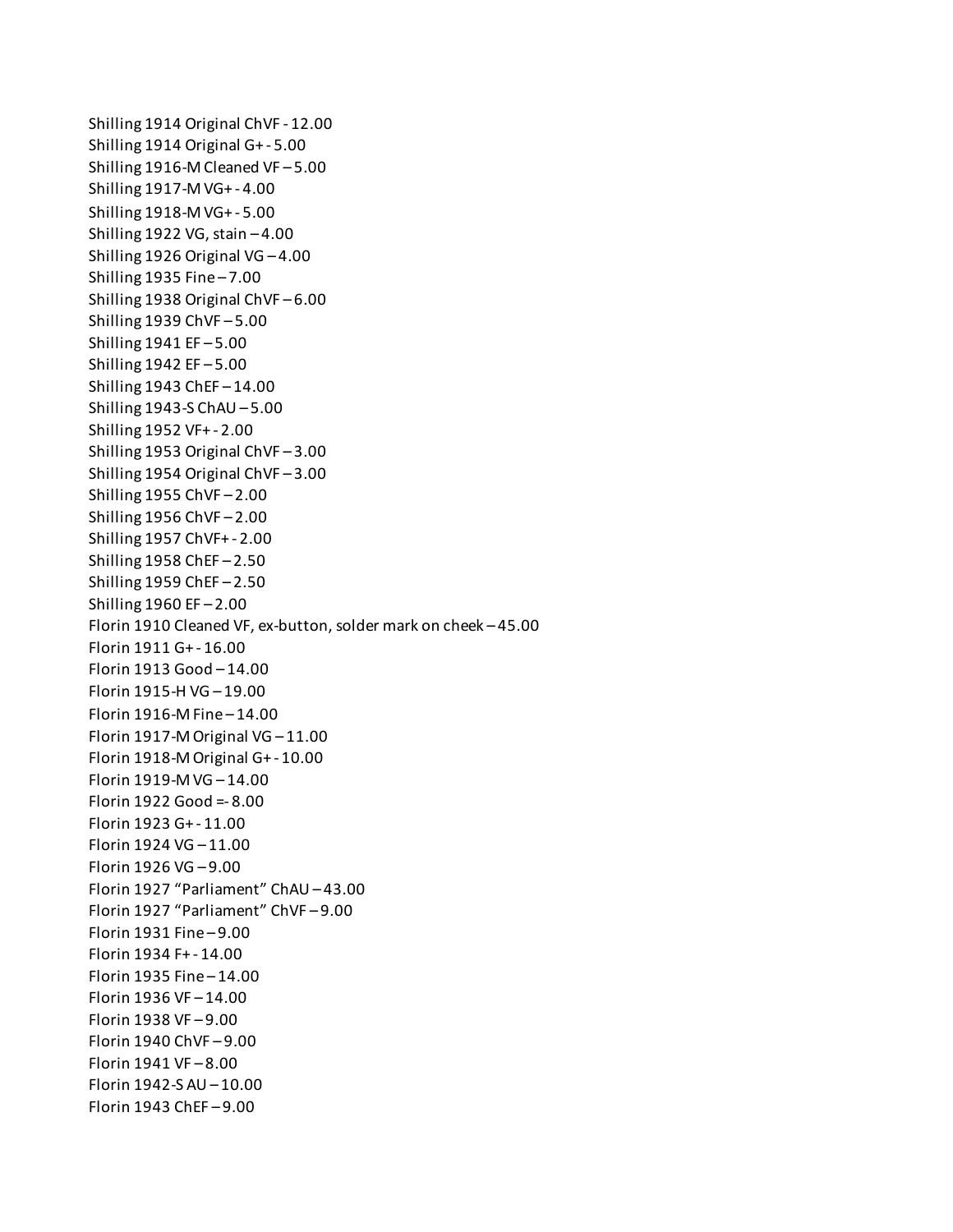Shilling 1914 Original ChVF - 12.00
Shilling 1914 Original G+ - 5.00
Shilling 1916-M Cleaned VF – 5.00
Shilling 1917-M VG+ - 4.00
Shilling 1918-M VG+ - 5.00
Shilling 1922 VG, stain – 4.00
Shilling 1926 Original VG – 4.00
Shilling 1935 Fine – 7.00
Shilling 1938 Original ChVF – 6.00
Shilling 1939 ChVF – 5.00
Shilling 1941 EF – 5.00
Shilling 1942 EF – 5.00
Shilling 1943 ChEF – 14.00
Shilling 1943-S ChAU – 5.00
Shilling 1952 VF+ - 2.00
Shilling 1953 Original ChVF – 3.00
Shilling 1954 Original ChVF – 3.00
Shilling 1955 ChVF – 2.00
Shilling 1956 ChVF – 2.00
Shilling 1957 ChVF+ - 2.00
Shilling 1958 ChEF – 2.50
Shilling 1959 ChEF – 2.50
Shilling 1960 EF – 2.00
Florin 1910 Cleaned VF, ex-button, solder mark on cheek – 45.00
Florin 1911 G+ - 16.00
Florin 1913 Good – 14.00
Florin 1915-H VG – 19.00
Florin 1916-M Fine – 14.00
Florin 1917-M Original VG – 11.00
Florin 1918-M Original G+ - 10.00
Florin 1919-M VG – 14.00
Florin 1922 Good =- 8.00
Florin 1923 G+ - 11.00
Florin 1924 VG – 11.00
Florin 1926 VG – 9.00
Florin 1927 "Parliament" ChAU – 43.00
Florin 1927 "Parliament" ChVF – 9.00
Florin 1931 Fine – 9.00
Florin 1934 F+ - 14.00
Florin 1935 Fine – 14.00
Florin 1936 VF – 14.00
Florin 1938 VF – 9.00
Florin 1940 ChVF – 9.00
Florin 1941 VF – 8.00
Florin 1942-S AU – 10.00
Florin 1943 ChEF – 9.00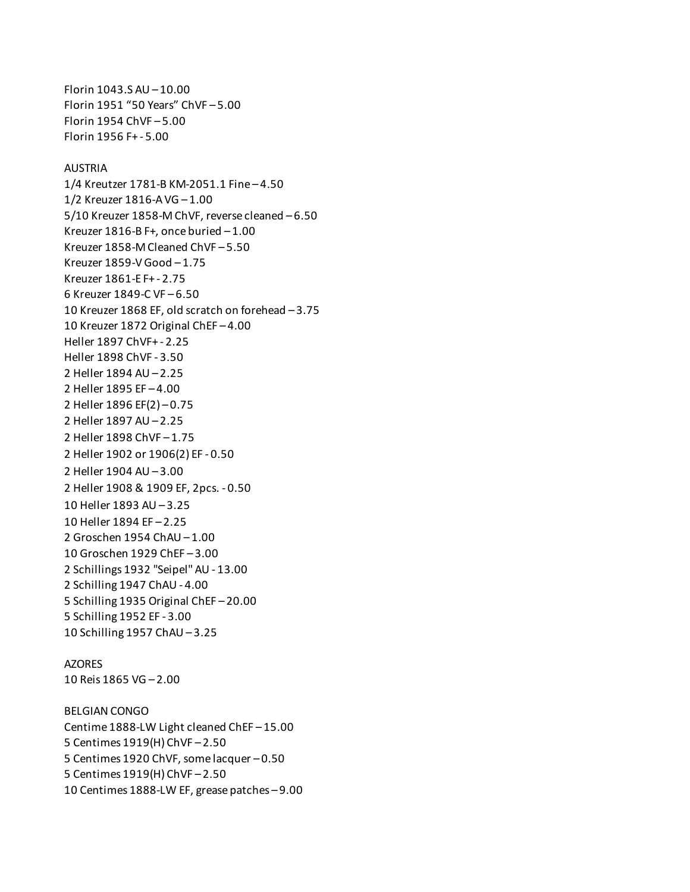Florin 1043.S AU – 10.00
Florin 1951 “50 Years” ChVF – 5.00
Florin 1954 ChVF – 5.00
Florin 1956 F+ - 5.00

AUSTRIA
1/4 Kreutzer 1781-B KM-2051.1 Fine – 4.50
1/2 Kreuzer 1816-A VG – 1.00
5/10 Kreuzer 1858-M ChVF, reverse cleaned – 6.50
Kreuzer 1816-B F+, once buried – 1.00
Kreuzer 1858-M Cleaned ChVF – 5.50
Kreuzer 1859-V Good – 1.75
Kreuzer 1861-E F+ - 2.75
6 Kreuzer 1849-C VF – 6.50
10 Kreuzer 1868 EF, old scratch on forehead – 3.75
10 Kreuzer 1872 Original ChEF – 4.00
Heller 1897 ChVF+ - 2.25
Heller 1898 ChVF - 3.50
2 Heller 1894 AU – 2.25
2 Heller 1895 EF – 4.00
2 Heller 1896 EF(2) – 0.75
2 Heller 1897 AU – 2.25
2 Heller 1898 ChVF – 1.75
2 Heller 1902 or 1906(2) EF - 0.50
2 Heller 1904 AU – 3.00
2 Heller 1908 & 1909 EF, 2pcs. - 0.50
10 Heller 1893 AU – 3.25
10 Heller 1894 EF – 2.25
2 Groschen 1954 ChAU – 1.00
10 Groschen 1929 ChEF – 3.00
2 Schillings 1932 "Seipel" AU - 13.00
2 Schilling 1947 ChAU - 4.00
5 Schilling 1935 Original ChEF – 20.00
5 Schilling 1952 EF - 3.00
10 Schilling 1957 ChAU – 3.25

AZORES
10 Reis 1865 VG – 2.00

BELGIAN CONGO
Centime 1888-LW Light cleaned ChEF – 15.00
5 Centimes 1919(H) ChVF – 2.50
5 Centimes 1920 ChVF, some lacquer – 0.50
5 Centimes 1919(H) ChVF – 2.50
10 Centimes 1888-LW EF, grease patches – 9.00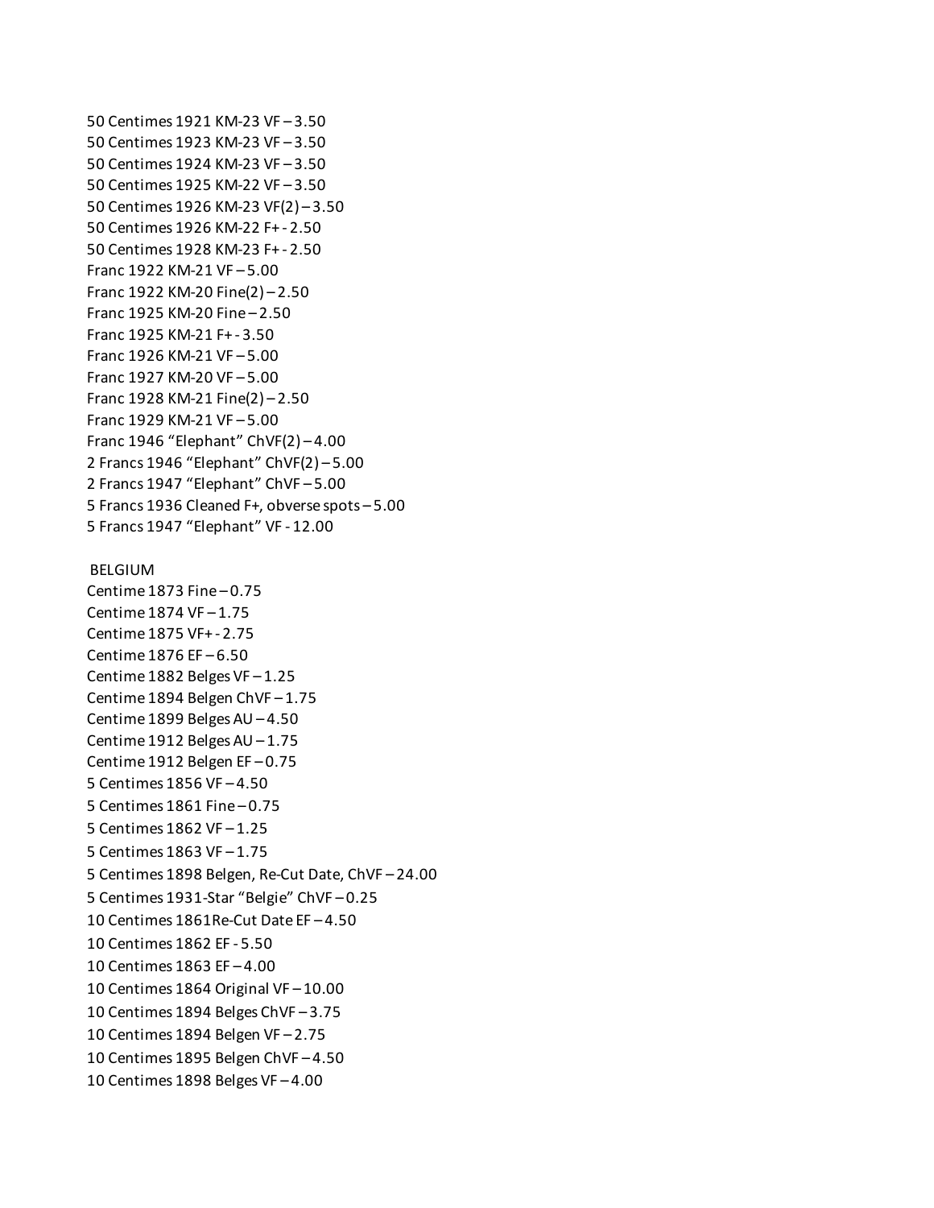50 Centimes 1921 KM-23 VF – 3.50
50 Centimes 1923 KM-23 VF – 3.50
50 Centimes 1924 KM-23 VF – 3.50
50 Centimes 1925 KM-22 VF – 3.50
50 Centimes 1926 KM-23 VF(2) – 3.50
50 Centimes 1926 KM-22 F+ - 2.50
50 Centimes 1928 KM-23 F+ - 2.50
Franc 1922 KM-21 VF – 5.00
Franc 1922 KM-20 Fine(2) – 2.50
Franc 1925 KM-20 Fine – 2.50
Franc 1925 KM-21 F+ - 3.50
Franc 1926 KM-21 VF – 5.00
Franc 1927 KM-20 VF – 5.00
Franc 1928 KM-21 Fine(2) – 2.50
Franc 1929 KM-21 VF – 5.00
Franc 1946 "Elephant" ChVF(2) – 4.00
2 Francs 1946 "Elephant" ChVF(2) – 5.00
2 Francs 1947 "Elephant" ChVF – 5.00
5 Francs 1936 Cleaned F+, obverse spots – 5.00
5 Francs 1947 "Elephant" VF - 12.00

BELGIUM
Centime 1873 Fine – 0.75
Centime 1874 VF – 1.75
Centime 1875 VF+ - 2.75
Centime 1876 EF – 6.50
Centime 1882 Belges VF – 1.25
Centime 1894 Belgen ChVF – 1.75
Centime 1899 Belges AU – 4.50
Centime 1912 Belges AU – 1.75
Centime 1912 Belgen EF – 0.75
5 Centimes 1856 VF – 4.50
5 Centimes 1861 Fine – 0.75
5 Centimes 1862 VF – 1.25
5 Centimes 1863 VF – 1.75
5 Centimes 1898 Belgen, Re-Cut Date, ChVF – 24.00
5 Centimes 1931-Star "Belgie" ChVF – 0.25
10 Centimes 1861Re-Cut Date EF – 4.50
10 Centimes 1862 EF - 5.50
10 Centimes 1863 EF – 4.00
10 Centimes 1864 Original VF – 10.00
10 Centimes 1894 Belges ChVF – 3.75
10 Centimes 1894 Belgen VF – 2.75
10 Centimes 1895 Belgen ChVF – 4.50
10 Centimes 1898 Belges VF – 4.00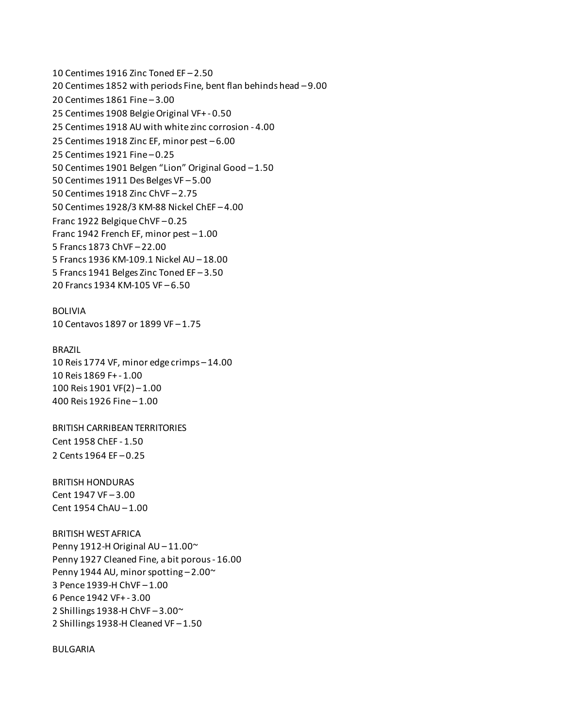10 Centimes 1916 Zinc Toned EF – 2.50
20 Centimes 1852 with periods Fine, bent flan behinds head – 9.00
20 Centimes 1861 Fine – 3.00
25 Centimes 1908 Belgie Original VF+ - 0.50
25 Centimes 1918 AU with white zinc corrosion - 4.00
25 Centimes 1918 Zinc EF, minor pest – 6.00
25 Centimes 1921 Fine – 0.25
50 Centimes 1901 Belgen "Lion" Original Good – 1.50
50 Centimes 1911 Des Belges VF – 5.00
50 Centimes 1918 Zinc ChVF – 2.75
50 Centimes 1928/3 KM-88 Nickel ChEF – 4.00
Franc 1922 Belgique ChVF – 0.25
Franc 1942 French EF, minor pest – 1.00
5 Francs 1873 ChVF – 22.00
5 Francs 1936 KM-109.1 Nickel AU – 18.00
5 Francs 1941 Belges Zinc Toned EF – 3.50
20 Francs 1934 KM-105 VF – 6.50

BOLIVIA
10 Centavos 1897 or 1899 VF – 1.75

BRAZIL
10 Reis 1774 VF, minor edge crimps – 14.00
10 Reis 1869 F+ - 1.00
100 Reis 1901 VF(2) – 1.00
400 Reis 1926 Fine – 1.00

BRITISH CARRIBEAN TERRITORIES
Cent 1958 ChEF - 1.50
2 Cents 1964 EF – 0.25

BRITISH HONDURAS
Cent 1947 VF – 3.00
Cent 1954 ChAU – 1.00

BRITISH WEST AFRICA
Penny 1912-H Original AU – 11.00~
Penny 1927 Cleaned Fine, a bit porous - 16.00
Penny 1944 AU, minor spotting – 2.00~
3 Pence 1939-H ChVF – 1.00
6 Pence 1942 VF+ - 3.00
2 Shillings 1938-H ChVF – 3.00~
2 Shillings 1938-H Cleaned VF – 1.50

BULGARIA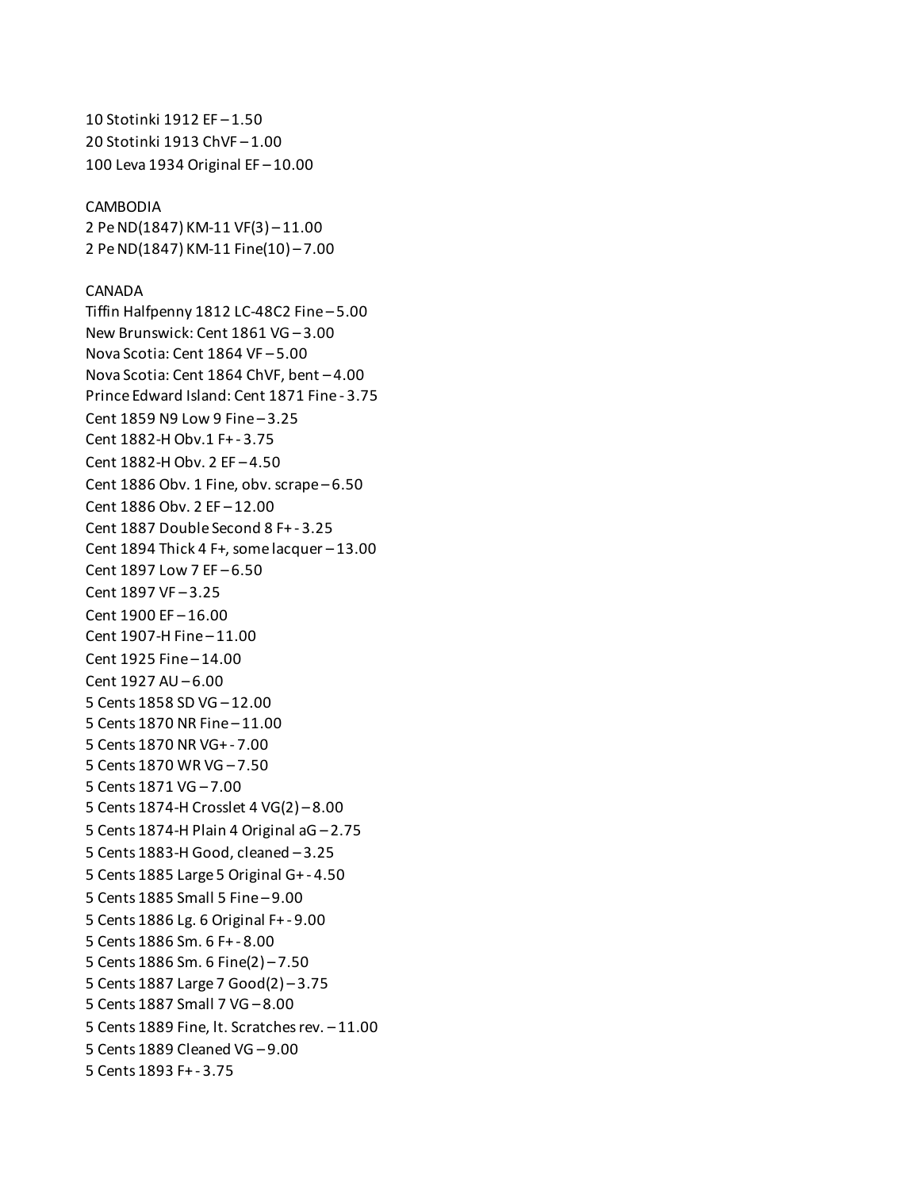10 Stotinki 1912 EF – 1.50
20 Stotinki 1913 ChVF – 1.00
100 Leva 1934 Original EF – 10.00

CAMBODIA
2 Pe ND(1847) KM-11 VF(3) – 11.00
2 Pe ND(1847) KM-11 Fine(10) – 7.00

CANADA
Tiffin Halfpenny 1812 LC-48C2 Fine – 5.00
New Brunswick: Cent 1861 VG – 3.00
Nova Scotia: Cent 1864 VF – 5.00
Nova Scotia: Cent 1864 ChVF, bent – 4.00
Prince Edward Island: Cent 1871 Fine - 3.75
Cent 1859 N9 Low 9 Fine – 3.25
Cent 1882-H Obv.1 F+ - 3.75
Cent 1882-H Obv. 2 EF – 4.50
Cent 1886 Obv. 1 Fine, obv. scrape – 6.50
Cent 1886 Obv. 2 EF – 12.00
Cent 1887 Double Second 8 F+ - 3.25
Cent 1894 Thick 4 F+, some lacquer – 13.00
Cent 1897 Low 7 EF – 6.50
Cent 1897 VF – 3.25
Cent 1900 EF – 16.00
Cent 1907-H Fine – 11.00
Cent 1925 Fine – 14.00
Cent 1927 AU – 6.00
5 Cents 1858 SD VG – 12.00
5 Cents 1870 NR Fine – 11.00
5 Cents 1870 NR VG+ - 7.00
5 Cents 1870 WR VG – 7.50
5 Cents 1871 VG – 7.00
5 Cents 1874-H Crosslet 4 VG(2) – 8.00
5 Cents 1874-H Plain 4 Original aG – 2.75
5 Cents 1883-H Good, cleaned – 3.25
5 Cents 1885 Large 5 Original G+ - 4.50
5 Cents 1885 Small 5 Fine – 9.00
5 Cents 1886 Lg. 6 Original F+ - 9.00
5 Cents 1886 Sm. 6 F+ - 8.00
5 Cents 1886 Sm. 6 Fine(2) – 7.50
5 Cents 1887 Large 7 Good(2) – 3.75
5 Cents 1887 Small 7 VG – 8.00
5 Cents 1889 Fine, lt. Scratches rev. – 11.00
5 Cents 1889 Cleaned VG – 9.00
5 Cents 1893 F+ - 3.75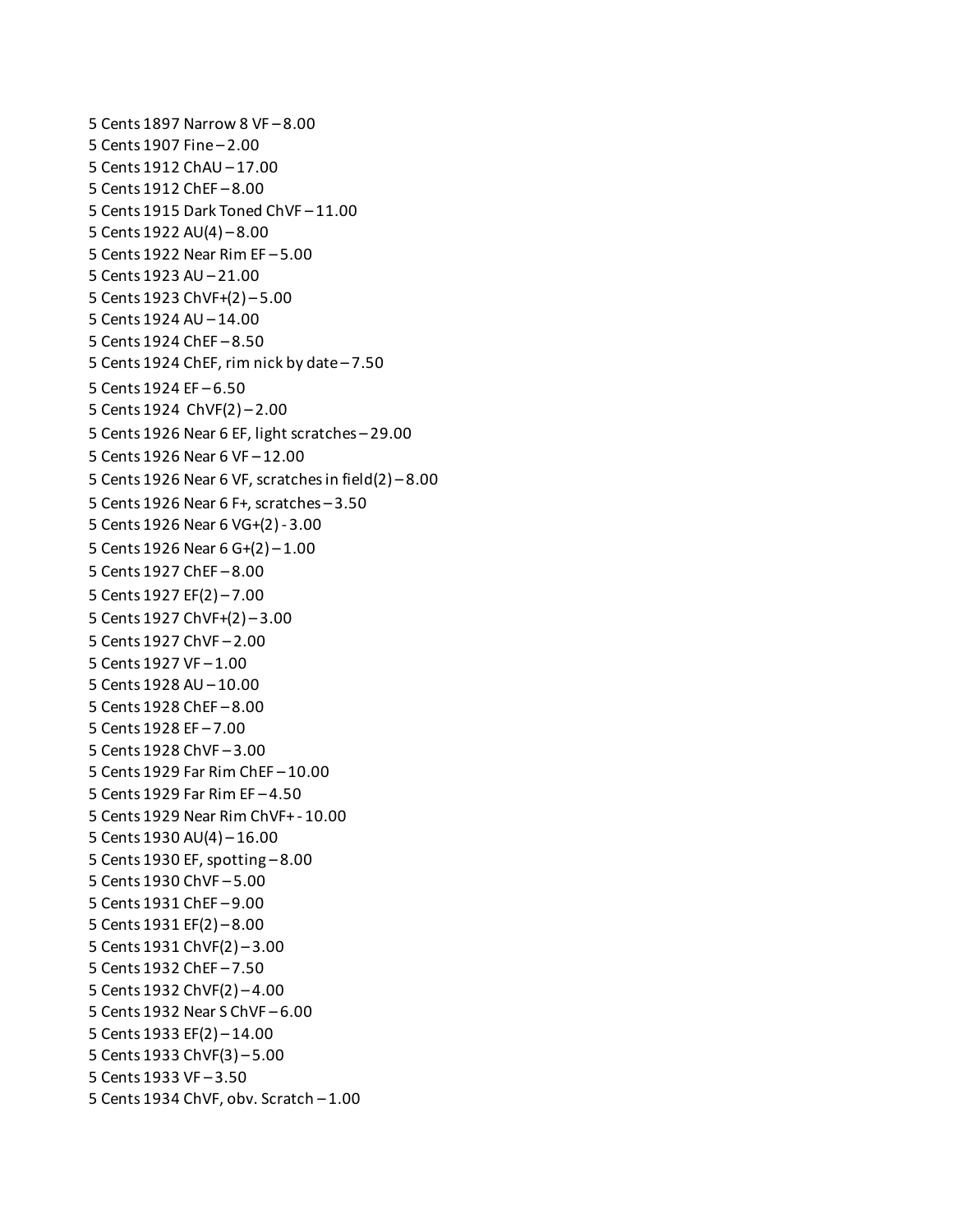5 Cents 1897 Narrow 8 VF – 8.00

5 Cents 1907 Fine – 2.00

5 Cents 1912 ChAU – 17.00

5 Cents 1912 ChEF – 8.00

5 Cents 1915 Dark Toned ChVF – 11.00

5 Cents 1922 AU(4) – 8.00

5 Cents 1922 Near Rim EF – 5.00

5 Cents 1923 AU – 21.00

5 Cents 1923 ChVF+(2) – 5.00

5 Cents 1924 AU – 14.00

5 Cents 1924 ChEF – 8.50

5 Cents 1924 ChEF, rim nick by date – 7.50

5 Cents 1924 EF – 6.50

5 Cents 1924 ChVF(2) – 2.00

5 Cents 1926 Near 6 EF, light scratches – 29.00

5 Cents 1926 Near 6 VF – 12.00

5 Cents 1926 Near 6 VF, scratches in field(2) – 8.00

5 Cents 1926 Near 6 F+, scratches – 3.50

5 Cents 1926 Near 6 VG+(2) - 3.00

5 Cents 1926 Near 6 G+(2) – 1.00

5 Cents 1927 ChEF – 8.00

5 Cents 1927 EF(2) – 7.00

5 Cents 1927 ChVF+(2) – 3.00

5 Cents 1927 ChVF – 2.00

5 Cents 1927 VF – 1.00

5 Cents 1928 AU – 10.00

5 Cents 1928 ChEF – 8.00

5 Cents 1928 EF – 7.00

5 Cents 1928 ChVF – 3.00

5 Cents 1929 Far Rim ChEF – 10.00

5 Cents 1929 Far Rim EF – 4.50

5 Cents 1929 Near Rim ChVF+ - 10.00

5 Cents 1930 AU(4) – 16.00

5 Cents 1930 EF, spotting – 8.00

5 Cents 1930 ChVF – 5.00

5 Cents 1931 ChEF – 9.00

5 Cents 1931 EF(2) – 8.00

5 Cents 1931 ChVF(2) – 3.00

5 Cents 1932 ChEF – 7.50

5 Cents 1932 ChVF(2) – 4.00

5 Cents 1932 Near S ChVF – 6.00

5 Cents 1933 EF(2) – 14.00

5 Cents 1933 ChVF(3) – 5.00

5 Cents 1933 VF – 3.50

5 Cents 1934 ChVF, obv. Scratch – 1.00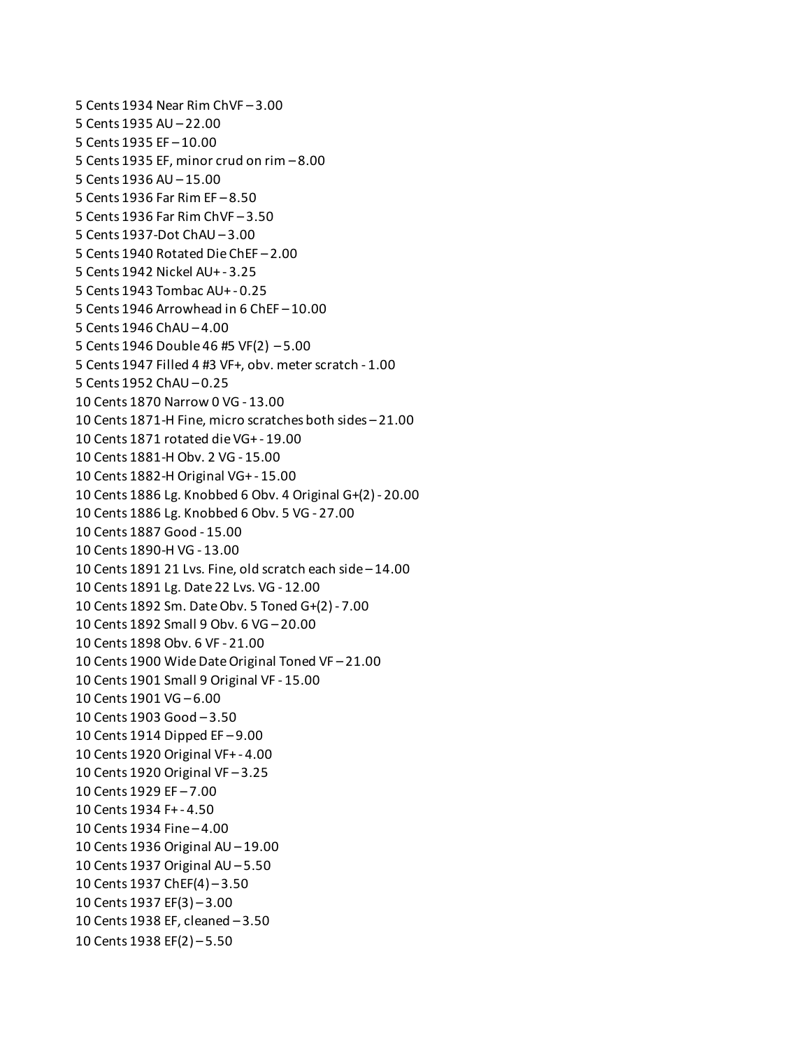5 Cents 1934 Near Rim ChVF – 3.00
5 Cents 1935 AU – 22.00
5 Cents 1935 EF – 10.00
5 Cents 1935 EF, minor crud on rim – 8.00
5 Cents 1936 AU – 15.00
5 Cents 1936 Far Rim EF – 8.50
5 Cents 1936 Far Rim ChVF – 3.50
5 Cents 1937-Dot ChAU – 3.00
5 Cents 1940 Rotated Die ChEF – 2.00
5 Cents 1942 Nickel AU+ - 3.25
5 Cents 1943 Tombac AU+ - 0.25
5 Cents 1946 Arrowhead in 6 ChEF – 10.00
5 Cents 1946 ChAU – 4.00
5 Cents 1946 Double 46 #5 VF(2) – 5.00
5 Cents 1947 Filled 4 #3 VF+, obv. meter scratch - 1.00
5 Cents 1952 ChAU – 0.25
10 Cents 1870 Narrow 0 VG - 13.00
10 Cents 1871-H Fine, micro scratches both sides – 21.00
10 Cents 1871 rotated die VG+ - 19.00
10 Cents 1881-H Obv. 2 VG - 15.00
10 Cents 1882-H Original VG+ - 15.00
10 Cents 1886 Lg. Knobbed 6 Obv. 4 Original G+(2) - 20.00
10 Cents 1886 Lg. Knobbed 6 Obv. 5 VG - 27.00
10 Cents 1887 Good - 15.00
10 Cents 1890-H VG - 13.00
10 Cents 1891 21 Lvs. Fine, old scratch each side – 14.00
10 Cents 1891 Lg. Date 22 Lvs. VG - 12.00
10 Cents 1892 Sm. Date Obv. 5 Toned G+(2) - 7.00
10 Cents 1892 Small 9 Obv. 6 VG – 20.00
10 Cents 1898 Obv. 6 VF - 21.00
10 Cents 1900 Wide Date Original Toned VF – 21.00
10 Cents 1901 Small 9 Original VF - 15.00
10 Cents 1901 VG – 6.00
10 Cents 1903 Good – 3.50
10 Cents 1914 Dipped EF – 9.00
10 Cents 1920 Original VF+ - 4.00
10 Cents 1920 Original VF – 3.25
10 Cents 1929 EF – 7.00
10 Cents 1934 F+ - 4.50
10 Cents 1934 Fine – 4.00
10 Cents 1936 Original AU – 19.00
10 Cents 1937 Original AU – 5.50
10 Cents 1937 ChEF(4) – 3.50
10 Cents 1937 EF(3) – 3.00
10 Cents 1938 EF, cleaned – 3.50
10 Cents 1938 EF(2) – 5.50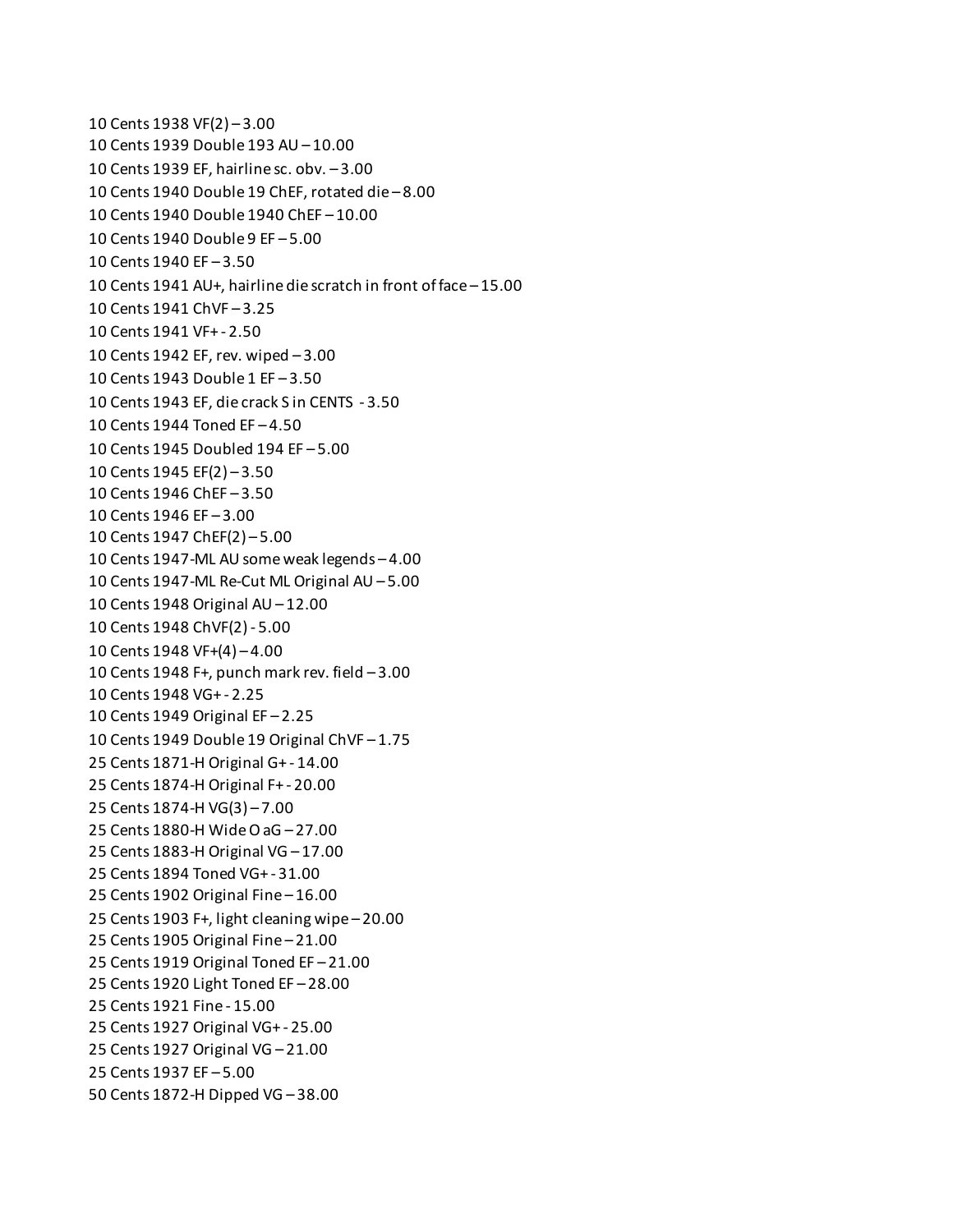10 Cents 1938 VF(2) – 3.00
10 Cents 1939 Double 193 AU – 10.00
10 Cents 1939 EF, hairline sc. obv. – 3.00
10 Cents 1940 Double 19 ChEF, rotated die – 8.00
10 Cents 1940 Double 1940 ChEF – 10.00
10 Cents 1940 Double 9 EF – 5.00
10 Cents 1940 EF – 3.50
10 Cents 1941 AU+, hairline die scratch in front of face – 15.00
10 Cents 1941 ChVF – 3.25
10 Cents 1941 VF+ - 2.50
10 Cents 1942 EF, rev. wiped – 3.00
10 Cents 1943 Double 1 EF – 3.50
10 Cents 1943 EF, die crack S in CENTS - 3.50
10 Cents 1944 Toned EF – 4.50
10 Cents 1945 Doubled 194 EF – 5.00
10 Cents 1945 EF(2) – 3.50
10 Cents 1946 ChEF – 3.50
10 Cents 1946 EF – 3.00
10 Cents 1947 ChEF(2) – 5.00
10 Cents 1947-ML AU some weak legends – 4.00
10 Cents 1947-ML Re-Cut ML Original AU – 5.00
10 Cents 1948 Original AU – 12.00
10 Cents 1948 ChVF(2) - 5.00
10 Cents 1948 VF+(4) – 4.00
10 Cents 1948 F+, punch mark rev. field – 3.00
10 Cents 1948 VG+ - 2.25
10 Cents 1949 Original EF – 2.25
10 Cents 1949 Double 19 Original ChVF – 1.75
25 Cents 1871-H Original G+ - 14.00
25 Cents 1874-H Original F+ - 20.00
25 Cents 1874-H VG(3) – 7.00
25 Cents 1880-H Wide O aG – 27.00
25 Cents 1883-H Original VG – 17.00
25 Cents 1894 Toned VG+ - 31.00
25 Cents 1902 Original Fine – 16.00
25 Cents 1903 F+, light cleaning wipe – 20.00
25 Cents 1905 Original Fine – 21.00
25 Cents 1919 Original Toned EF – 21.00
25 Cents 1920 Light Toned EF – 28.00
25 Cents 1921 Fine - 15.00
25 Cents 1927 Original VG+ - 25.00
25 Cents 1927 Original VG – 21.00
25 Cents 1937 EF – 5.00
50 Cents 1872-H Dipped VG – 38.00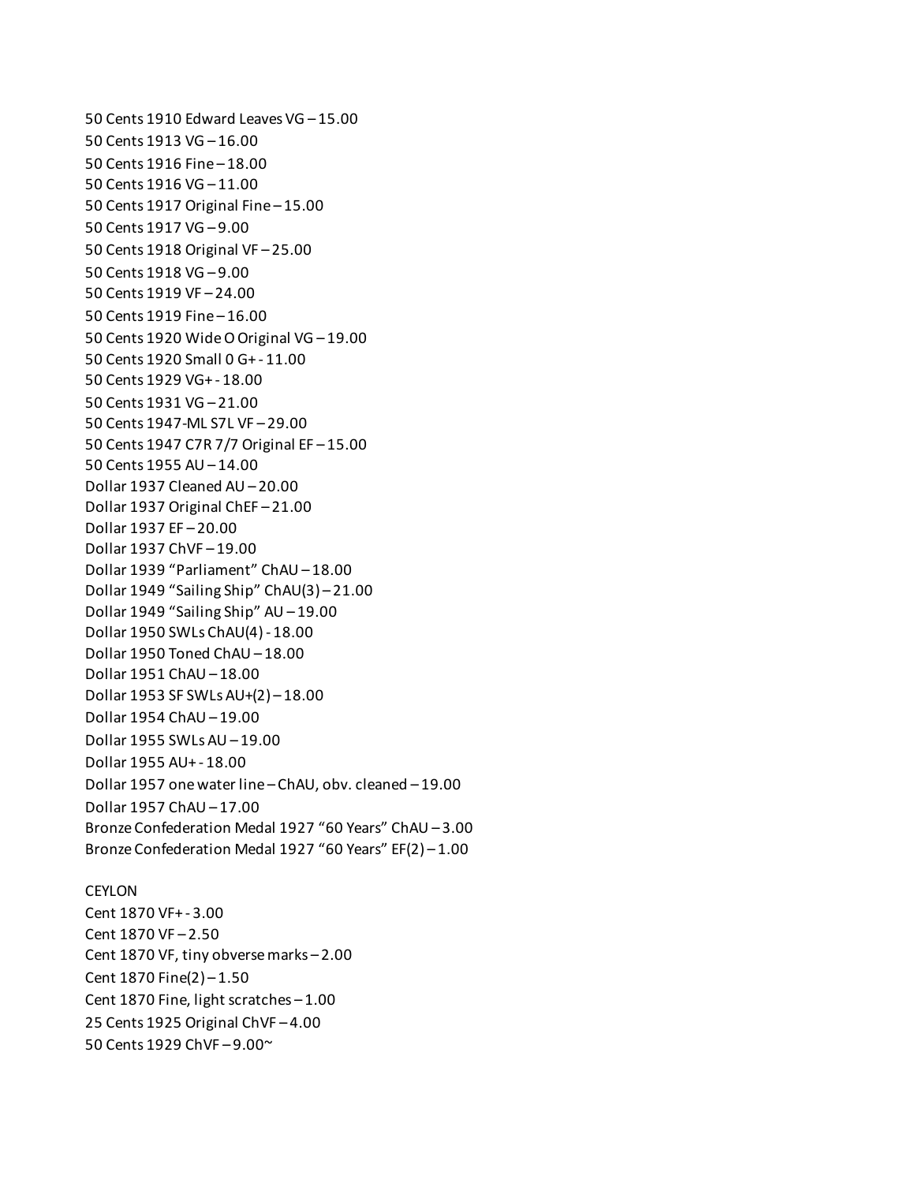50 Cents 1910 Edward Leaves VG – 15.00

50 Cents 1913 VG – 16.00

50 Cents 1916 Fine – 18.00

50 Cents 1916 VG – 11.00

50 Cents 1917 Original Fine – 15.00

50 Cents 1917 VG – 9.00

50 Cents 1918 Original VF – 25.00

50 Cents 1918 VG – 9.00

50 Cents 1919 VF – 24.00

50 Cents 1919 Fine – 16.00

50 Cents 1920 Wide O Original VG – 19.00

50 Cents 1920 Small 0 G+ - 11.00

50 Cents 1929 VG+ - 18.00

50 Cents 1931 VG – 21.00

50 Cents 1947-ML S7L VF – 29.00

50 Cents 1947 C7R 7/7 Original EF – 15.00

50 Cents 1955 AU – 14.00

Dollar 1937 Cleaned AU – 20.00

Dollar 1937 Original ChEF – 21.00

Dollar 1937 EF – 20.00

Dollar 1937 ChVF – 19.00

Dollar 1939 "Parliament" ChAU – 18.00

Dollar 1949 "Sailing Ship" ChAU(3) – 21.00

Dollar 1949 "Sailing Ship" AU – 19.00

Dollar 1950 SWLs ChAU(4) - 18.00

Dollar 1950 Toned ChAU – 18.00

Dollar 1951 ChAU – 18.00

Dollar 1953 SF SWLs AU+(2) – 18.00

Dollar 1954 ChAU – 19.00

Dollar 1955 SWLs AU – 19.00

Dollar 1955 AU+ - 18.00

Dollar 1957 one water line – ChAU, obv. cleaned – 19.00

Dollar 1957 ChAU – 17.00

Bronze Confederation Medal 1927 "60 Years" ChAU – 3.00

Bronze Confederation Medal 1927 "60 Years" EF(2) – 1.00

CEYLON

Cent 1870 VF+ - 3.00

Cent 1870 VF – 2.50

Cent 1870 VF, tiny obverse marks – 2.00

Cent 1870 Fine(2) – 1.50

Cent 1870 Fine, light scratches – 1.00

25 Cents 1925 Original ChVF – 4.00

50 Cents 1929 ChVF – 9.00~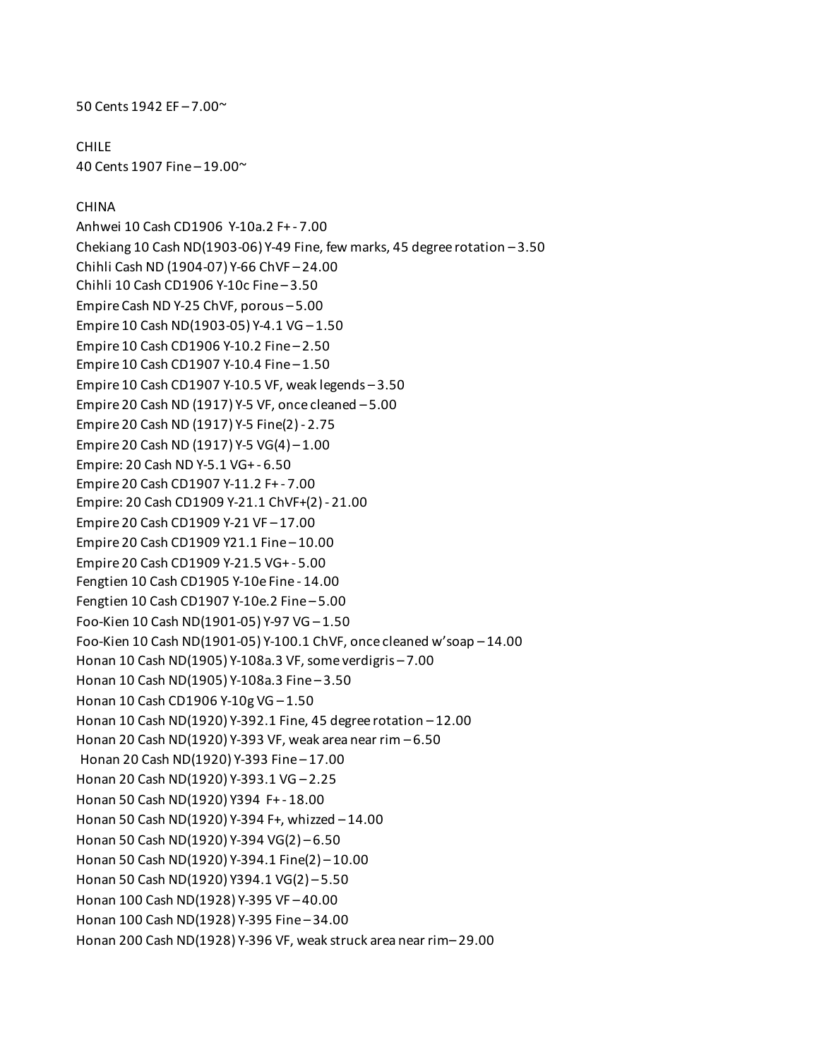50 Cents 1942 EF – 7.00~

CHILE
40 Cents 1907 Fine – 19.00~

CHINA
Anhwei 10 Cash CD1906 Y-10a.2 F+ - 7.00
Chekiang 10 Cash ND(1903-06) Y-49 Fine, few marks, 45 degree rotation – 3.50
Chihli Cash ND (1904-07) Y-66 ChVF – 24.00
Chihli 10 Cash CD1906 Y-10c Fine – 3.50
Empire Cash ND Y-25 ChVF, porous – 5.00
Empire 10 Cash ND(1903-05) Y-4.1 VG – 1.50
Empire 10 Cash CD1906 Y-10.2 Fine – 2.50
Empire 10 Cash CD1907 Y-10.4 Fine – 1.50
Empire 10 Cash CD1907 Y-10.5 VF, weak legends – 3.50
Empire 20 Cash ND (1917) Y-5 VF, once cleaned – 5.00
Empire 20 Cash ND (1917) Y-5 Fine(2) - 2.75
Empire 20 Cash ND (1917) Y-5 VG(4) – 1.00
Empire: 20 Cash ND Y-5.1 VG+ - 6.50
Empire 20 Cash CD1907 Y-11.2 F+ - 7.00
Empire: 20 Cash CD1909 Y-21.1 ChVF+(2) - 21.00
Empire 20 Cash CD1909 Y-21 VF – 17.00
Empire 20 Cash CD1909 Y21.1 Fine – 10.00
Empire 20 Cash CD1909 Y-21.5 VG+ - 5.00
Fengtien 10 Cash CD1905 Y-10e Fine - 14.00
Fengtien 10 Cash CD1907 Y-10e.2 Fine – 5.00
Foo-Kien 10 Cash ND(1901-05) Y-97 VG – 1.50
Foo-Kien 10 Cash ND(1901-05) Y-100.1 ChVF, once cleaned w'soap – 14.00
Honan 10 Cash ND(1905) Y-108a.3 VF, some verdigris – 7.00
Honan 10 Cash ND(1905) Y-108a.3 Fine – 3.50
Honan 10 Cash CD1906 Y-10g VG – 1.50
Honan 10 Cash ND(1920) Y-392.1 Fine, 45 degree rotation – 12.00
Honan 20 Cash ND(1920) Y-393 VF, weak area near rim – 6.50
Honan 20 Cash ND(1920) Y-393 Fine – 17.00
Honan 20 Cash ND(1920) Y-393.1 VG – 2.25
Honan 50 Cash ND(1920) Y394 F+ - 18.00
Honan 50 Cash ND(1920) Y-394 F+, whizzed – 14.00
Honan 50 Cash ND(1920) Y-394 VG(2) – 6.50
Honan 50 Cash ND(1920) Y-394.1 Fine(2) – 10.00
Honan 50 Cash ND(1920) Y394.1 VG(2) – 5.50
Honan 100 Cash ND(1928) Y-395 VF – 40.00
Honan 100 Cash ND(1928) Y-395 Fine – 34.00
Honan 200 Cash ND(1928) Y-396 VF, weak struck area near rim– 29.00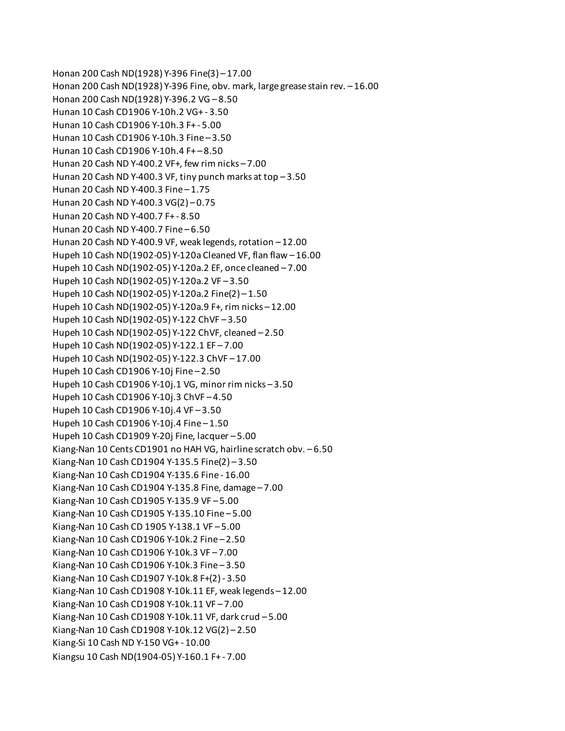Honan 200 Cash ND(1928) Y-396 Fine(3) – 17.00
Honan 200 Cash ND(1928) Y-396 Fine, obv. mark, large grease stain rev. – 16.00
Honan 200 Cash ND(1928) Y-396.2 VG – 8.50
Hunan 10 Cash CD1906 Y-10h.2 VG+ - 3.50
Hunan 10 Cash CD1906 Y-10h.3 F+ - 5.00
Hunan 10 Cash CD1906 Y-10h.3 Fine – 3.50
Hunan 10 Cash CD1906 Y-10h.4 F+ – 8.50
Hunan 20 Cash ND Y-400.2 VF+, few rim nicks – 7.00
Hunan 20 Cash ND Y-400.3 VF, tiny punch marks at top – 3.50
Hunan 20 Cash ND Y-400.3 Fine – 1.75
Hunan 20 Cash ND Y-400.3 VG(2) – 0.75
Hunan 20 Cash ND Y-400.7 F+ - 8.50
Hunan 20 Cash ND Y-400.7 Fine – 6.50
Hunan 20 Cash ND Y-400.9 VF, weak legends, rotation – 12.00
Hupeh 10 Cash ND(1902-05) Y-120a Cleaned VF, flan flaw – 16.00
Hupeh 10 Cash ND(1902-05) Y-120a.2 EF, once cleaned – 7.00
Hupeh 10 Cash ND(1902-05) Y-120a.2 VF – 3.50
Hupeh 10 Cash ND(1902-05) Y-120a.2 Fine(2) – 1.50
Hupeh 10 Cash ND(1902-05) Y-120a.9 F+, rim nicks – 12.00
Hupeh 10 Cash ND(1902-05) Y-122 ChVF – 3.50
Hupeh 10 Cash ND(1902-05) Y-122 ChVF, cleaned – 2.50
Hupeh 10 Cash ND(1902-05) Y-122.1 EF – 7.00
Hupeh 10 Cash ND(1902-05) Y-122.3 ChVF – 17.00
Hupeh 10 Cash CD1906 Y-10j Fine – 2.50
Hupeh 10 Cash CD1906 Y-10j.1 VG, minor rim nicks – 3.50
Hupeh 10 Cash CD1906 Y-10j.3 ChVF – 4.50
Hupeh 10 Cash CD1906 Y-10j.4 VF – 3.50
Hupeh 10 Cash CD1906 Y-10j.4 Fine – 1.50
Hupeh 10 Cash CD1909 Y-20j Fine, lacquer – 5.00
Kiang-Nan 10 Cents CD1901 no HAH VG, hairline scratch obv. – 6.50
Kiang-Nan 10 Cash CD1904 Y-135.5 Fine(2) – 3.50
Kiang-Nan 10 Cash CD1904 Y-135.6 Fine - 16.00
Kiang-Nan 10 Cash CD1904 Y-135.8 Fine, damage – 7.00
Kiang-Nan 10 Cash CD1905 Y-135.9 VF – 5.00
Kiang-Nan 10 Cash CD1905 Y-135.10 Fine – 5.00
Kiang-Nan 10 Cash CD 1905 Y-138.1 VF – 5.00
Kiang-Nan 10 Cash CD1906 Y-10k.2 Fine – 2.50
Kiang-Nan 10 Cash CD1906 Y-10k.3 VF – 7.00
Kiang-Nan 10 Cash CD1906 Y-10k.3 Fine – 3.50
Kiang-Nan 10 Cash CD1907 Y-10k.8 F+(2) - 3.50
Kiang-Nan 10 Cash CD1908 Y-10k.11 EF, weak legends – 12.00
Kiang-Nan 10 Cash CD1908 Y-10k.11 VF – 7.00
Kiang-Nan 10 Cash CD1908 Y-10k.11 VF, dark crud – 5.00
Kiang-Nan 10 Cash CD1908 Y-10k.12 VG(2) – 2.50
Kiang-Si 10 Cash ND Y-150 VG+ - 10.00
Kiangsu 10 Cash ND(1904-05) Y-160.1 F+ - 7.00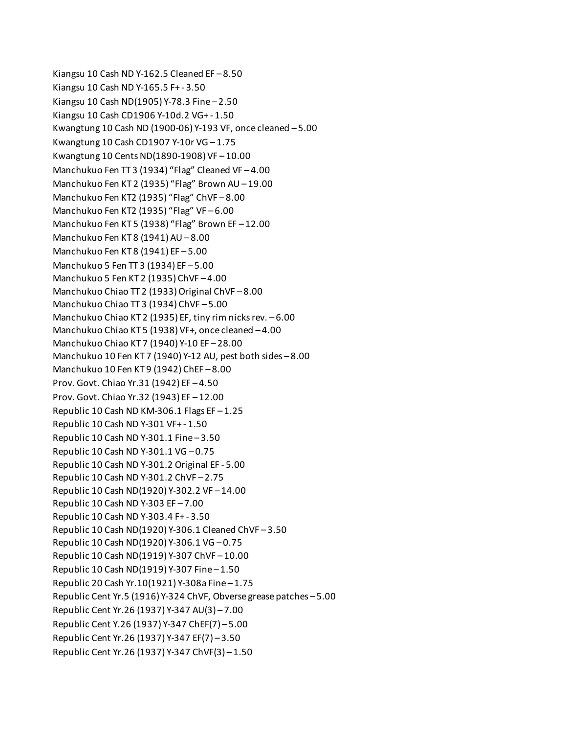Kiangsu 10 Cash ND Y-162.5 Cleaned EF – 8.50

Kiangsu 10 Cash ND Y-165.5 F+ - 3.50

Kiangsu 10 Cash ND(1905) Y-78.3 Fine – 2.50

Kiangsu 10 Cash CD1906 Y-10d.2 VG+ - 1.50

Kwangtung 10 Cash ND (1900-06) Y-193 VF, once cleaned – 5.00

Kwangtung 10 Cash CD1907 Y-10r VG – 1.75

Kwangtung 10 Cents ND(1890-1908) VF – 10.00

Manchukuo Fen TT 3 (1934) "Flag" Cleaned VF – 4.00

Manchukuo Fen KT 2 (1935) "Flag" Brown AU – 19.00

Manchukuo Fen KT2 (1935) "Flag" ChVF – 8.00

Manchukuo Fen KT2 (1935) "Flag" VF – 6.00

Manchukuo Fen KT 5 (1938) "Flag" Brown EF – 12.00

Manchukuo Fen KT 8 (1941) AU – 8.00

Manchukuo Fen KT 8 (1941) EF – 5.00

Manchukuo 5 Fen TT 3 (1934) EF – 5.00

Manchukuo 5 Fen KT 2 (1935) ChVF – 4.00

Manchukuo Chiao TT 2 (1933) Original ChVF – 8.00

Manchukuo Chiao TT 3 (1934) ChVF – 5.00

Manchukuo Chiao KT 2 (1935) EF, tiny rim nicks rev. – 6.00

Manchukuo Chiao KT 5 (1938) VF+, once cleaned – 4.00

Manchukuo Chiao KT 7 (1940) Y-10 EF – 28.00

Manchukuo 10 Fen KT 7 (1940) Y-12 AU, pest both sides – 8.00

Manchukuo 10 Fen KT 9 (1942) ChEF – 8.00

Prov. Govt. Chiao Yr.31 (1942) EF – 4.50

Prov. Govt. Chiao Yr.32 (1943) EF – 12.00

Republic 10 Cash ND KM-306.1 Flags EF – 1.25

Republic 10 Cash ND Y-301 VF+ - 1.50

Republic 10 Cash ND Y-301.1 Fine – 3.50

Republic 10 Cash ND Y-301.1 VG – 0.75

Republic 10 Cash ND Y-301.2 Original EF - 5.00

Republic 10 Cash ND Y-301.2 ChVF – 2.75

Republic 10 Cash ND(1920) Y-302.2 VF – 14.00

Republic 10 Cash ND Y-303 EF – 7.00

Republic 10 Cash ND Y-303.4 F+ - 3.50

Republic 10 Cash ND(1920) Y-306.1 Cleaned ChVF – 3.50

Republic 10 Cash ND(1920) Y-306.1 VG – 0.75

Republic 10 Cash ND(1919) Y-307 ChVF – 10.00

Republic 10 Cash ND(1919) Y-307 Fine – 1.50

Republic 20 Cash Yr.10(1921) Y-308a Fine – 1.75

Republic Cent Yr.5 (1916) Y-324 ChVF, Obverse grease patches – 5.00

Republic Cent Yr.26 (1937) Y-347 AU(3) – 7.00

Republic Cent Y.26 (1937) Y-347 ChEF(7) – 5.00

Republic Cent Yr.26 (1937) Y-347 EF(7) – 3.50

Republic Cent Yr.26 (1937) Y-347 ChVF(3) – 1.50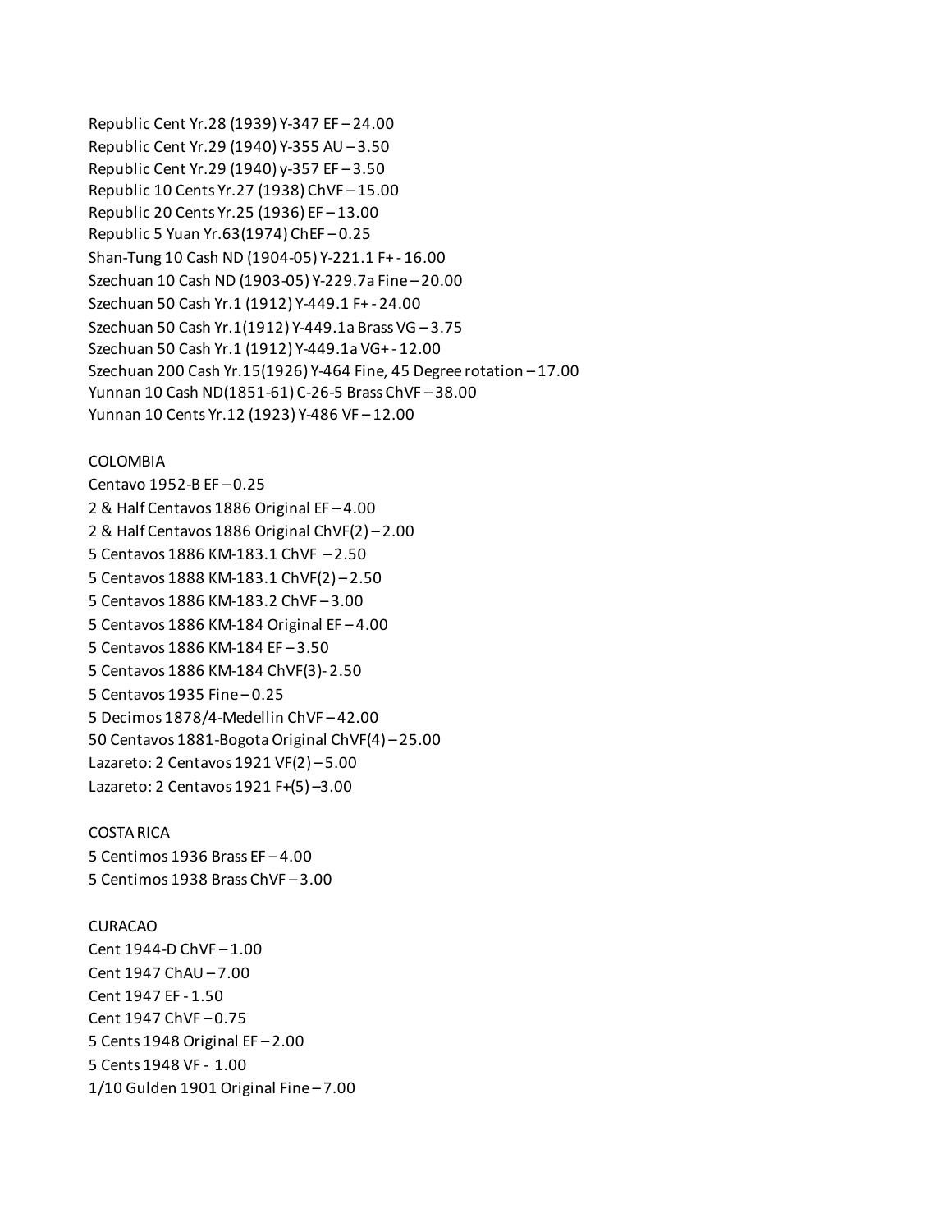Republic Cent Yr.28 (1939) Y-347 EF – 24.00
Republic Cent Yr.29 (1940) Y-355 AU – 3.50
Republic Cent Yr.29 (1940) y-357 EF – 3.50
Republic 10 Cents Yr.27 (1938) ChVF – 15.00
Republic 20 Cents Yr.25 (1936) EF – 13.00
Republic 5 Yuan Yr.63(1974) ChEF – 0.25
Shan-Tung 10 Cash ND (1904-05) Y-221.1 F+ - 16.00
Szechuan 10 Cash ND (1903-05) Y-229.7a Fine – 20.00
Szechuan 50 Cash Yr.1 (1912) Y-449.1 F+ - 24.00
Szechuan 50 Cash Yr.1(1912) Y-449.1a Brass VG – 3.75
Szechuan 50 Cash Yr.1 (1912) Y-449.1a VG+ - 12.00
Szechuan 200 Cash Yr.15(1926) Y-464 Fine, 45 Degree rotation – 17.00
Yunnan 10 Cash ND(1851-61) C-26-5 Brass ChVF – 38.00
Yunnan 10 Cents Yr.12 (1923) Y-486 VF – 12.00

COLOMBIA
Centavo 1952-B EF – 0.25
2 & Half Centavos 1886 Original EF – 4.00
2 & Half Centavos 1886 Original ChVF(2) – 2.00
5 Centavos 1886 KM-183.1 ChVF – 2.50
5 Centavos 1888 KM-183.1 ChVF(2) – 2.50
5 Centavos 1886 KM-183.2 ChVF – 3.00
5 Centavos 1886 KM-184 Original EF – 4.00
5 Centavos 1886 KM-184 EF – 3.50
5 Centavos 1886 KM-184 ChVF(3)- 2.50
5 Centavos 1935 Fine – 0.25
5 Decimos 1878/4-Medellin ChVF – 42.00
50 Centavos 1881-Bogota Original ChVF(4) – 25.00
Lazareto: 2 Centavos 1921 VF(2) – 5.00
Lazareto: 2 Centavos 1921 F+(5) –3.00

COSTA RICA
5 Centimos 1936 Brass EF – 4.00
5 Centimos 1938 Brass ChVF – 3.00

CURACAO
Cent 1944-D ChVF – 1.00
Cent 1947 ChAU – 7.00
Cent 1947 EF - 1.50
Cent 1947 ChVF – 0.75
5 Cents 1948 Original EF – 2.00
5 Cents 1948 VF - 1.00
1/10 Gulden 1901 Original Fine – 7.00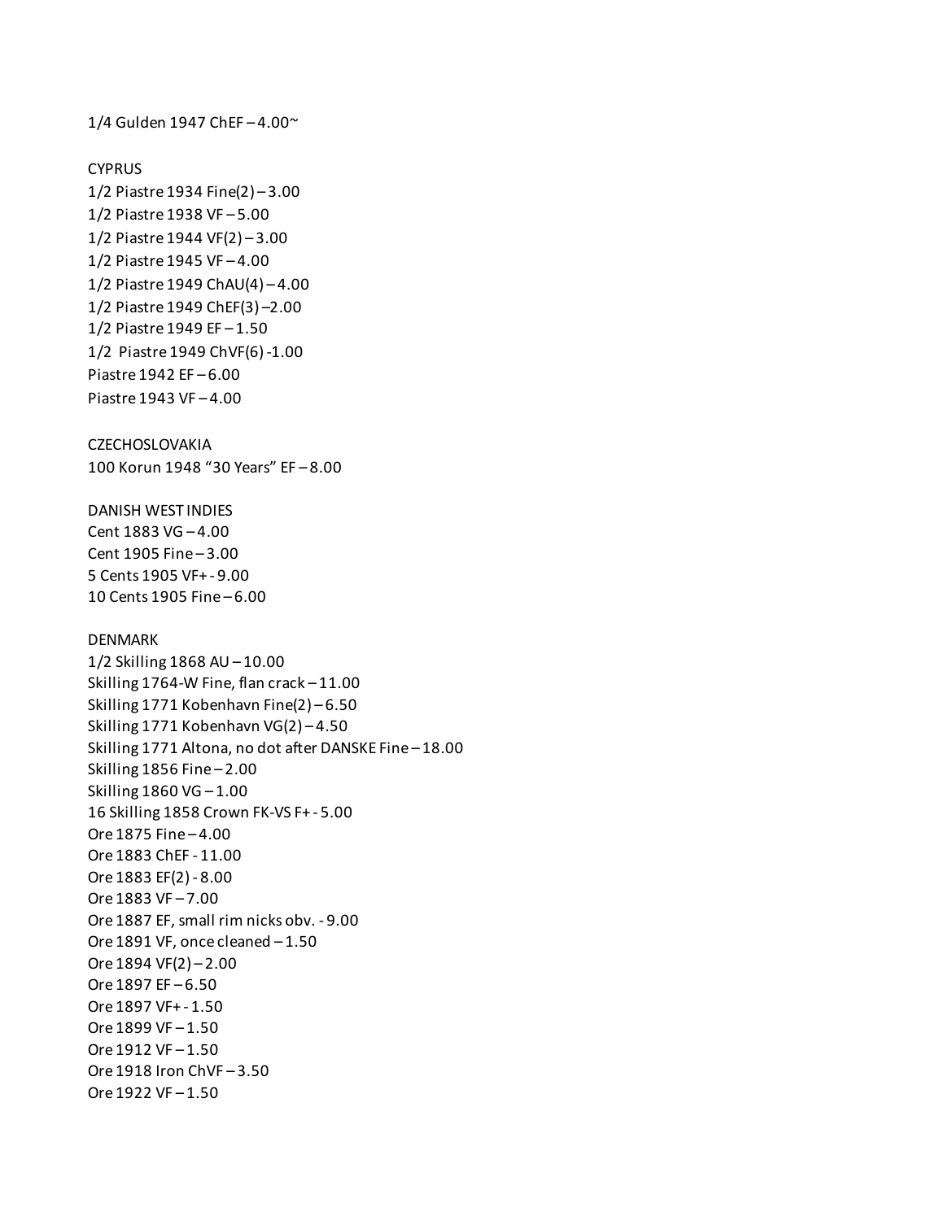1/4 Gulden 1947 ChEF – 4.00~

CYPRUS
1/2 Piastre 1934 Fine(2) – 3.00
1/2 Piastre 1938 VF – 5.00
1/2 Piastre 1944 VF(2) – 3.00
1/2 Piastre 1945 VF – 4.00
1/2 Piastre 1949 ChAU(4) – 4.00
1/2 Piastre 1949 ChEF(3) –2.00
1/2 Piastre 1949 EF – 1.50
1/2 Piastre 1949 ChVF(6) -1.00
Piastre 1942 EF – 6.00
Piastre 1943 VF – 4.00

CZECHOSLOVAKIA
100 Korun 1948 "30 Years" EF – 8.00

DANISH WEST INDIES
Cent 1883 VG – 4.00
Cent 1905 Fine – 3.00
5 Cents 1905 VF+ - 9.00
10 Cents 1905 Fine – 6.00

DENMARK
1/2 Skilling 1868 AU – 10.00
Skilling 1764-W Fine, flan crack – 11.00
Skilling 1771 Kobenhavn Fine(2) – 6.50
Skilling 1771 Kobenhavn VG(2) – 4.50
Skilling 1771 Altona, no dot after DANSKE Fine – 18.00
Skilling 1856 Fine – 2.00
Skilling 1860 VG – 1.00
16 Skilling 1858 Crown FK-VS F+ - 5.00
Ore 1875 Fine – 4.00
Ore 1883 ChEF - 11.00
Ore 1883 EF(2) - 8.00
Ore 1883 VF – 7.00
Ore 1887 EF, small rim nicks obv. - 9.00
Ore 1891 VF, once cleaned – 1.50
Ore 1894 VF(2) – 2.00
Ore 1897 EF – 6.50
Ore 1897 VF+ - 1.50
Ore 1899 VF – 1.50
Ore 1912 VF – 1.50
Ore 1918 Iron ChVF – 3.50
Ore 1922 VF – 1.50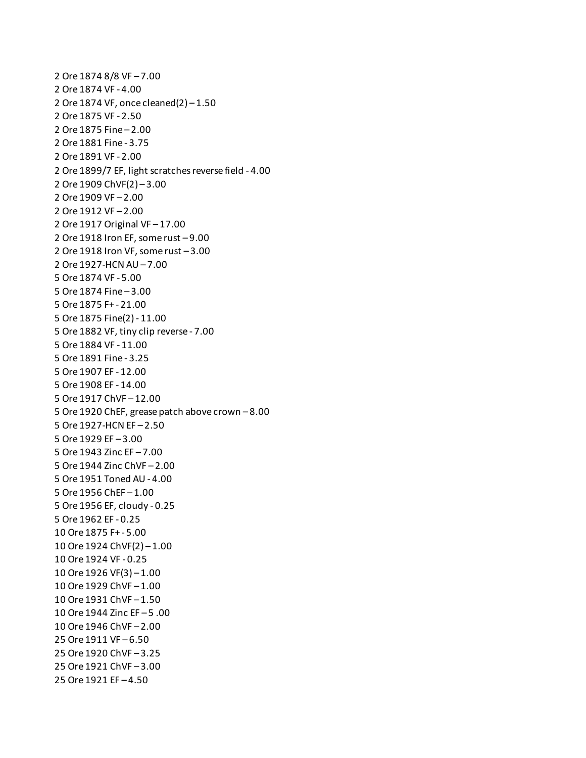2 Ore 1874 8/8 VF – 7.00
2 Ore 1874 VF - 4.00
2 Ore 1874 VF, once cleaned(2) – 1.50
2 Ore 1875 VF - 2.50
2 Ore 1875 Fine – 2.00
2 Ore 1881 Fine - 3.75
2 Ore 1891 VF - 2.00
2 Ore 1899/7 EF, light scratches reverse field - 4.00
2 Ore 1909 ChVF(2) – 3.00
2 Ore 1909 VF – 2.00
2 Ore 1912 VF – 2.00
2 Ore 1917 Original VF – 17.00
2 Ore 1918 Iron EF, some rust – 9.00
2 Ore 1918 Iron VF, some rust – 3.00
2 Ore 1927-HCN AU – 7.00
5 Ore 1874 VF - 5.00
5 Ore 1874 Fine – 3.00
5 Ore 1875 F+ - 21.00
5 Ore 1875 Fine(2) - 11.00
5 Ore 1882 VF, tiny clip reverse - 7.00
5 Ore 1884 VF - 11.00
5 Ore 1891 Fine - 3.25
5 Ore 1907 EF - 12.00
5 Ore 1908 EF - 14.00
5 Ore 1917 ChVF – 12.00
5 Ore 1920 ChEF, grease patch above crown – 8.00
5 Ore 1927-HCN EF – 2.50
5 Ore 1929 EF – 3.00
5 Ore 1943 Zinc EF – 7.00
5 Ore 1944 Zinc ChVF – 2.00
5 Ore 1951 Toned AU - 4.00
5 Ore 1956 ChEF – 1.00
5 Ore 1956 EF, cloudy - 0.25
5 Ore 1962 EF - 0.25
10 Ore 1875 F+ - 5.00
10 Ore 1924 ChVF(2) – 1.00
10 Ore 1924 VF - 0.25
10 Ore 1926 VF(3) – 1.00
10 Ore 1929 ChVF – 1.00
10 Ore 1931 ChVF – 1.50
10 Ore 1944 Zinc EF – 5 .00
10 Ore 1946 ChVF – 2.00
25 Ore 1911 VF – 6.50
25 Ore 1920 ChVF – 3.25
25 Ore 1921 ChVF – 3.00
25 Ore 1921 EF – 4.50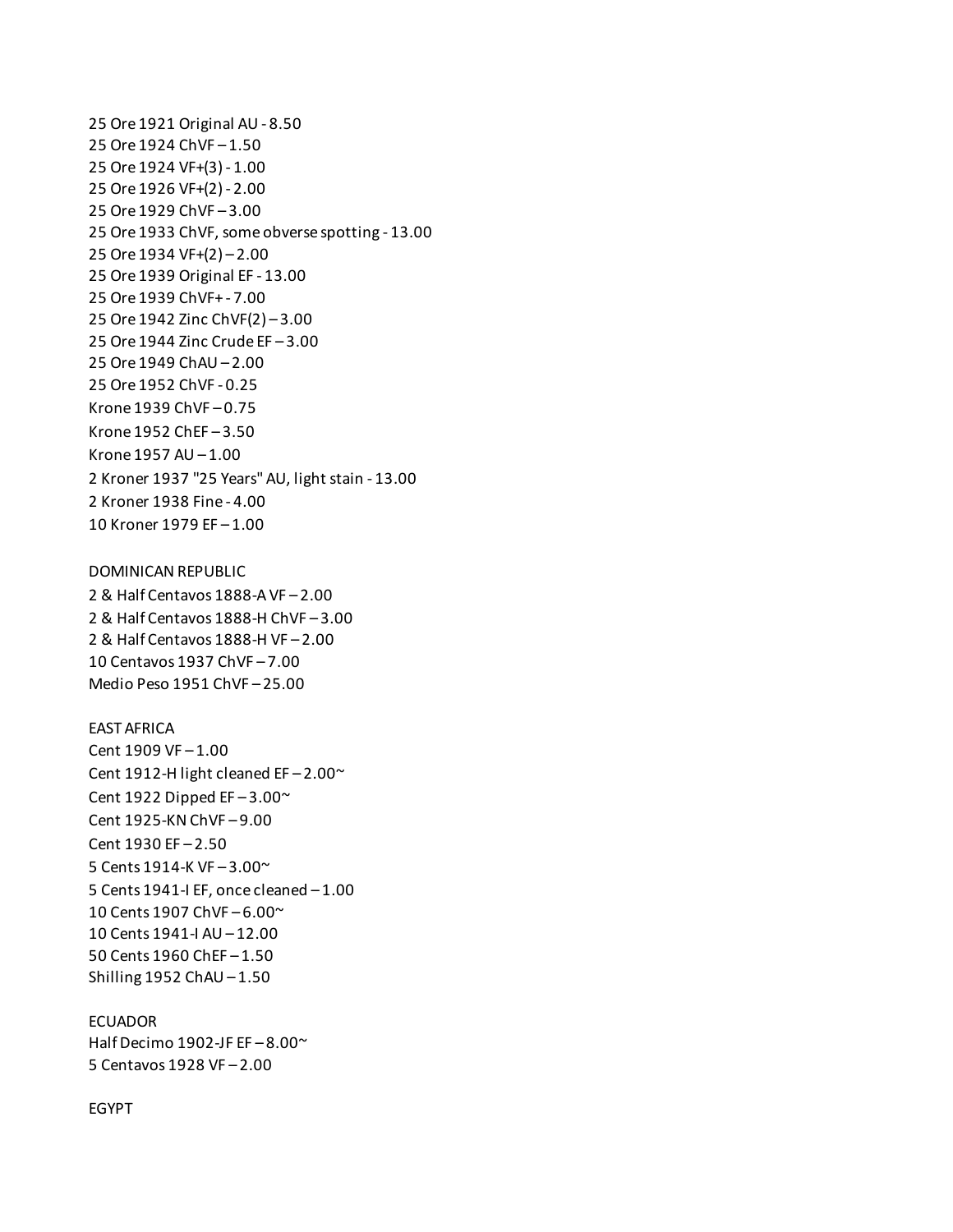25 Ore 1921 Original AU - 8.50
25 Ore 1924 ChVF – 1.50
25 Ore 1924 VF+(3) - 1.00
25 Ore 1926 VF+(2) - 2.00
25 Ore 1929 ChVF – 3.00
25 Ore 1933 ChVF, some obverse spotting - 13.00
25 Ore 1934 VF+(2) – 2.00
25 Ore 1939 Original EF - 13.00
25 Ore 1939 ChVF+ - 7.00
25 Ore 1942 Zinc ChVF(2) – 3.00
25 Ore 1944 Zinc Crude EF – 3.00
25 Ore 1949 ChAU – 2.00
25 Ore 1952 ChVF - 0.25
Krone 1939 ChVF – 0.75
Krone 1952 ChEF – 3.50
Krone 1957 AU – 1.00
2 Kroner 1937 "25 Years" AU, light stain - 13.00
2 Kroner 1938 Fine - 4.00
10 Kroner 1979 EF – 1.00

DOMINICAN REPUBLIC
2 & Half Centavos 1888-A VF – 2.00
2 & Half Centavos 1888-H ChVF – 3.00
2 & Half Centavos 1888-H VF – 2.00
10 Centavos 1937 ChVF – 7.00
Medio Peso 1951 ChVF – 25.00

EAST AFRICA
Cent 1909 VF – 1.00
Cent 1912-H light cleaned EF – 2.00~
Cent 1922 Dipped EF – 3.00~
Cent 1925-KN ChVF – 9.00
Cent 1930 EF – 2.50
5 Cents 1914-K VF – 3.00~
5 Cents 1941-I EF, once cleaned – 1.00
10 Cents 1907 ChVF – 6.00~
10 Cents 1941-I AU – 12.00
50 Cents 1960 ChEF – 1.50
Shilling 1952 ChAU – 1.50

ECUADOR
Half Decimo 1902-JF EF – 8.00~
5 Centavos 1928 VF – 2.00

EGYPT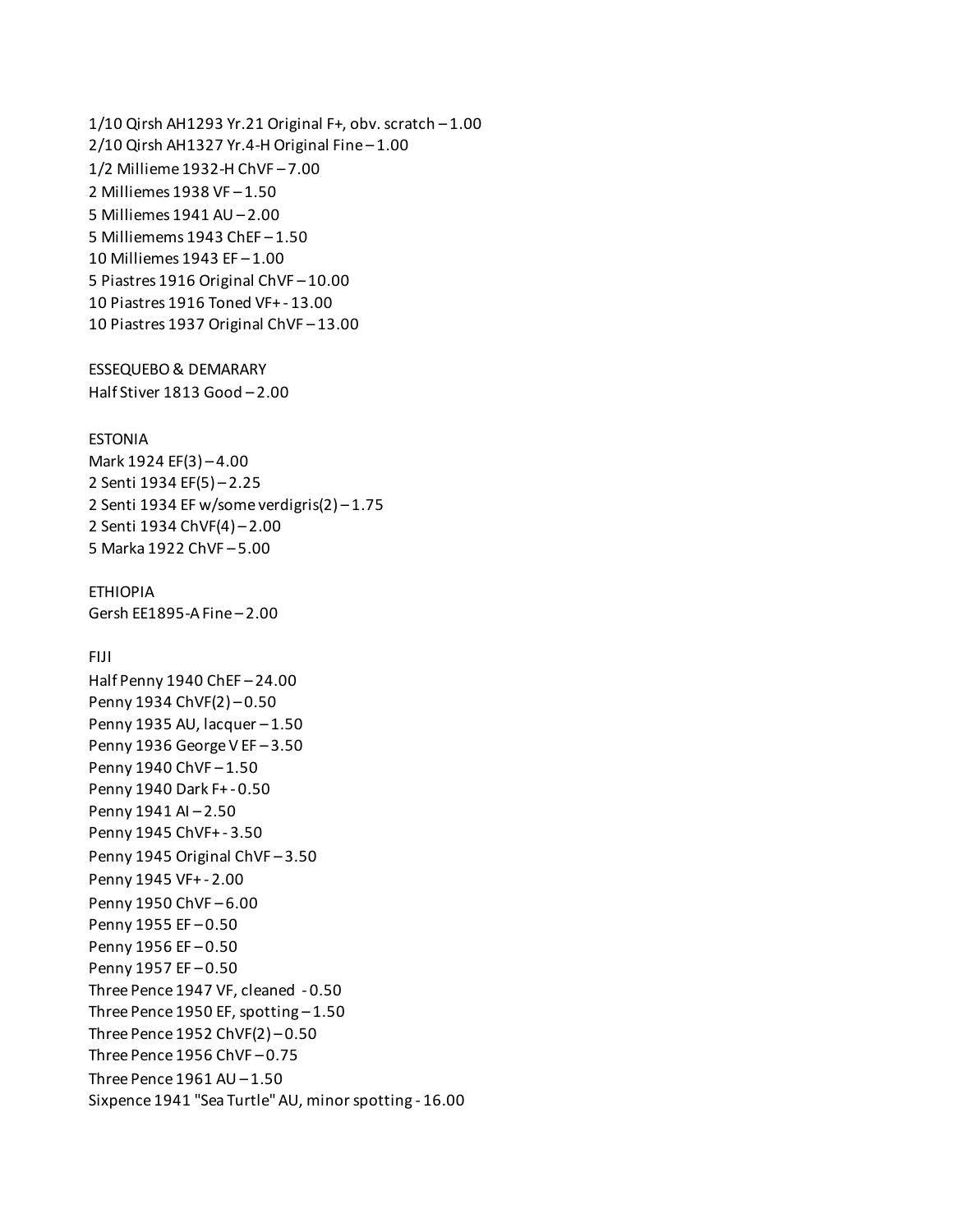1/10 Qirsh AH1293 Yr.21 Original F+, obv. scratch – 1.00
2/10 Qirsh AH1327 Yr.4-H Original Fine – 1.00
1/2 Millieme 1932-H ChVF – 7.00
2 Milliemes 1938 VF – 1.50
5 Milliemes 1941 AU – 2.00
5 Milliemems 1943 ChEF – 1.50
10 Milliemes 1943 EF – 1.00
5 Piastres 1916 Original ChVF – 10.00
10 Piastres 1916 Toned VF+ - 13.00
10 Piastres 1937 Original ChVF – 13.00

ESSEQUEBO & DEMARARY
Half Stiver 1813 Good – 2.00

ESTONIA
Mark 1924 EF(3) – 4.00
2 Senti 1934 EF(5) – 2.25
2 Senti 1934 EF w/some verdigris(2) – 1.75
2 Senti 1934 ChVF(4) – 2.00
5 Marka 1922 ChVF – 5.00

ETHIOPIA
Gersh EE1895-A Fine – 2.00

FIJI
Half Penny 1940 ChEF – 24.00
Penny 1934 ChVF(2) – 0.50
Penny 1935 AU, lacquer – 1.50
Penny 1936 George V EF – 3.50
Penny 1940 ChVF – 1.50
Penny 1940 Dark F+ - 0.50
Penny 1941 AI – 2.50
Penny 1945 ChVF+ - 3.50
Penny 1945 Original ChVF – 3.50
Penny 1945 VF+ - 2.00
Penny 1950 ChVF – 6.00
Penny 1955 EF – 0.50
Penny 1956 EF – 0.50
Penny 1957 EF – 0.50
Three Pence 1947 VF, cleaned - 0.50
Three Pence 1950 EF, spotting – 1.50
Three Pence 1952 ChVF(2) – 0.50
Three Pence 1956 ChVF – 0.75
Three Pence 1961 AU – 1.50
Sixpence 1941 "Sea Turtle" AU, minor spotting - 16.00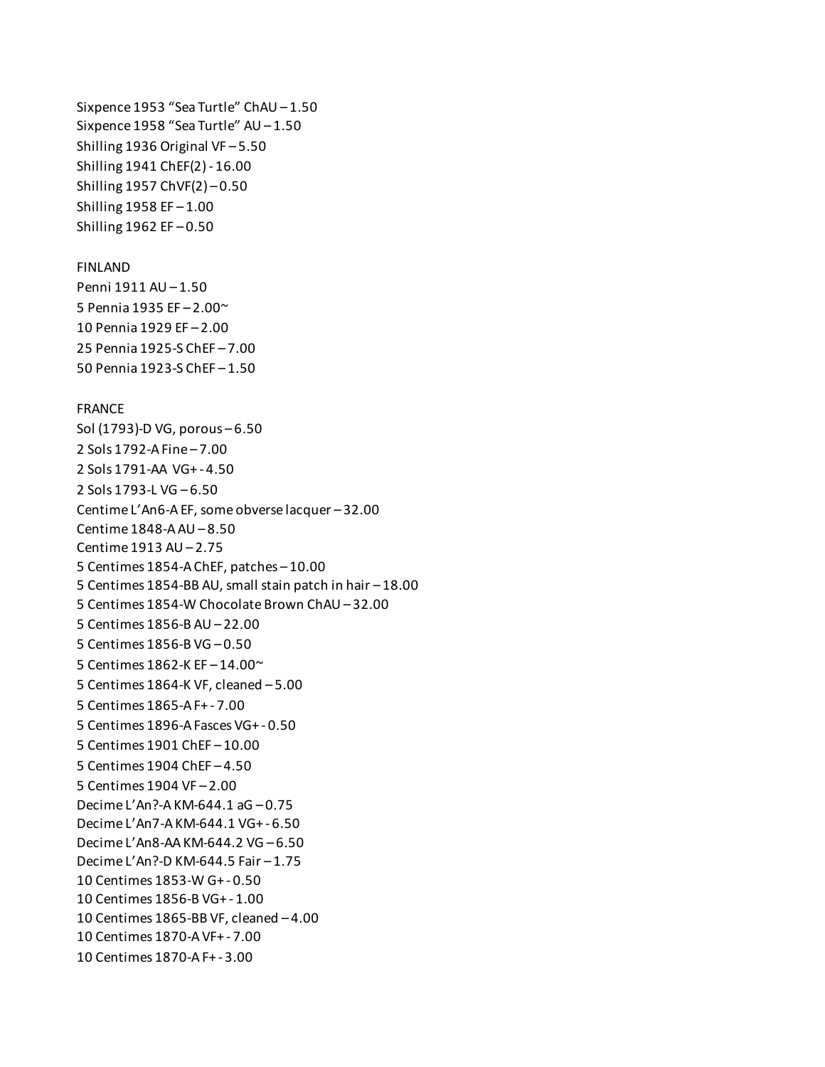Sixpence 1953 “Sea Turtle” ChAU – 1.50
Sixpence 1958 “Sea Turtle” AU – 1.50
Shilling 1936 Original VF – 5.50
Shilling 1941 ChEF(2) - 16.00
Shilling 1957 ChVF(2) – 0.50
Shilling 1958 EF – 1.00
Shilling 1962 EF – 0.50

FINLAND
Penni 1911 AU – 1.50
5 Pennia 1935 EF – 2.00~
10 Pennia 1929 EF – 2.00
25 Pennia 1925-S ChEF – 7.00
50 Pennia 1923-S ChEF – 1.50

FRANCE
Sol (1793)-D VG, porous – 6.50
2 Sols 1792-A Fine – 7.00
2 Sols 1791-AA VG+ - 4.50
2 Sols 1793-L VG – 6.50
Centime L’An6-A EF, some obverse lacquer – 32.00
Centime 1848-A AU – 8.50
Centime 1913 AU – 2.75
5 Centimes 1854-A ChEF, patches – 10.00
5 Centimes 1854-BB AU, small stain patch in hair – 18.00
5 Centimes 1854-W Chocolate Brown ChAU – 32.00
5 Centimes 1856-B AU – 22.00
5 Centimes 1856-B VG – 0.50
5 Centimes 1862-K EF – 14.00~
5 Centimes 1864-K VF, cleaned – 5.00
5 Centimes 1865-A F+ - 7.00
5 Centimes 1896-A Fasces VG+ - 0.50
5 Centimes 1901 ChEF – 10.00
5 Centimes 1904 ChEF – 4.50
5 Centimes 1904 VF – 2.00
Decime L’An?-A KM-644.1 aG – 0.75
Decime L’An7-A KM-644.1 VG+ - 6.50
Decime L’An8-AA KM-644.2 VG – 6.50
Decime L’An?-D KM-644.5 Fair – 1.75
10 Centimes 1853-W G+ - 0.50
10 Centimes 1856-B VG+ - 1.00
10 Centimes 1865-BB VF, cleaned – 4.00
10 Centimes 1870-A VF+ - 7.00
10 Centimes 1870-A F+ - 3.00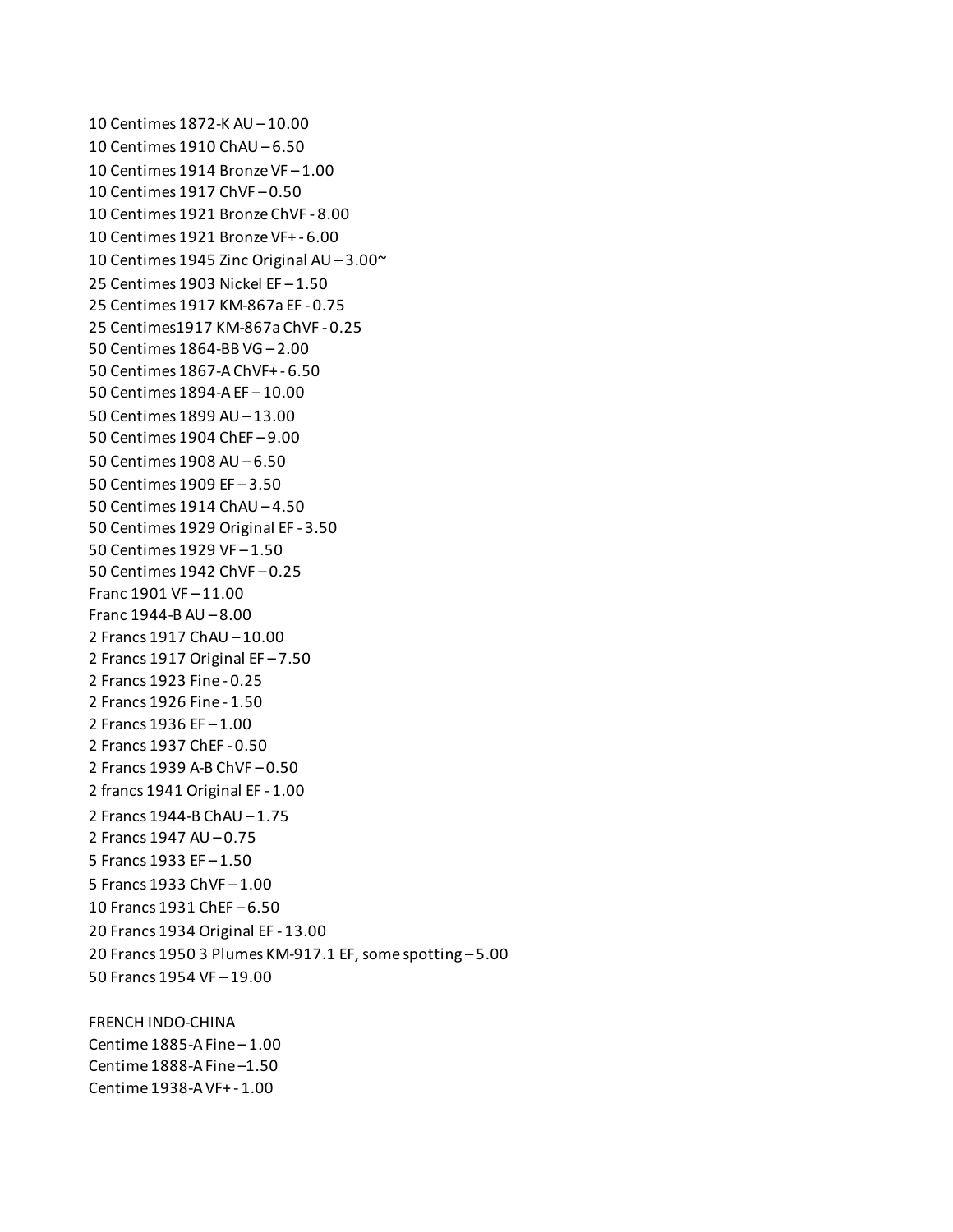10 Centimes 1872-K AU – 10.00
10 Centimes 1910 ChAU – 6.50
10 Centimes 1914 Bronze VF – 1.00
10 Centimes 1917 ChVF – 0.50
10 Centimes 1921 Bronze ChVF - 8.00
10 Centimes 1921 Bronze VF+ - 6.00
10 Centimes 1945 Zinc Original AU – 3.00~
25 Centimes 1903 Nickel EF – 1.50
25 Centimes 1917 KM-867a EF - 0.75
25 Centimes1917 KM-867a ChVF - 0.25
50 Centimes 1864-BB VG – 2.00
50 Centimes 1867-A ChVF+ - 6.50
50 Centimes 1894-A EF – 10.00
50 Centimes 1899 AU – 13.00
50 Centimes 1904 ChEF – 9.00
50 Centimes 1908 AU – 6.50
50 Centimes 1909 EF – 3.50
50 Centimes 1914 ChAU – 4.50
50 Centimes 1929 Original EF - 3.50
50 Centimes 1929 VF – 1.50
50 Centimes 1942 ChVF – 0.25
Franc 1901 VF – 11.00
Franc 1944-B AU – 8.00
2 Francs 1917 ChAU – 10.00
2 Francs 1917 Original EF – 7.50
2 Francs 1923 Fine - 0.25
2 Francs 1926 Fine - 1.50
2 Francs 1936 EF – 1.00
2 Francs 1937 ChEF - 0.50
2 Francs 1939 A-B ChVF – 0.50
2 francs 1941 Original EF - 1.00
2 Francs 1944-B ChAU – 1.75
2 Francs 1947 AU – 0.75
5 Francs 1933 EF – 1.50
5 Francs 1933 ChVF – 1.00
10 Francs 1931 ChEF – 6.50
20 Francs 1934 Original EF - 13.00
20 Francs 1950 3 Plumes KM-917.1 EF, some spotting – 5.00
50 Francs 1954 VF – 19.00

FRENCH INDO-CHINA
Centime 1885-A Fine – 1.00
Centime 1888-A Fine –1.50
Centime 1938-A VF+ - 1.00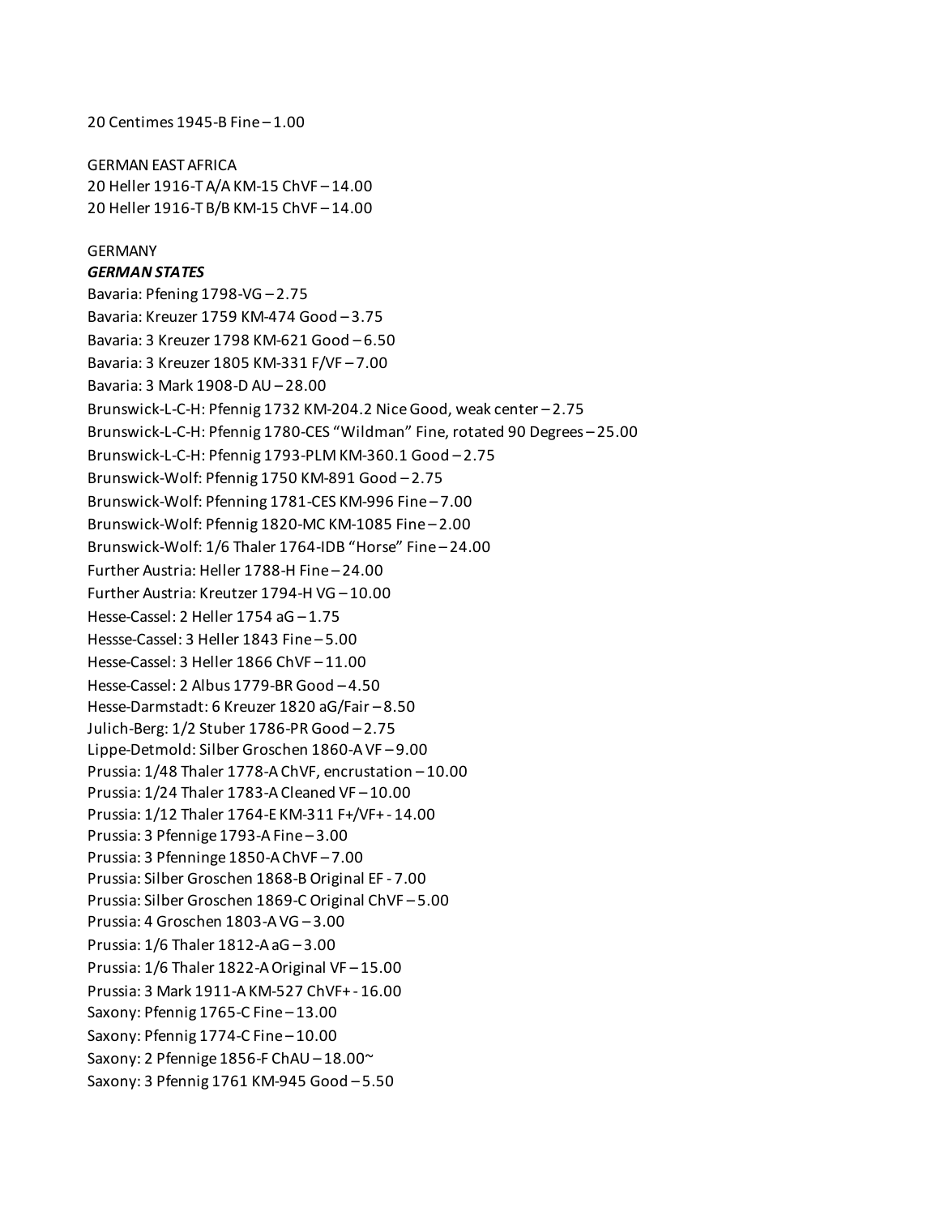20 Centimes 1945-B Fine – 1.00

GERMAN EAST AFRICA
20 Heller 1916-T A/A KM-15 ChVF – 14.00
20 Heller 1916-T B/B KM-15 ChVF – 14.00

GERMANY
***GERMAN STATES***
Bavaria: Pfening 1798-VG – 2.75
Bavaria: Kreuzer 1759 KM-474 Good – 3.75
Bavaria: 3 Kreuzer 1798 KM-621 Good – 6.50
Bavaria: 3 Kreuzer 1805 KM-331 F/VF – 7.00
Bavaria: 3 Mark 1908-D AU – 28.00
Brunswick-L-C-H: Pfennig 1732 KM-204.2 Nice Good, weak center – 2.75
Brunswick-L-C-H: Pfennig 1780-CES "Wildman" Fine, rotated 90 Degrees – 25.00
Brunswick-L-C-H: Pfennig 1793-PLM KM-360.1 Good – 2.75
Brunswick-Wolf: Pfennig 1750 KM-891 Good – 2.75
Brunswick-Wolf: Pfenning 1781-CES KM-996 Fine – 7.00
Brunswick-Wolf: Pfennig 1820-MC KM-1085 Fine – 2.00
Brunswick-Wolf: 1/6 Thaler 1764-IDB "Horse" Fine – 24.00
Further Austria: Heller 1788-H Fine – 24.00
Further Austria: Kreutzer 1794-H VG – 10.00
Hesse-Cassel: 2 Heller 1754 aG – 1.75
Hessse-Cassel: 3 Heller 1843 Fine – 5.00
Hesse-Cassel: 3 Heller 1866 ChVF – 11.00
Hesse-Cassel: 2 Albus 1779-BR Good – 4.50
Hesse-Darmstadt: 6 Kreuzer 1820 aG/Fair – 8.50
Julich-Berg: 1/2 Stuber 1786-PR Good – 2.75
Lippe-Detmold: Silber Groschen 1860-A VF – 9.00
Prussia: 1/48 Thaler 1778-A ChVF, encrustation – 10.00
Prussia: 1/24 Thaler 1783-A Cleaned VF – 10.00
Prussia: 1/12 Thaler 1764-E KM-311 F+/VF+ - 14.00
Prussia: 3 Pfennige 1793-A Fine – 3.00
Prussia: 3 Pfenninge 1850-A ChVF – 7.00
Prussia: Silber Groschen 1868-B Original EF - 7.00
Prussia: Silber Groschen 1869-C Original ChVF – 5.00
Prussia: 4 Groschen 1803-A VG – 3.00
Prussia: 1/6 Thaler 1812-A aG – 3.00
Prussia: 1/6 Thaler 1822-A Original VF – 15.00
Prussia: 3 Mark 1911-A KM-527 ChVF+ - 16.00
Saxony: Pfennig 1765-C Fine – 13.00
Saxony: Pfennig 1774-C Fine – 10.00
Saxony: 2 Pfennige 1856-F ChAU – 18.00~
Saxony: 3 Pfennig 1761 KM-945 Good – 5.50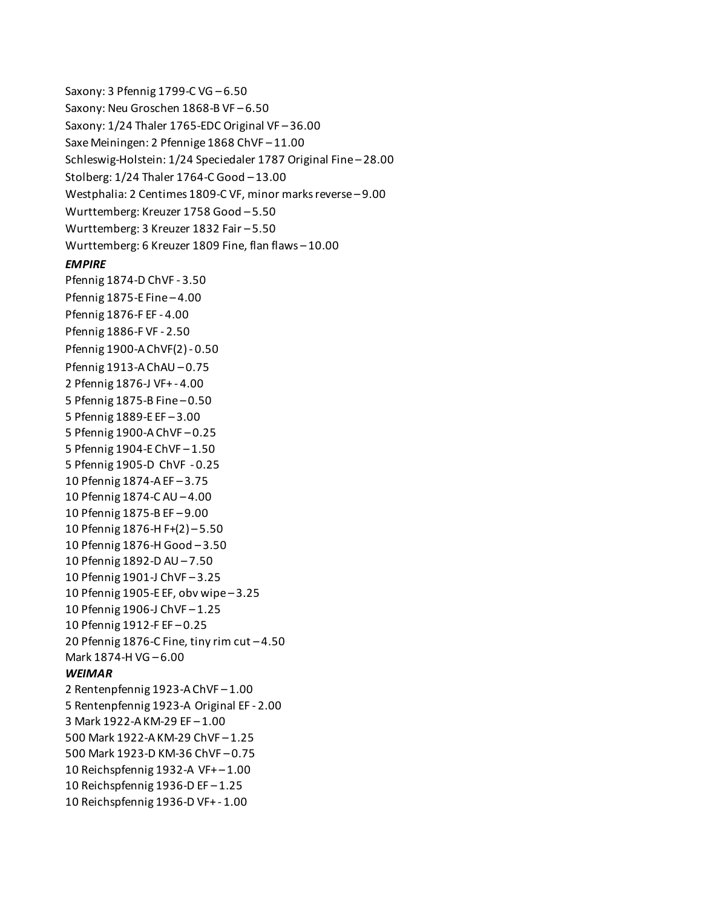Saxony: 3 Pfennig 1799-C VG – 6.50
Saxony: Neu Groschen 1868-B VF – 6.50
Saxony: 1/24 Thaler 1765-EDC Original VF – 36.00
Saxe Meiningen: 2 Pfennige 1868 ChVF – 11.00
Schleswig-Holstein: 1/24 Speciedaler 1787 Original Fine – 28.00
Stolberg: 1/24 Thaler 1764-C Good – 13.00
Westphalia: 2 Centimes 1809-C VF, minor marks reverse – 9.00
Wurttemberg: Kreuzer 1758 Good – 5.50
Wurttemberg: 3 Kreuzer 1832 Fair – 5.50
Wurttemberg: 6 Kreuzer 1809 Fine, flan flaws – 10.00

***EMPIRE***

Pfennig 1874-D ChVF - 3.50
Pfennig 1875-E Fine – 4.00
Pfennig 1876-F EF - 4.00
Pfennig 1886-F VF - 2.50
Pfennig 1900-A ChVF(2) - 0.50
Pfennig 1913-A ChAU – 0.75
2 Pfennig 1876-J VF+ - 4.00
5 Pfennig 1875-B Fine – 0.50
5 Pfennig 1889-E EF – 3.00
5 Pfennig 1900-A ChVF – 0.25
5 Pfennig 1904-E ChVF – 1.50
5 Pfennig 1905-D ChVF - 0.25
10 Pfennig 1874-A EF – 3.75
10 Pfennig 1874-C AU – 4.00
10 Pfennig 1875-B EF – 9.00
10 Pfennig 1876-H F+(2) – 5.50
10 Pfennig 1876-H Good – 3.50
10 Pfennig 1892-D AU – 7.50
10 Pfennig 1901-J ChVF – 3.25
10 Pfennig 1905-E EF, obv wipe – 3.25
10 Pfennig 1906-J ChVF – 1.25
10 Pfennig 1912-F EF – 0.25
20 Pfennig 1876-C Fine, tiny rim cut – 4.50
Mark 1874-H VG – 6.00

***WEIMAR***

2 Rentenpfennig 1923-A ChVF – 1.00
5 Rentenpfennig 1923-A Original EF - 2.00
3 Mark 1922-A KM-29 EF – 1.00
500 Mark 1922-A KM-29 ChVF – 1.25
500 Mark 1923-D KM-36 ChVF – 0.75
10 Reichspfennig 1932-A VF+ – 1.00
10 Reichspfennig 1936-D EF – 1.25
10 Reichspfennig 1936-D VF+ - 1.00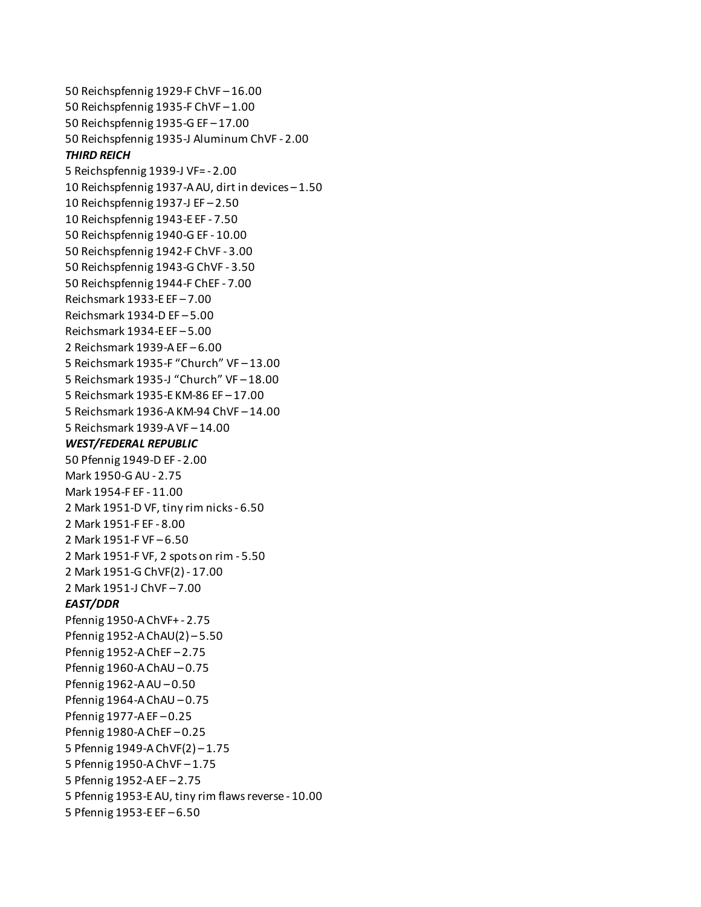50 Reichspfennig 1929-F ChVF – 16.00
50 Reichspfennig 1935-F ChVF – 1.00
50 Reichspfennig 1935-G EF – 17.00
50 Reichspfennig 1935-J Aluminum ChVF - 2.00

***THIRD REICH***

5 Reichspfennig 1939-J VF= - 2.00
10 Reichspfennig 1937-A AU, dirt in devices – 1.50
10 Reichspfennig 1937-J EF – 2.50
10 Reichspfennig 1943-E EF - 7.50
50 Reichspfennig 1940-G EF - 10.00
50 Reichspfennig 1942-F ChVF - 3.00
50 Reichspfennig 1943-G ChVF - 3.50
50 Reichspfennig 1944-F ChEF - 7.00
Reichsmark 1933-E EF – 7.00
Reichsmark 1934-D EF – 5.00
Reichsmark 1934-E EF – 5.00
2 Reichsmark 1939-A EF – 6.00
5 Reichsmark 1935-F "Church" VF – 13.00
5 Reichsmark 1935-J "Church" VF – 18.00
5 Reichsmark 1935-E KM-86 EF – 17.00
5 Reichsmark 1936-A KM-94 ChVF – 14.00
5 Reichsmark 1939-A VF – 14.00

***WEST/FEDERAL REPUBLIC***

50 Pfennig 1949-D EF - 2.00
Mark 1950-G AU - 2.75
Mark 1954-F EF - 11.00
2 Mark 1951-D VF, tiny rim nicks - 6.50
2 Mark 1951-F EF - 8.00
2 Mark 1951-F VF – 6.50
2 Mark 1951-F VF, 2 spots on rim - 5.50
2 Mark 1951-G ChVF(2) - 17.00
2 Mark 1951-J ChVF – 7.00

***EAST/DDR***

Pfennig 1950-A ChVF+ - 2.75
Pfennig 1952-A ChAU(2) – 5.50
Pfennig 1952-A ChEF – 2.75
Pfennig 1960-A ChAU – 0.75
Pfennig 1962-A AU – 0.50
Pfennig 1964-A ChAU – 0.75
Pfennig 1977-A EF – 0.25
Pfennig 1980-A ChEF – 0.25
5 Pfennig 1949-A ChVF(2) – 1.75
5 Pfennig 1950-A ChVF – 1.75
5 Pfennig 1952-A EF – 2.75
5 Pfennig 1953-E AU, tiny rim flaws reverse - 10.00
5 Pfennig 1953-E EF – 6.50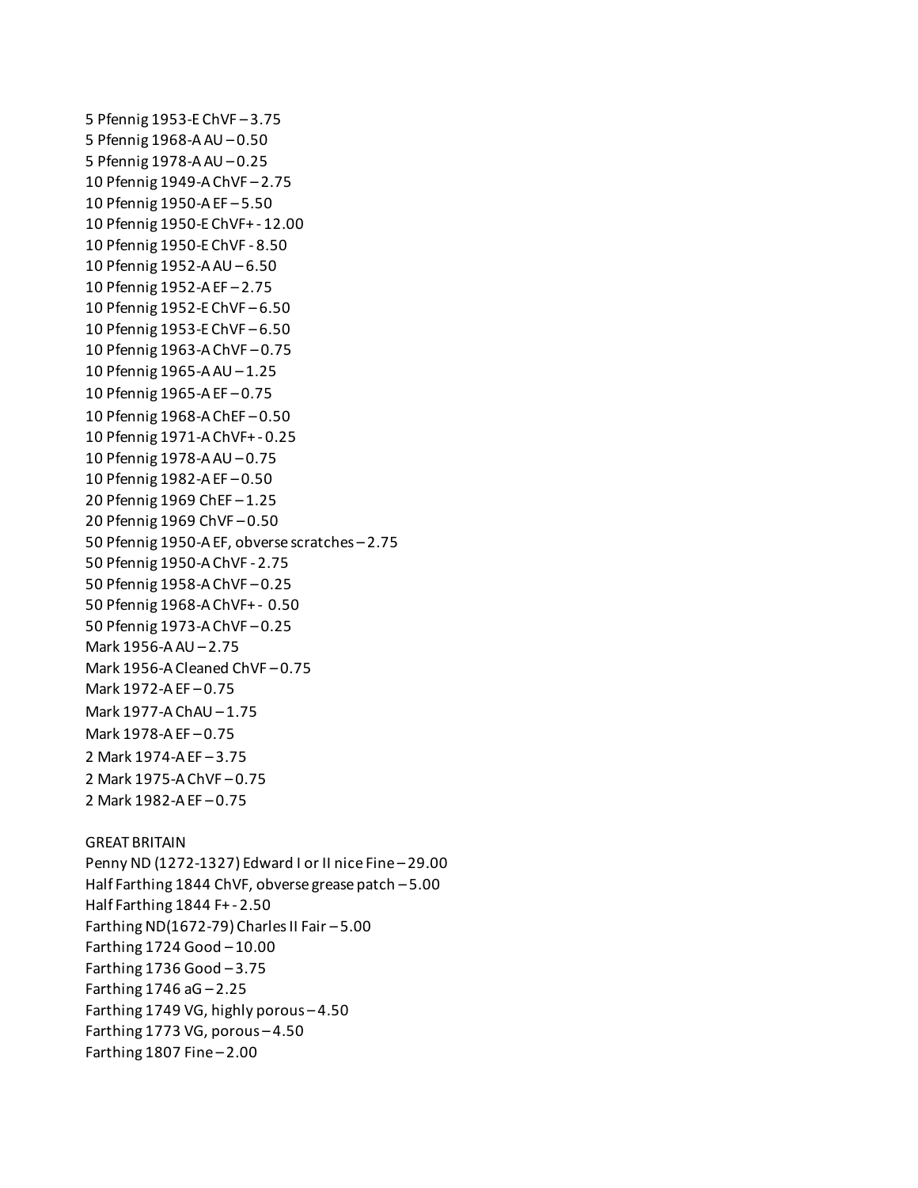5 Pfennig 1953-E ChVF – 3.75
5 Pfennig 1968-A AU – 0.50
5 Pfennig 1978-A AU – 0.25
10 Pfennig 1949-A ChVF – 2.75
10 Pfennig 1950-A EF – 5.50
10 Pfennig 1950-E ChVF+ - 12.00
10 Pfennig 1950-E ChVF - 8.50
10 Pfennig 1952-A AU – 6.50
10 Pfennig 1952-A EF – 2.75
10 Pfennig 1952-E ChVF – 6.50
10 Pfennig 1953-E ChVF – 6.50
10 Pfennig 1963-A ChVF – 0.75
10 Pfennig 1965-A AU – 1.25
10 Pfennig 1965-A EF – 0.75
10 Pfennig 1968-A ChEF – 0.50
10 Pfennig 1971-A ChVF+ - 0.25
10 Pfennig 1978-A AU – 0.75
10 Pfennig 1982-A EF – 0.50
20 Pfennig 1969 ChEF – 1.25
20 Pfennig 1969 ChVF – 0.50
50 Pfennig 1950-A EF, obverse scratches – 2.75
50 Pfennig 1950-A ChVF - 2.75
50 Pfennig 1958-A ChVF – 0.25
50 Pfennig 1968-A ChVF+ - 0.50
50 Pfennig 1973-A ChVF – 0.25
Mark 1956-A AU – 2.75
Mark 1956-A Cleaned ChVF – 0.75
Mark 1972-A EF – 0.75
Mark 1977-A ChAU – 1.75
Mark 1978-A EF – 0.75
2 Mark 1974-A EF – 3.75
2 Mark 1975-A ChVF – 0.75
2 Mark 1982-A EF – 0.75

GREAT BRITAIN
Penny ND (1272-1327) Edward I or II nice Fine – 29.00
Half Farthing 1844 ChVF, obverse grease patch – 5.00
Half Farthing 1844 F+ - 2.50
Farthing ND(1672-79) Charles II Fair – 5.00
Farthing 1724 Good – 10.00
Farthing 1736 Good – 3.75
Farthing 1746 aG – 2.25
Farthing 1749 VG, highly porous – 4.50
Farthing 1773 VG, porous – 4.50
Farthing 1807 Fine – 2.00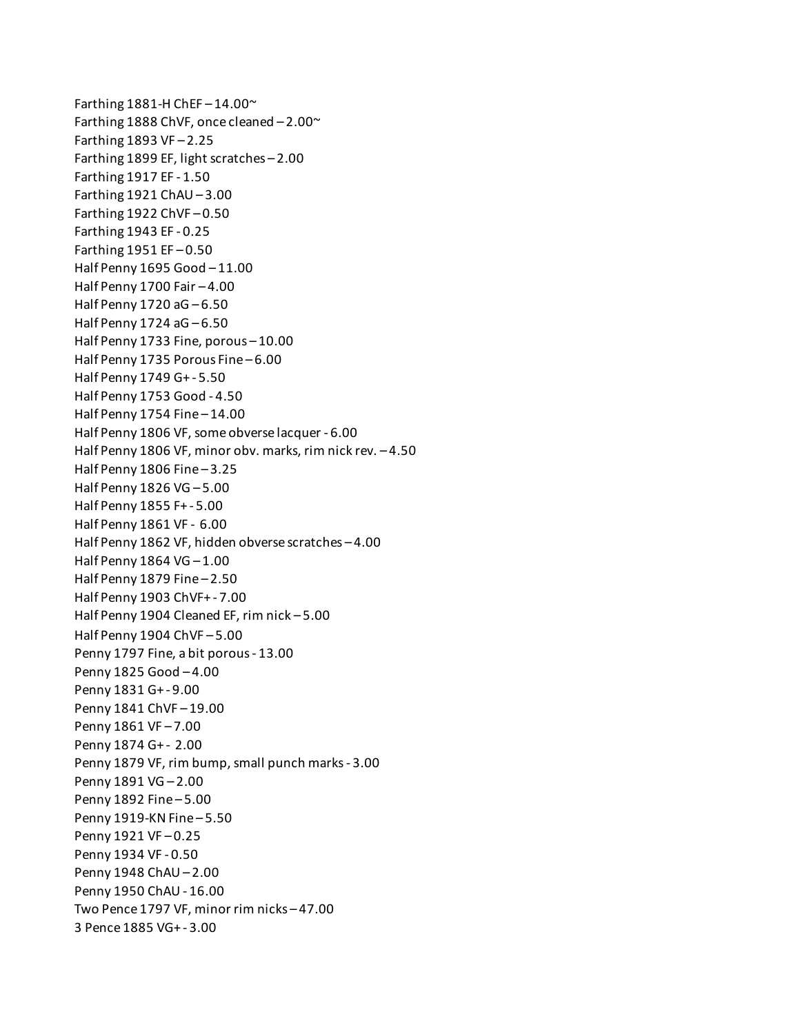Farthing 1881-H ChEF – 14.00~
Farthing 1888 ChVF, once cleaned – 2.00~
Farthing 1893 VF – 2.25
Farthing 1899 EF, light scratches – 2.00
Farthing 1917 EF - 1.50
Farthing 1921 ChAU – 3.00
Farthing 1922 ChVF – 0.50
Farthing 1943 EF - 0.25
Farthing 1951 EF – 0.50
Half Penny 1695 Good – 11.00
Half Penny 1700 Fair – 4.00
Half Penny 1720 aG – 6.50
Half Penny 1724 aG – 6.50
Half Penny 1733 Fine, porous – 10.00
Half Penny 1735 Porous Fine – 6.00
Half Penny 1749 G+ - 5.50
Half Penny 1753 Good - 4.50
Half Penny 1754 Fine – 14.00
Half Penny 1806 VF, some obverse lacquer - 6.00
Half Penny 1806 VF, minor obv. marks, rim nick rev. – 4.50
Half Penny 1806 Fine – 3.25
Half Penny 1826 VG – 5.00
Half Penny 1855 F+ - 5.00
Half Penny 1861 VF - 6.00
Half Penny 1862 VF, hidden obverse scratches – 4.00
Half Penny 1864 VG – 1.00
Half Penny 1879 Fine – 2.50
Half Penny 1903 ChVF+ - 7.00
Half Penny 1904 Cleaned EF, rim nick – 5.00
Half Penny 1904 ChVF – 5.00
Penny 1797 Fine, a bit porous - 13.00
Penny 1825 Good – 4.00
Penny 1831 G+ - 9.00
Penny 1841 ChVF – 19.00
Penny 1861 VF – 7.00
Penny 1874 G+ - 2.00
Penny 1879 VF, rim bump, small punch marks - 3.00
Penny 1891 VG – 2.00
Penny 1892 Fine – 5.00
Penny 1919-KN Fine – 5.50
Penny 1921 VF – 0.25
Penny 1934 VF - 0.50
Penny 1948 ChAU – 2.00
Penny 1950 ChAU - 16.00
Two Pence 1797 VF, minor rim nicks – 47.00
3 Pence 1885 VG+ - 3.00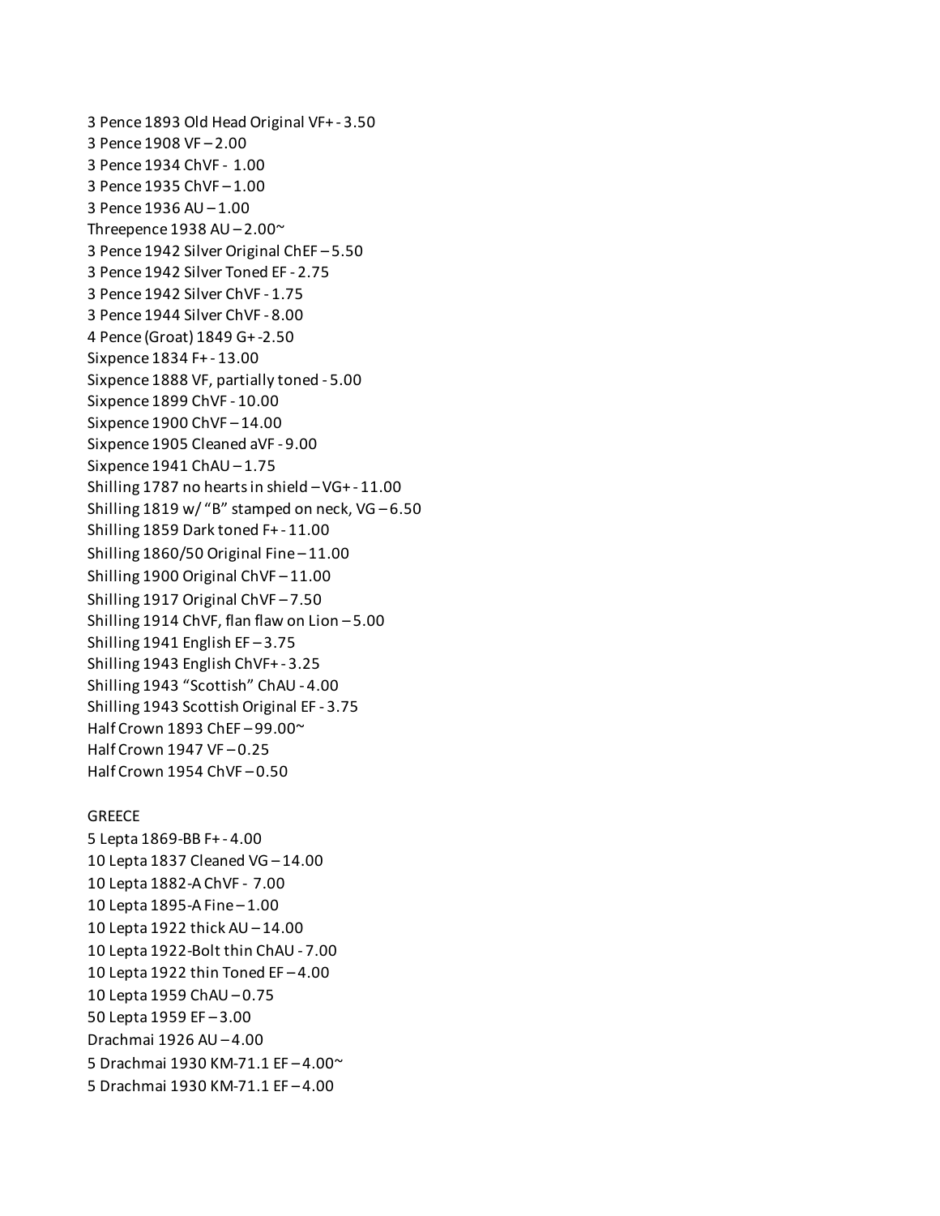3 Pence 1893 Old Head Original VF+ - 3.50
3 Pence 1908 VF – 2.00
3 Pence 1934 ChVF - 1.00
3 Pence 1935 ChVF – 1.00
3 Pence 1936 AU – 1.00
Threepence 1938 AU – 2.00~
3 Pence 1942 Silver Original ChEF – 5.50
3 Pence 1942 Silver Toned EF - 2.75
3 Pence 1942 Silver ChVF - 1.75
3 Pence 1944 Silver ChVF - 8.00
4 Pence (Groat) 1849 G+ -2.50
Sixpence 1834 F+ - 13.00
Sixpence 1888 VF, partially toned - 5.00
Sixpence 1899 ChVF - 10.00
Sixpence 1900 ChVF – 14.00
Sixpence 1905 Cleaned aVF - 9.00
Sixpence 1941 ChAU – 1.75
Shilling 1787 no hearts in shield – VG+ - 11.00
Shilling 1819 w/ "B" stamped on neck, VG – 6.50
Shilling 1859 Dark toned F+ - 11.00
Shilling 1860/50 Original Fine – 11.00
Shilling 1900 Original ChVF – 11.00
Shilling 1917 Original ChVF – 7.50
Shilling 1914 ChVF, flan flaw on Lion – 5.00
Shilling 1941 English EF – 3.75
Shilling 1943 English ChVF+ - 3.25
Shilling 1943 "Scottish" ChAU - 4.00
Shilling 1943 Scottish Original EF - 3.75
Half Crown 1893 ChEF – 99.00~
Half Crown 1947 VF – 0.25
Half Crown 1954 ChVF – 0.50

GREECE
5 Lepta 1869-BB F+ - 4.00
10 Lepta 1837 Cleaned VG – 14.00
10 Lepta 1882-A ChVF - 7.00
10 Lepta 1895-A Fine – 1.00
10 Lepta 1922 thick AU – 14.00
10 Lepta 1922-Bolt thin ChAU - 7.00
10 Lepta 1922 thin Toned EF – 4.00
10 Lepta 1959 ChAU – 0.75
50 Lepta 1959 EF – 3.00
Drachmai 1926 AU – 4.00
5 Drachmai 1930 KM-71.1 EF – 4.00~
5 Drachmai 1930 KM-71.1 EF – 4.00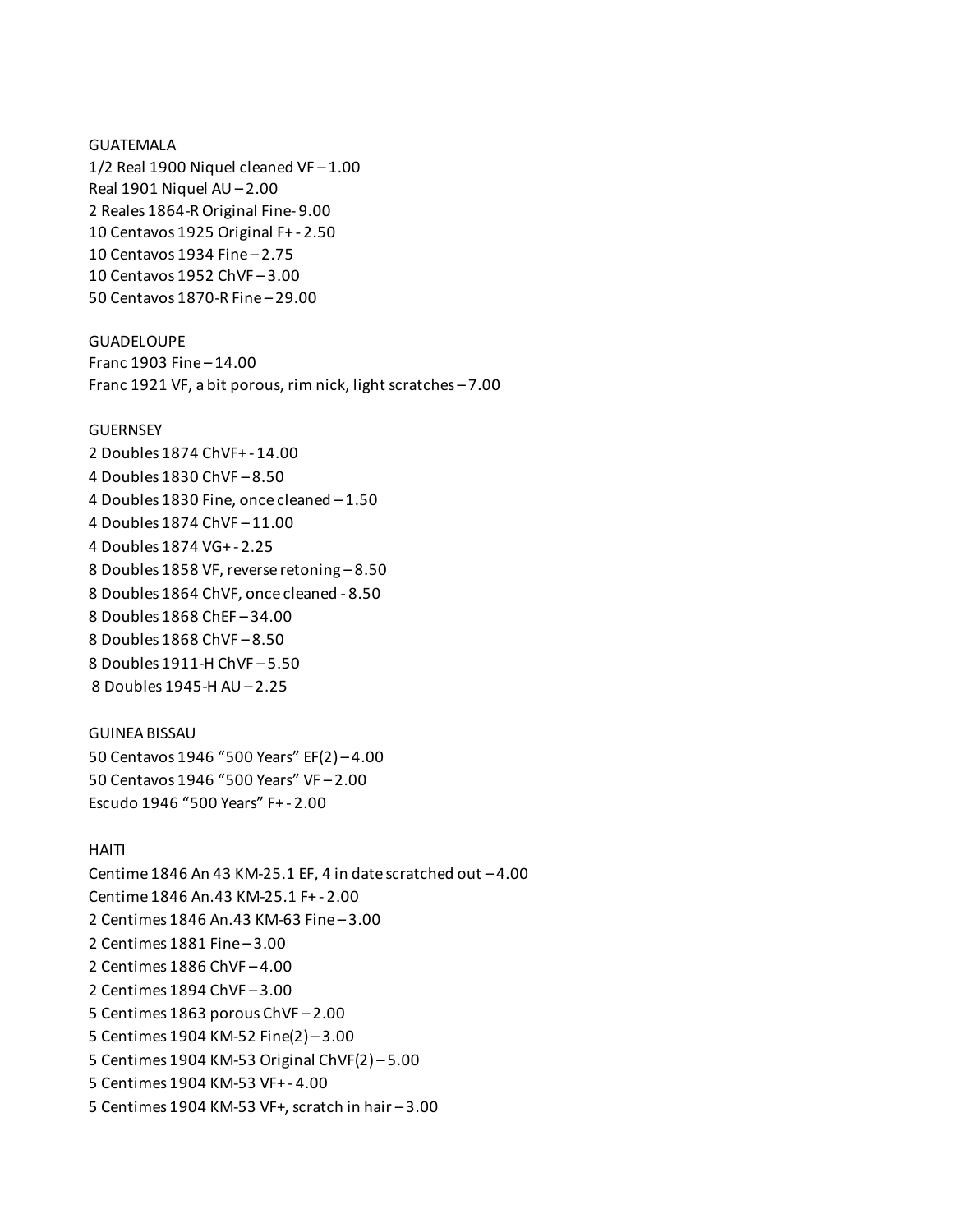GUATEMALA

1/2 Real 1900 Niquel cleaned VF – 1.00
Real 1901 Niquel AU – 2.00
2 Reales 1864-R Original Fine- 9.00
10 Centavos 1925 Original F+ - 2.50
10 Centavos 1934 Fine – 2.75
10 Centavos 1952 ChVF – 3.00
50 Centavos 1870-R Fine – 29.00

GUADELOUPE

Franc 1903 Fine – 14.00
Franc 1921 VF, a bit porous, rim nick, light scratches – 7.00

GUERNSEY

2 Doubles 1874 ChVF+ - 14.00
4 Doubles 1830 ChVF – 8.50
4 Doubles 1830 Fine, once cleaned – 1.50
4 Doubles 1874 ChVF – 11.00
4 Doubles 1874 VG+ - 2.25
8 Doubles 1858 VF, reverse retoning – 8.50
8 Doubles 1864 ChVF, once cleaned - 8.50
8 Doubles 1868 ChEF – 34.00
8 Doubles 1868 ChVF – 8.50
8 Doubles 1911-H ChVF – 5.50
8 Doubles 1945-H AU – 2.25

GUINEA BISSAU

50 Centavos 1946 "500 Years" EF(2) – 4.00
50 Centavos 1946 "500 Years" VF – 2.00
Escudo 1946 "500 Years" F+ - 2.00

HAITI

Centime 1846 An 43 KM-25.1 EF, 4 in date scratched out – 4.00
Centime 1846 An.43 KM-25.1 F+ - 2.00
2 Centimes 1846 An.43 KM-63 Fine – 3.00
2 Centimes 1881 Fine – 3.00
2 Centimes 1886 ChVF – 4.00
2 Centimes 1894 ChVF – 3.00
5 Centimes 1863 porous ChVF – 2.00
5 Centimes 1904 KM-52 Fine(2) – 3.00
5 Centimes 1904 KM-53 Original ChVF(2) – 5.00
5 Centimes 1904 KM-53 VF+ - 4.00
5 Centimes 1904 KM-53 VF+, scratch in hair – 3.00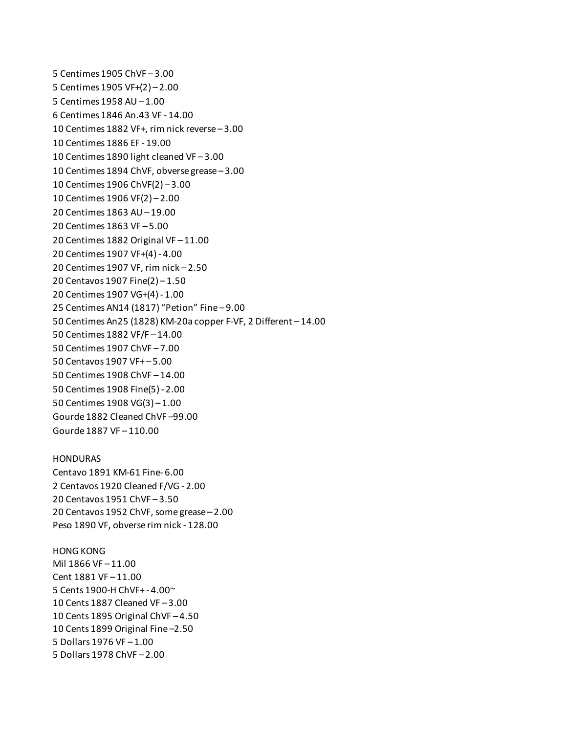5 Centimes 1905 ChVF – 3.00
5 Centimes 1905 VF+(2) – 2.00
5 Centimes 1958 AU – 1.00
6 Centimes 1846 An.43 VF - 14.00
10 Centimes 1882 VF+, rim nick reverse – 3.00
10 Centimes 1886 EF - 19.00
10 Centimes 1890 light cleaned VF – 3.00
10 Centimes 1894 ChVF, obverse grease – 3.00
10 Centimes 1906 ChVF(2) – 3.00
10 Centimes 1906 VF(2) – 2.00
20 Centimes 1863 AU – 19.00
20 Centimes 1863 VF – 5.00
20 Centimes 1882 Original VF – 11.00
20 Centimes 1907 VF+(4) - 4.00
20 Centimes 1907 VF, rim nick – 2.50
20 Centavos 1907 Fine(2) – 1.50
20 Centimes 1907 VG+(4) - 1.00
25 Centimes AN14 (1817) "Petion" Fine – 9.00
50 Centimes An25 (1828) KM-20a copper F-VF, 2 Different – 14.00
50 Centimes 1882 VF/F – 14.00
50 Centimes 1907 ChVF – 7.00
50 Centavos 1907 VF+ – 5.00
50 Centimes 1908 ChVF – 14.00
50 Centimes 1908 Fine(5) - 2.00
50 Centimes 1908 VG(3) – 1.00
Gourde 1882 Cleaned ChVF –99.00
Gourde 1887 VF – 110.00

HONDURAS
Centavo 1891 KM-61 Fine- 6.00
2 Centavos 1920 Cleaned F/VG - 2.00
20 Centavos 1951 ChVF – 3.50
20 Centavos 1952 ChVF, some grease – 2.00
Peso 1890 VF, obverse rim nick - 128.00

HONG KONG
Mil 1866 VF – 11.00
Cent 1881 VF – 11.00
5 Cents 1900-H ChVF+ - 4.00~
10 Cents 1887 Cleaned VF – 3.00
10 Cents 1895 Original ChVF – 4.50
10 Cents 1899 Original Fine –2.50
5 Dollars 1976 VF – 1.00
5 Dollars 1978 ChVF – 2.00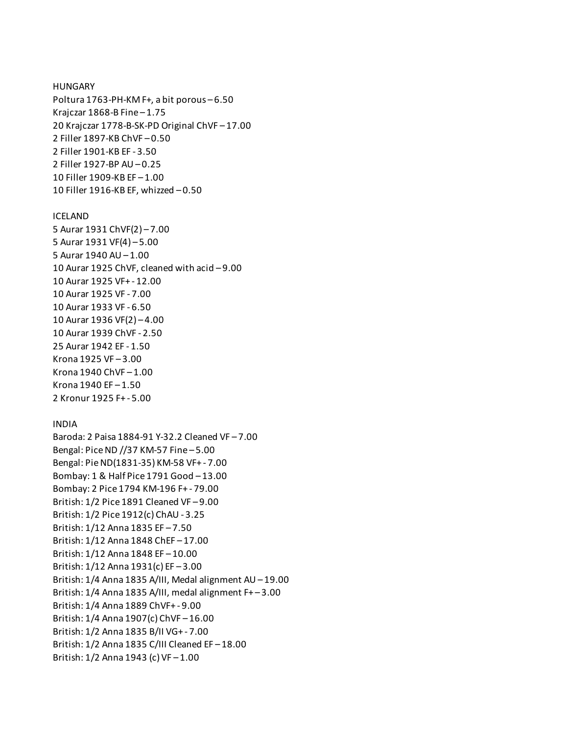HUNGARY

Poltura 1763-PH-KM F+, a bit porous – 6.50
Krajczar 1868-B Fine – 1.75
20 Krajczar 1778-B-SK-PD Original ChVF – 17.00
2 Filler 1897-KB ChVF – 0.50
2 Filler 1901-KB EF - 3.50
2 Filler 1927-BP AU – 0.25
10 Filler 1909-KB EF – 1.00
10 Filler 1916-KB EF, whizzed – 0.50

ICELAND

5 Aurar 1931 ChVF(2) – 7.00
5 Aurar 1931 VF(4) – 5.00
5 Aurar 1940 AU – 1.00
10 Aurar 1925 ChVF, cleaned with acid – 9.00
10 Aurar 1925 VF+ - 12.00
10 Aurar 1925 VF - 7.00
10 Aurar 1933 VF - 6.50
10 Aurar 1936 VF(2) – 4.00
10 Aurar 1939 ChVF - 2.50
25 Aurar 1942 EF - 1.50
Krona 1925 VF – 3.00
Krona 1940 ChVF – 1.00
Krona 1940 EF – 1.50
2 Kronur 1925 F+ - 5.00

INDIA

Baroda: 2 Paisa 1884-91 Y-32.2 Cleaned VF – 7.00
Bengal: Pice ND //37 KM-57 Fine – 5.00
Bengal: Pie ND(1831-35) KM-58 VF+ - 7.00
Bombay: 1 & Half Pice 1791 Good – 13.00
Bombay: 2 Pice 1794 KM-196 F+ - 79.00
British: 1/2 Pice 1891 Cleaned VF – 9.00
British: 1/2 Pice 1912(c) ChAU - 3.25
British: 1/12 Anna 1835 EF – 7.50
British: 1/12 Anna 1848 ChEF – 17.00
British: 1/12 Anna 1848 EF – 10.00
British: 1/12 Anna 1931(c) EF – 3.00
British: 1/4 Anna 1835 A/III, Medal alignment AU – 19.00
British: 1/4 Anna 1835 A/III, medal alignment F+ – 3.00
British: 1/4 Anna 1889 ChVF+ - 9.00
British: 1/4 Anna 1907(c) ChVF – 16.00
British: 1/2 Anna 1835 B/II VG+ - 7.00
British: 1/2 Anna 1835 C/III Cleaned EF – 18.00
British: 1/2 Anna 1943 (c) VF – 1.00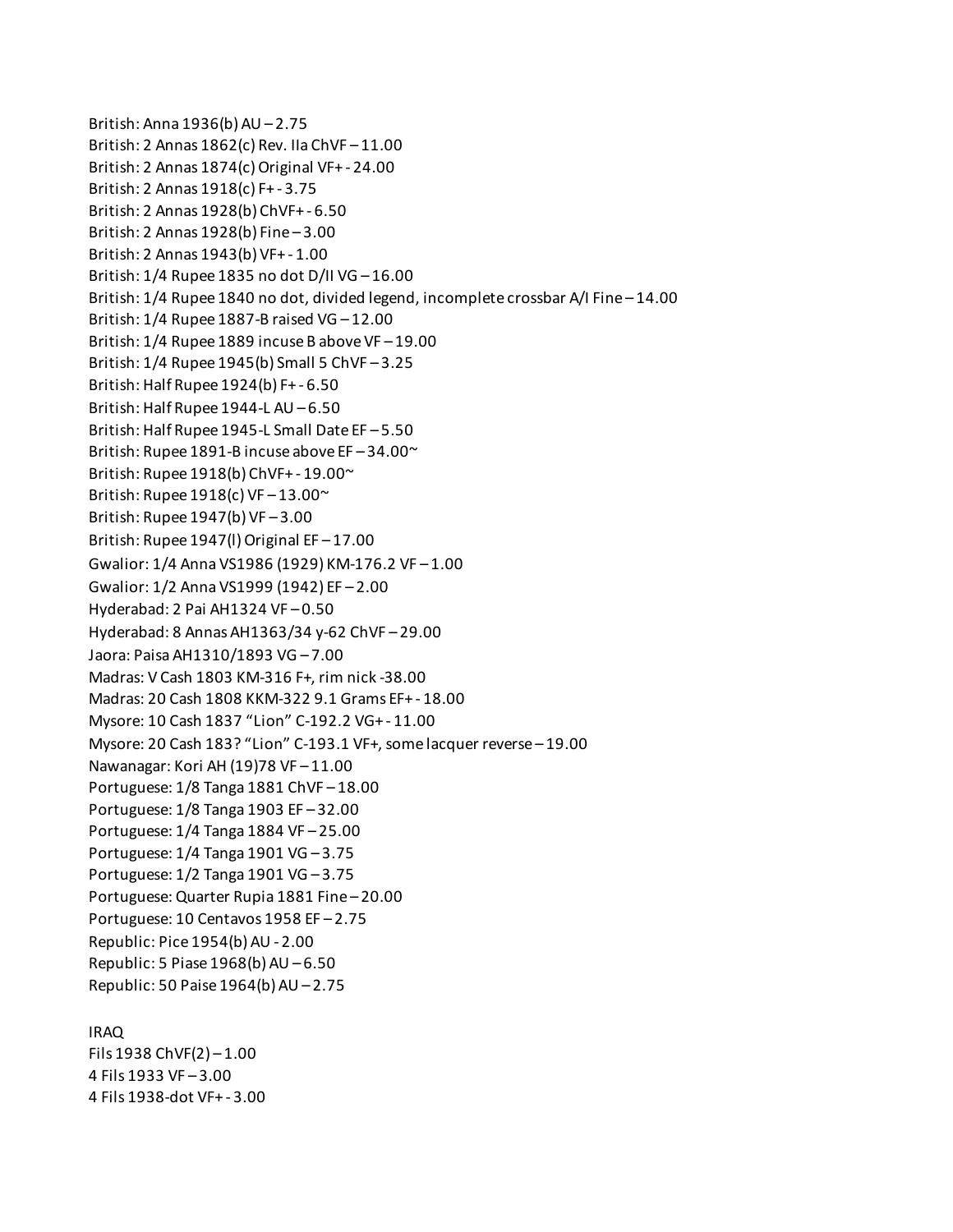British: Anna 1936(b) AU – 2.75
British: 2 Annas 1862(c) Rev. IIa ChVF – 11.00
British: 2 Annas 1874(c) Original VF+ - 24.00
British: 2 Annas 1918(c) F+ - 3.75
British: 2 Annas 1928(b) ChVF+ - 6.50
British: 2 Annas 1928(b) Fine – 3.00
British: 2 Annas 1943(b) VF+ - 1.00
British: 1/4 Rupee 1835 no dot D/II VG – 16.00
British: 1/4 Rupee 1840 no dot, divided legend, incomplete crossbar A/I Fine – 14.00
British: 1/4 Rupee 1887-B raised VG – 12.00
British: 1/4 Rupee 1889 incuse B above VF – 19.00
British: 1/4 Rupee 1945(b) Small 5 ChVF – 3.25
British: Half Rupee 1924(b) F+ - 6.50
British: Half Rupee 1944-L AU – 6.50
British: Half Rupee 1945-L Small Date EF – 5.50
British: Rupee 1891-B incuse above EF – 34.00~
British: Rupee 1918(b) ChVF+ - 19.00~
British: Rupee 1918(c) VF – 13.00~
British: Rupee 1947(b) VF – 3.00
British: Rupee 1947(l) Original EF – 17.00
Gwalior: 1/4 Anna VS1986 (1929) KM-176.2 VF – 1.00
Gwalior: 1/2 Anna VS1999 (1942) EF – 2.00
Hyderabad: 2 Pai AH1324 VF – 0.50
Hyderabad: 8 Annas AH1363/34 y-62 ChVF – 29.00
Jaora: Paisa AH1310/1893 VG – 7.00
Madras: V Cash 1803 KM-316 F+, rim nick -38.00
Madras: 20 Cash 1808 KKM-322 9.1 Grams EF+ - 18.00
Mysore: 10 Cash 1837 “Lion” C-192.2 VG+ - 11.00
Mysore: 20 Cash 183? “Lion” C-193.1 VF+, some lacquer reverse – 19.00
Nawanagar: Kori AH (19)78 VF – 11.00
Portuguese: 1/8 Tanga 1881 ChVF – 18.00
Portuguese: 1/8 Tanga 1903 EF – 32.00
Portuguese: 1/4 Tanga 1884 VF – 25.00
Portuguese: 1/4 Tanga 1901 VG – 3.75
Portuguese: 1/2 Tanga 1901 VG – 3.75
Portuguese: Quarter Rupia 1881 Fine – 20.00
Portuguese: 10 Centavos 1958 EF – 2.75
Republic: Pice 1954(b) AU - 2.00
Republic: 5 Piase 1968(b) AU – 6.50
Republic: 50 Paise 1964(b) AU – 2.75

IRAQ
Fils 1938 ChVF(2) – 1.00
4 Fils 1933 VF – 3.00
4 Fils 1938-dot VF+ - 3.00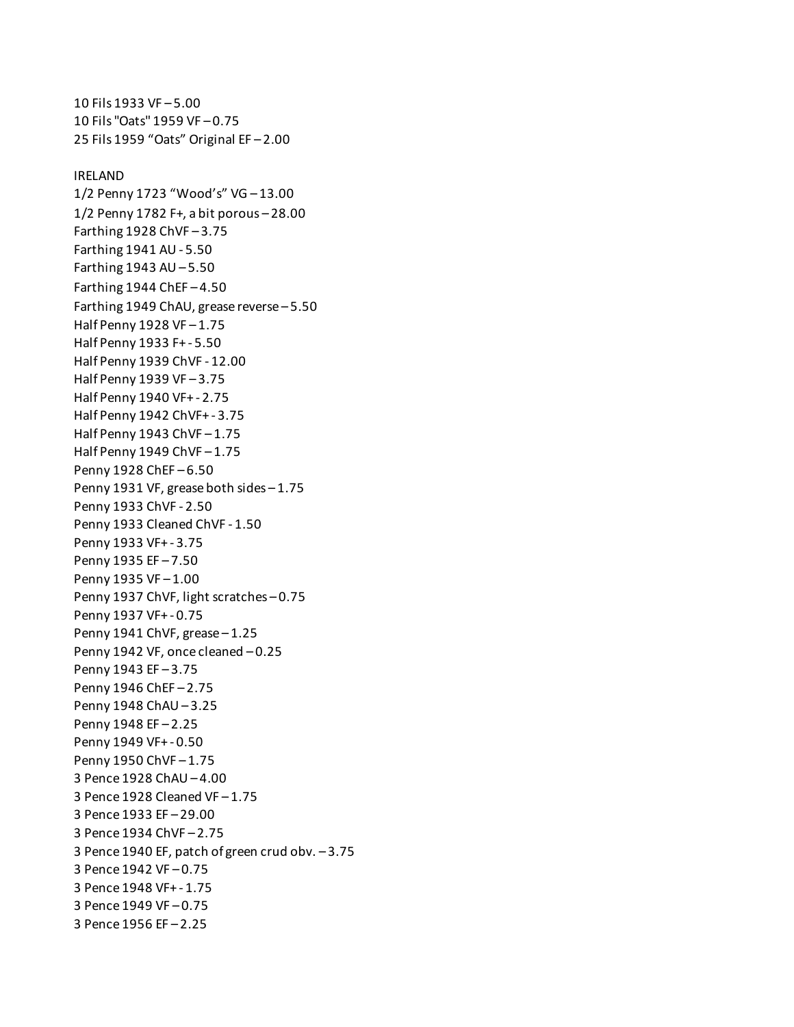10 Fils 1933 VF – 5.00
10 Fils "Oats" 1959 VF – 0.75
25 Fils 1959 "Oats" Original EF – 2.00

IRELAND
1/2 Penny 1723 "Wood's" VG – 13.00
1/2 Penny 1782 F+, a bit porous – 28.00
Farthing 1928 ChVF – 3.75
Farthing 1941 AU - 5.50
Farthing 1943 AU – 5.50
Farthing 1944 ChEF – 4.50
Farthing 1949 ChAU, grease reverse – 5.50
Half Penny 1928 VF – 1.75
Half Penny 1933 F+ - 5.50
Half Penny 1939 ChVF - 12.00
Half Penny 1939 VF – 3.75
Half Penny 1940 VF+ - 2.75
Half Penny 1942 ChVF+ - 3.75
Half Penny 1943 ChVF – 1.75
Half Penny 1949 ChVF – 1.75
Penny 1928 ChEF – 6.50
Penny 1931 VF, grease both sides – 1.75
Penny 1933 ChVF - 2.50
Penny 1933 Cleaned ChVF - 1.50
Penny 1933 VF+ - 3.75
Penny 1935 EF – 7.50
Penny 1935 VF – 1.00
Penny 1937 ChVF, light scratches – 0.75
Penny 1937 VF+ - 0.75
Penny 1941 ChVF, grease – 1.25
Penny 1942 VF, once cleaned – 0.25
Penny 1943 EF – 3.75
Penny 1946 ChEF – 2.75
Penny 1948 ChAU – 3.25
Penny 1948 EF – 2.25
Penny 1949 VF+ - 0.50
Penny 1950 ChVF – 1.75
3 Pence 1928 ChAU – 4.00
3 Pence 1928 Cleaned VF – 1.75
3 Pence 1933 EF – 29.00
3 Pence 1934 ChVF – 2.75
3 Pence 1940 EF, patch of green crud obv. – 3.75
3 Pence 1942 VF – 0.75
3 Pence 1948 VF+ - 1.75
3 Pence 1949 VF – 0.75
3 Pence 1956 EF – 2.25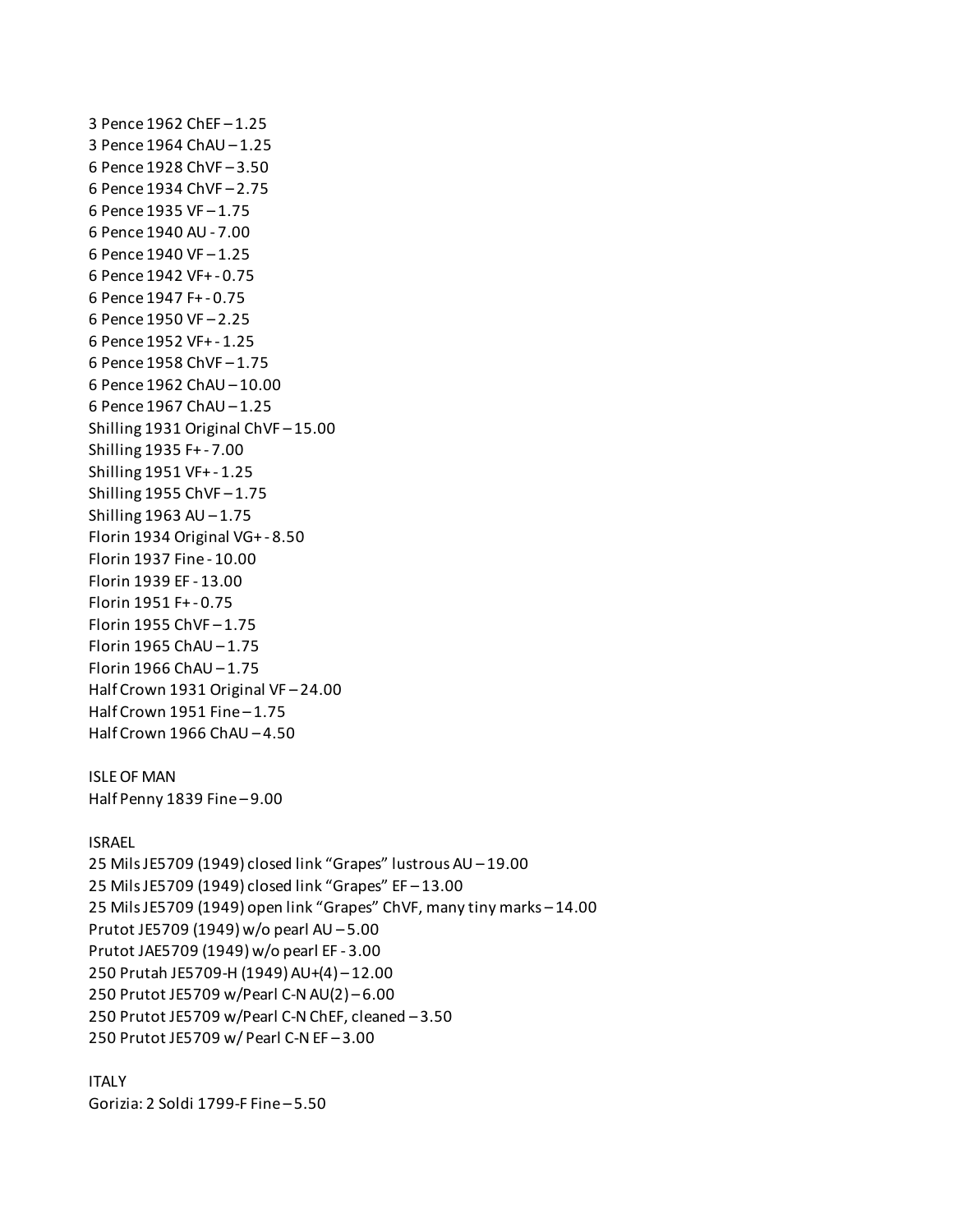3 Pence 1962 ChEF – 1.25
3 Pence 1964 ChAU – 1.25
6 Pence 1928 ChVF – 3.50
6 Pence 1934 ChVF – 2.75
6 Pence 1935 VF – 1.75
6 Pence 1940 AU - 7.00
6 Pence 1940 VF – 1.25
6 Pence 1942 VF+ - 0.75
6 Pence 1947 F+ - 0.75
6 Pence 1950 VF – 2.25
6 Pence 1952 VF+ - 1.25
6 Pence 1958 ChVF – 1.75
6 Pence 1962 ChAU – 10.00
6 Pence 1967 ChAU – 1.25
Shilling 1931 Original ChVF – 15.00
Shilling 1935 F+ - 7.00
Shilling 1951 VF+ - 1.25
Shilling 1955 ChVF – 1.75
Shilling 1963 AU – 1.75
Florin 1934 Original VG+ - 8.50
Florin 1937 Fine - 10.00
Florin 1939 EF - 13.00
Florin 1951 F+ - 0.75
Florin 1955 ChVF – 1.75
Florin 1965 ChAU – 1.75
Florin 1966 ChAU – 1.75
Half Crown 1931 Original VF – 24.00
Half Crown 1951 Fine – 1.75
Half Crown 1966 ChAU – 4.50

ISLE OF MAN
Half Penny 1839 Fine – 9.00

ISRAEL
25 Mils JE5709 (1949) closed link "Grapes" lustrous AU – 19.00
25 Mils JE5709 (1949) closed link "Grapes" EF – 13.00
25 Mils JE5709 (1949) open link "Grapes" ChVF, many tiny marks – 14.00
Prutot JE5709 (1949) w/o pearl AU – 5.00
Prutot JAE5709 (1949) w/o pearl EF - 3.00
250 Prutah JE5709-H (1949) AU+(4) – 12.00
250 Prutot JE5709 w/Pearl C-N AU(2) – 6.00
250 Prutot JE5709 w/Pearl C-N ChEF, cleaned – 3.50
250 Prutot JE5709 w/ Pearl C-N EF – 3.00

ITALY
Gorizia: 2 Soldi 1799-F Fine – 5.50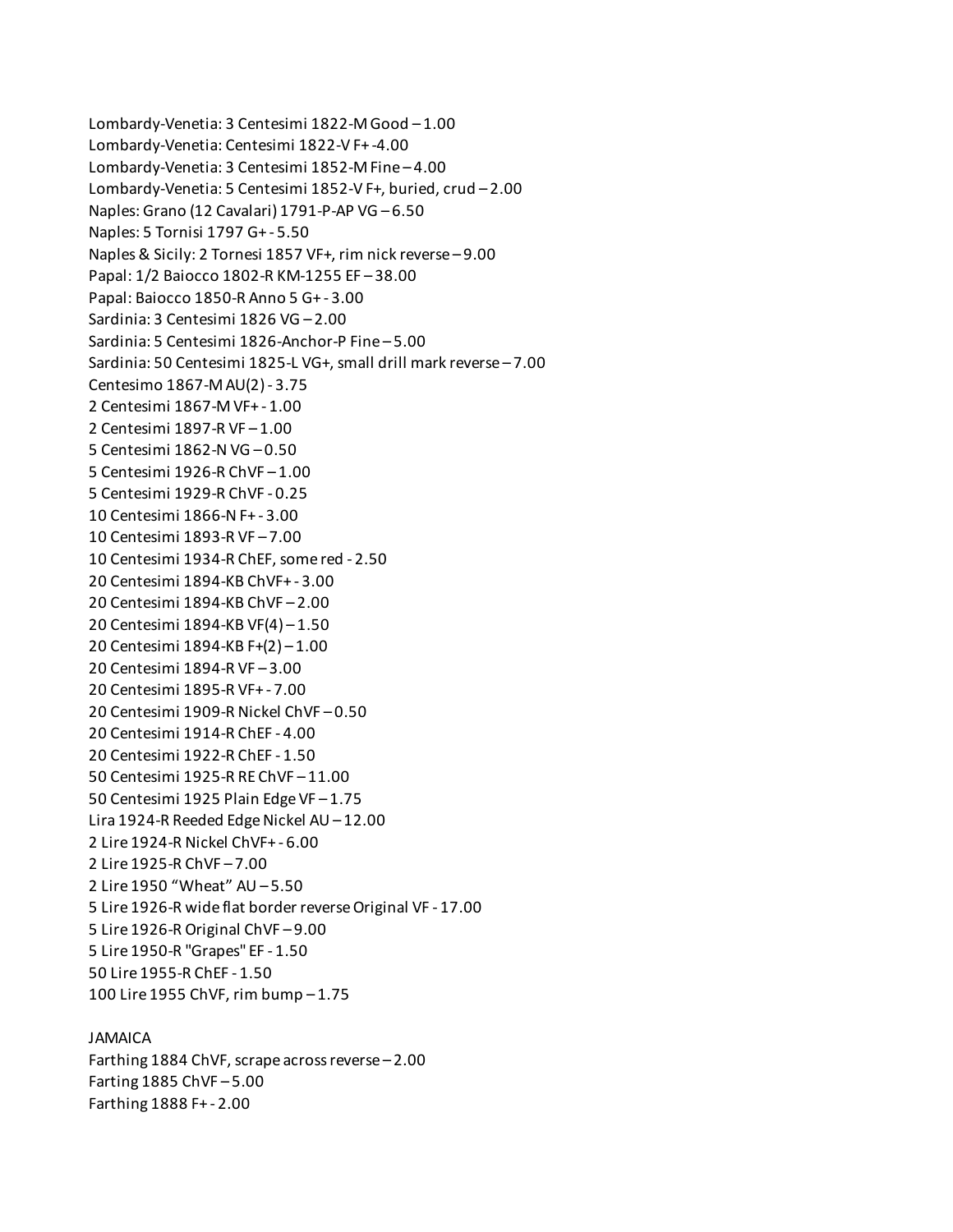Lombardy-Venetia: 3 Centesimi 1822-M Good – 1.00
Lombardy-Venetia: Centesimi 1822-V F+ -4.00
Lombardy-Venetia: 3 Centesimi 1852-M Fine – 4.00
Lombardy-Venetia: 5 Centesimi 1852-V F+, buried, crud – 2.00
Naples: Grano (12 Cavalari) 1791-P-AP VG – 6.50
Naples: 5 Tornisi 1797 G+ - 5.50
Naples & Sicily: 2 Tornesi 1857 VF+, rim nick reverse – 9.00
Papal: 1/2 Baiocco 1802-R KM-1255 EF – 38.00
Papal: Baiocco 1850-R Anno 5 G+ - 3.00
Sardinia: 3 Centesimi 1826 VG – 2.00
Sardinia: 5 Centesimi 1826-Anchor-P Fine – 5.00
Sardinia: 50 Centesimi 1825-L VG+, small drill mark reverse – 7.00
Centesimo 1867-M AU(2) - 3.75
2 Centesimi 1867-M VF+ - 1.00
2 Centesimi 1897-R VF – 1.00
5 Centesimi 1862-N VG – 0.50
5 Centesimi 1926-R ChVF – 1.00
5 Centesimi 1929-R ChVF - 0.25
10 Centesimi 1866-N F+ - 3.00
10 Centesimi 1893-R VF – 7.00
10 Centesimi 1934-R ChEF, some red - 2.50
20 Centesimi 1894-KB ChVF+ - 3.00
20 Centesimi 1894-KB ChVF – 2.00
20 Centesimi 1894-KB VF(4) – 1.50
20 Centesimi 1894-KB F+(2) – 1.00
20 Centesimi 1894-R VF – 3.00
20 Centesimi 1895-R VF+ - 7.00
20 Centesimi 1909-R Nickel ChVF – 0.50
20 Centesimi 1914-R ChEF - 4.00
20 Centesimi 1922-R ChEF - 1.50
50 Centesimi 1925-R RE ChVF – 11.00
50 Centesimi 1925 Plain Edge VF – 1.75
Lira 1924-R Reeded Edge Nickel AU – 12.00
2 Lire 1924-R Nickel ChVF+ - 6.00
2 Lire 1925-R ChVF – 7.00
2 Lire 1950 "Wheat" AU – 5.50
5 Lire 1926-R wide flat border reverse Original VF - 17.00
5 Lire 1926-R Original ChVF – 9.00
5 Lire 1950-R "Grapes" EF - 1.50
50 Lire 1955-R ChEF - 1.50
100 Lire 1955 ChVF, rim bump – 1.75

JAMAICA
Farthing 1884 ChVF, scrape across reverse – 2.00
Farting 1885 ChVF – 5.00
Farthing 1888 F+ - 2.00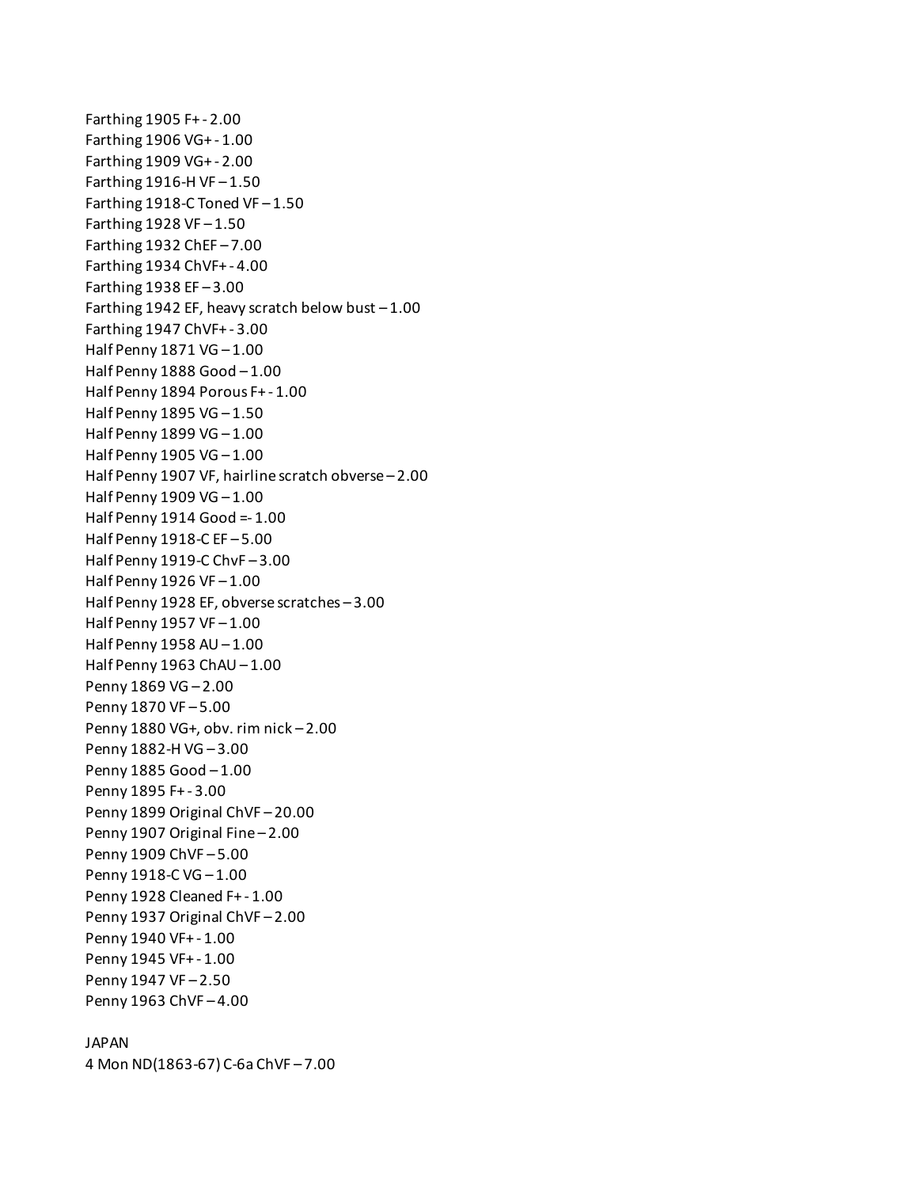Farthing 1905 F+ - 2.00
Farthing 1906 VG+ - 1.00
Farthing 1909 VG+ - 2.00
Farthing 1916-H VF – 1.50
Farthing 1918-C Toned VF – 1.50
Farthing 1928 VF – 1.50
Farthing 1932 ChEF – 7.00
Farthing 1934 ChVF+ - 4.00
Farthing 1938 EF – 3.00
Farthing 1942 EF, heavy scratch below bust – 1.00
Farthing 1947 ChVF+ - 3.00
Half Penny 1871 VG – 1.00
Half Penny 1888 Good – 1.00
Half Penny 1894 Porous F+ - 1.00
Half Penny 1895 VG – 1.50
Half Penny 1899 VG – 1.00
Half Penny 1905 VG – 1.00
Half Penny 1907 VF, hairline scratch obverse – 2.00
Half Penny 1909 VG – 1.00
Half Penny 1914 Good =- 1.00
Half Penny 1918-C EF – 5.00
Half Penny 1919-C ChvF – 3.00
Half Penny 1926 VF – 1.00
Half Penny 1928 EF, obverse scratches – 3.00
Half Penny 1957 VF – 1.00
Half Penny 1958 AU – 1.00
Half Penny 1963 ChAU – 1.00
Penny 1869 VG – 2.00
Penny 1870 VF – 5.00
Penny 1880 VG+, obv. rim nick – 2.00
Penny 1882-H VG – 3.00
Penny 1885 Good – 1.00
Penny 1895 F+ - 3.00
Penny 1899 Original ChVF – 20.00
Penny 1907 Original Fine – 2.00
Penny 1909 ChVF – 5.00
Penny 1918-C VG – 1.00
Penny 1928 Cleaned F+ - 1.00
Penny 1937 Original ChVF – 2.00
Penny 1940 VF+ - 1.00
Penny 1945 VF+ - 1.00
Penny 1947 VF – 2.50
Penny 1963 ChVF – 4.00

JAPAN
4 Mon ND(1863-67) C-6a ChVF – 7.00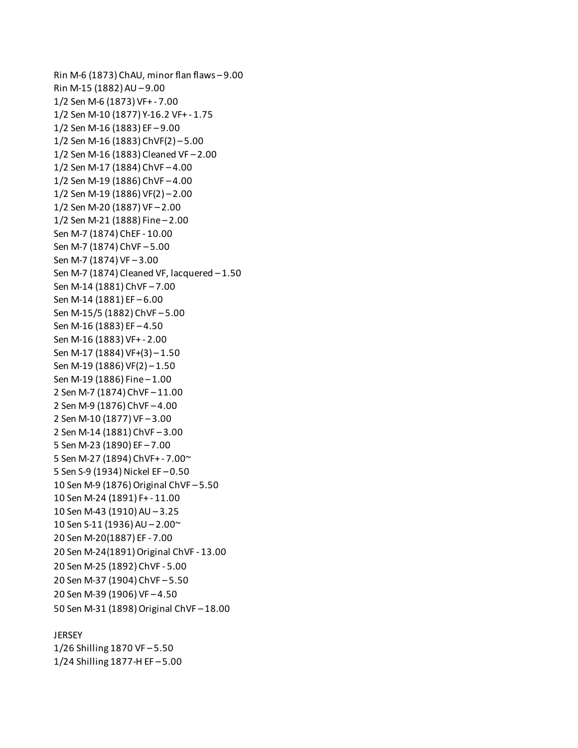Rin M-6 (1873) ChAU, minor flan flaws – 9.00
Rin M-15 (1882) AU – 9.00
1/2 Sen M-6 (1873) VF+ - 7.00
1/2 Sen M-10 (1877) Y-16.2 VF+ - 1.75
1/2 Sen M-16 (1883) EF – 9.00
1/2 Sen M-16 (1883) ChVF(2) – 5.00
1/2 Sen M-16 (1883) Cleaned VF – 2.00
1/2 Sen M-17 (1884) ChVF – 4.00
1/2 Sen M-19 (1886) ChVF – 4.00
1/2 Sen M-19 (1886) VF(2) – 2.00
1/2 Sen M-20 (1887) VF – 2.00
1/2 Sen M-21 (1888) Fine – 2.00
Sen M-7 (1874) ChEF - 10.00
Sen M-7 (1874) ChVF – 5.00
Sen M-7 (1874) VF – 3.00
Sen M-7 (1874) Cleaned VF, lacquered – 1.50
Sen M-14 (1881) ChVF – 7.00
Sen M-14 (1881) EF – 6.00
Sen M-15/5 (1882) ChVF – 5.00
Sen M-16 (1883) EF – 4.50
Sen M-16 (1883) VF+ - 2.00
Sen M-17 (1884) VF+(3) – 1.50
Sen M-19 (1886) VF(2) – 1.50
Sen M-19 (1886) Fine – 1.00
2 Sen M-7 (1874) ChVF – 11.00
2 Sen M-9 (1876) ChVF – 4.00
2 Sen M-10 (1877) VF – 3.00
2 Sen M-14 (1881) ChVF – 3.00
5 Sen M-23 (1890) EF – 7.00
5 Sen M-27 (1894) ChVF+ - 7.00~
5 Sen S-9 (1934) Nickel EF – 0.50
10 Sen M-9 (1876) Original ChVF – 5.50
10 Sen M-24 (1891) F+ - 11.00
10 Sen M-43 (1910) AU – 3.25
10 Sen S-11 (1936) AU – 2.00~
20 Sen M-20(1887) EF - 7.00
20 Sen M-24(1891) Original ChVF - 13.00
20 Sen M-25 (1892) ChVF - 5.00
20 Sen M-37 (1904) ChVF – 5.50
20 Sen M-39 (1906) VF – 4.50
50 Sen M-31 (1898) Original ChVF – 18.00

JERSEY
1/26 Shilling 1870 VF – 5.50
1/24 Shilling 1877-H EF – 5.00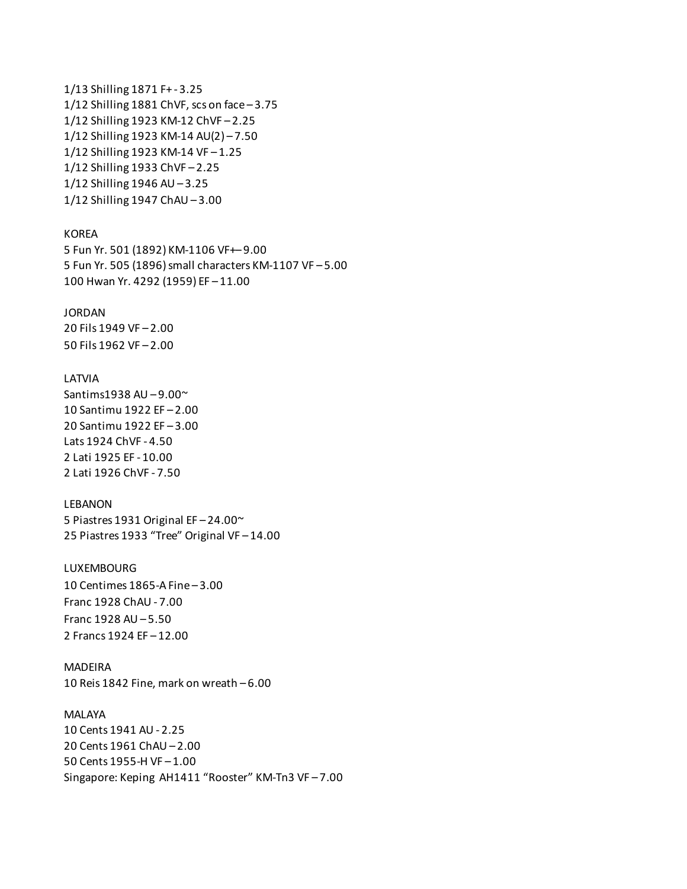1/13 Shilling 1871 F+ - 3.25
1/12 Shilling 1881 ChVF, scs on face – 3.75
1/12 Shilling 1923 KM-12 ChVF – 2.25
1/12 Shilling 1923 KM-14 AU(2) – 7.50
1/12 Shilling 1923 KM-14 VF – 1.25
1/12 Shilling 1933 ChVF – 2.25
1/12 Shilling 1946 AU – 3.25
1/12 Shilling 1947 ChAU – 3.00

KOREA
5 Fun Yr. 501 (1892) KM-1106 VF+– 9.00
5 Fun Yr. 505 (1896) small characters KM-1107 VF – 5.00
100 Hwan Yr. 4292 (1959) EF – 11.00

JORDAN
20 Fils 1949 VF – 2.00
50 Fils 1962 VF – 2.00

LATVIA
Santims1938 AU – 9.00~
10 Santimu 1922 EF – 2.00
20 Santimu 1922 EF – 3.00
Lats 1924 ChVF - 4.50
2 Lati 1925 EF - 10.00
2 Lati 1926 ChVF - 7.50

LEBANON
5 Piastres 1931 Original EF – 24.00~
25 Piastres 1933 “Tree” Original VF – 14.00

LUXEMBOURG
10 Centimes 1865-A Fine – 3.00
Franc 1928 ChAU - 7.00
Franc 1928 AU – 5.50
2 Francs 1924 EF – 12.00

MADEIRA
10 Reis 1842 Fine, mark on wreath – 6.00

MALAYA
10 Cents 1941 AU - 2.25
20 Cents 1961 ChAU – 2.00
50 Cents 1955-H VF – 1.00
Singapore: Keping AH1411 “Rooster” KM-Tn3 VF – 7.00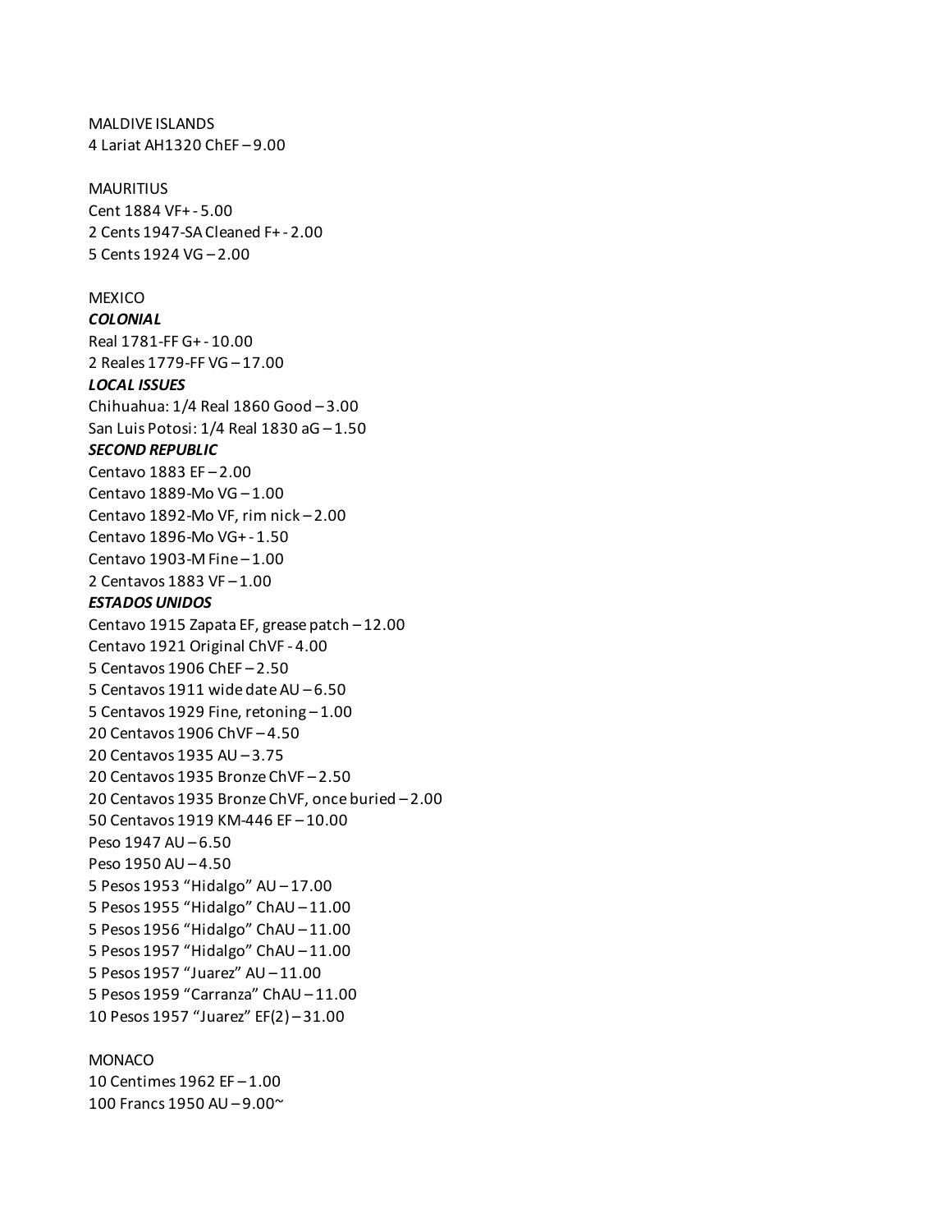MALDIVE ISLANDS
4 Lariat AH1320 ChEF – 9.00

MAURITIUS
Cent 1884 VF+ - 5.00
2 Cents 1947-SA Cleaned F+ - 2.00
5 Cents 1924 VG – 2.00

MEXICO
***COLONIAL***
Real 1781-FF G+ - 10.00
2 Reales 1779-FF VG – 17.00
***LOCAL ISSUES***
Chihuahua: 1/4 Real 1860 Good – 3.00
San Luis Potosi: 1/4 Real 1830 aG – 1.50
***SECOND REPUBLIC***
Centavo 1883 EF – 2.00
Centavo 1889-Mo VG – 1.00
Centavo 1892-Mo VF, rim nick – 2.00
Centavo 1896-Mo VG+ - 1.50
Centavo 1903-M Fine – 1.00
2 Centavos 1883 VF – 1.00
***ESTADOS UNIDOS***
Centavo 1915 Zapata EF, grease patch – 12.00
Centavo 1921 Original ChVF - 4.00
5 Centavos 1906 ChEF – 2.50
5 Centavos 1911 wide date AU – 6.50
5 Centavos 1929 Fine, retoning – 1.00
20 Centavos 1906 ChVF – 4.50
20 Centavos 1935 AU – 3.75
20 Centavos 1935 Bronze ChVF – 2.50
20 Centavos 1935 Bronze ChVF, once buried – 2.00
50 Centavos 1919 KM-446 EF – 10.00
Peso 1947 AU – 6.50
Peso 1950 AU – 4.50
5 Pesos 1953 "Hidalgo" AU – 17.00
5 Pesos 1955 "Hidalgo" ChAU – 11.00
5 Pesos 1956 "Hidalgo" ChAU – 11.00
5 Pesos 1957 "Hidalgo" ChAU – 11.00
5 Pesos 1957 "Juarez" AU – 11.00
5 Pesos 1959 "Carranza" ChAU – 11.00
10 Pesos 1957 "Juarez" EF(2) – 31.00

MONACO
10 Centimes 1962 EF – 1.00
100 Francs 1950 AU – 9.00~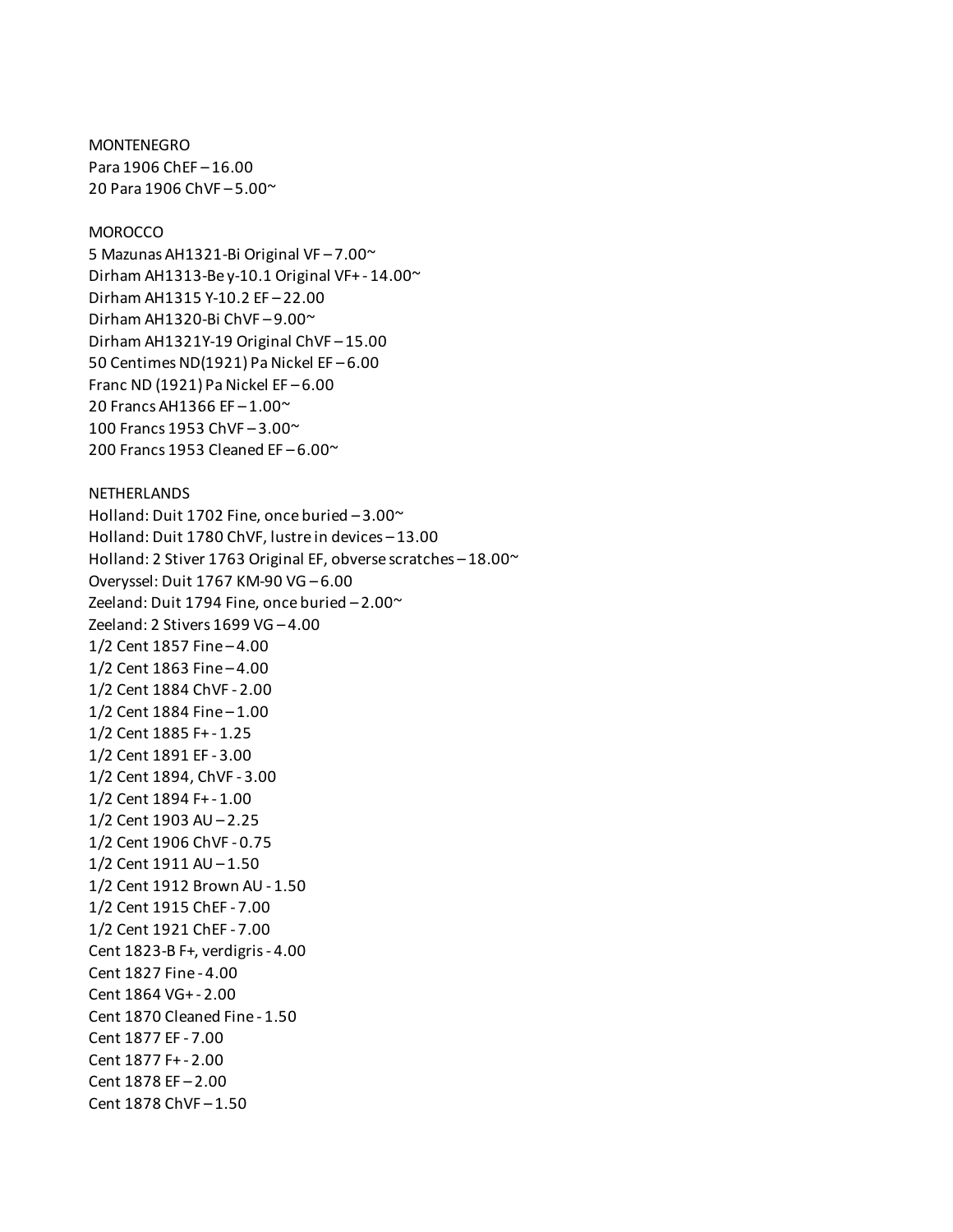MONTENEGRO

Para 1906 ChEF – 16.00

20 Para 1906 ChVF – 5.00~

MOROCCO

5 Mazunas AH1321-Bi Original VF – 7.00~

Dirham AH1313-Be y-10.1 Original VF+ - 14.00~

Dirham AH1315 Y-10.2 EF – 22.00

Dirham AH1320-Bi ChVF – 9.00~

Dirham AH1321Y-19 Original ChVF – 15.00

50 Centimes ND(1921) Pa Nickel EF – 6.00

Franc ND (1921) Pa Nickel EF – 6.00

20 Francs AH1366 EF – 1.00~

100 Francs 1953 ChVF – 3.00~

200 Francs 1953 Cleaned EF – 6.00~

NETHERLANDS

Holland: Duit 1702 Fine, once buried – 3.00~

Holland: Duit 1780 ChVF, lustre in devices – 13.00

Holland: 2 Stiver 1763 Original EF, obverse scratches – 18.00~

Overyssel: Duit 1767 KM-90 VG – 6.00

Zeeland: Duit 1794 Fine, once buried – 2.00~

Zeeland: 2 Stivers 1699 VG – 4.00

1/2 Cent 1857 Fine – 4.00

1/2 Cent 1863 Fine – 4.00

1/2 Cent 1884 ChVF - 2.00

1/2 Cent 1884 Fine – 1.00

1/2 Cent 1885 F+ - 1.25

1/2 Cent 1891 EF - 3.00

1/2 Cent 1894, ChVF - 3.00

1/2 Cent 1894 F+ - 1.00

1/2 Cent 1903 AU – 2.25

1/2 Cent 1906 ChVF - 0.75

1/2 Cent 1911 AU – 1.50

1/2 Cent 1912 Brown AU - 1.50

1/2 Cent 1915 ChEF - 7.00

1/2 Cent 1921 ChEF - 7.00

Cent 1823-B F+, verdigris - 4.00

Cent 1827 Fine - 4.00

Cent 1864 VG+ - 2.00

Cent 1870 Cleaned Fine - 1.50

Cent 1877 EF - 7.00

Cent 1877 F+ - 2.00

Cent 1878 EF – 2.00

Cent 1878 ChVF – 1.50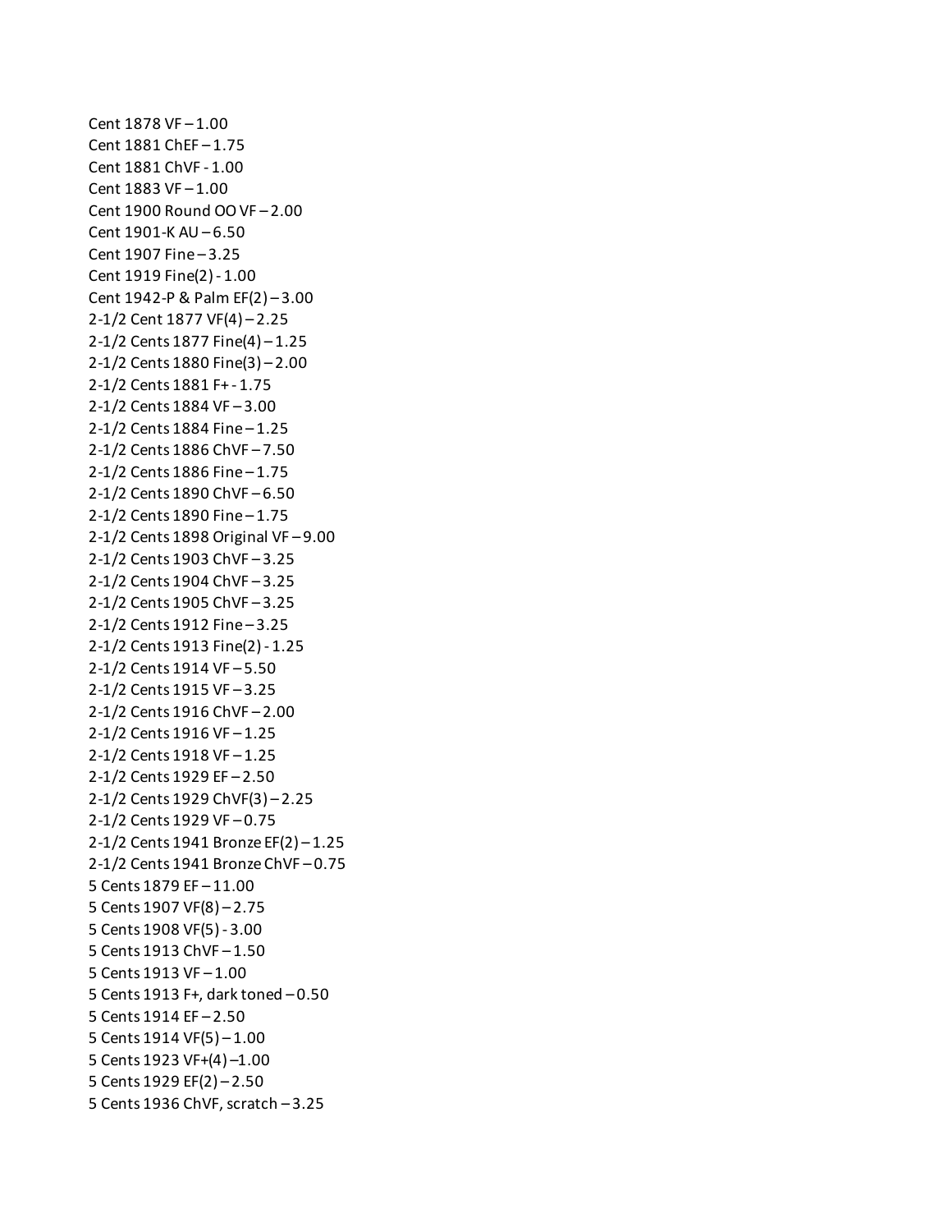Cent 1878 VF – 1.00
Cent 1881 ChEF – 1.75
Cent 1881 ChVF - 1.00
Cent 1883 VF – 1.00
Cent 1900 Round OO VF – 2.00
Cent 1901-K AU – 6.50
Cent 1907 Fine – 3.25
Cent 1919 Fine(2) - 1.00
Cent 1942-P & Palm EF(2) – 3.00
2-1/2 Cent 1877 VF(4) – 2.25
2-1/2 Cents 1877 Fine(4) – 1.25
2-1/2 Cents 1880 Fine(3) – 2.00
2-1/2 Cents 1881 F+ - 1.75
2-1/2 Cents 1884 VF – 3.00
2-1/2 Cents 1884 Fine – 1.25
2-1/2 Cents 1886 ChVF – 7.50
2-1/2 Cents 1886 Fine – 1.75
2-1/2 Cents 1890 ChVF – 6.50
2-1/2 Cents 1890 Fine – 1.75
2-1/2 Cents 1898 Original VF – 9.00
2-1/2 Cents 1903 ChVF – 3.25
2-1/2 Cents 1904 ChVF – 3.25
2-1/2 Cents 1905 ChVF – 3.25
2-1/2 Cents 1912 Fine – 3.25
2-1/2 Cents 1913 Fine(2) - 1.25
2-1/2 Cents 1914 VF – 5.50
2-1/2 Cents 1915 VF – 3.25
2-1/2 Cents 1916 ChVF – 2.00
2-1/2 Cents 1916 VF – 1.25
2-1/2 Cents 1918 VF – 1.25
2-1/2 Cents 1929 EF – 2.50
2-1/2 Cents 1929 ChVF(3) – 2.25
2-1/2 Cents 1929 VF – 0.75
2-1/2 Cents 1941 Bronze EF(2) – 1.25
2-1/2 Cents 1941 Bronze ChVF – 0.75
5 Cents 1879 EF – 11.00
5 Cents 1907 VF(8) – 2.75
5 Cents 1908 VF(5) - 3.00
5 Cents 1913 ChVF – 1.50
5 Cents 1913 VF – 1.00
5 Cents 1913 F+, dark toned – 0.50
5 Cents 1914 EF – 2.50
5 Cents 1914 VF(5) – 1.00
5 Cents 1923 VF+(4) –1.00
5 Cents 1929 EF(2) – 2.50
5 Cents 1936 ChVF, scratch – 3.25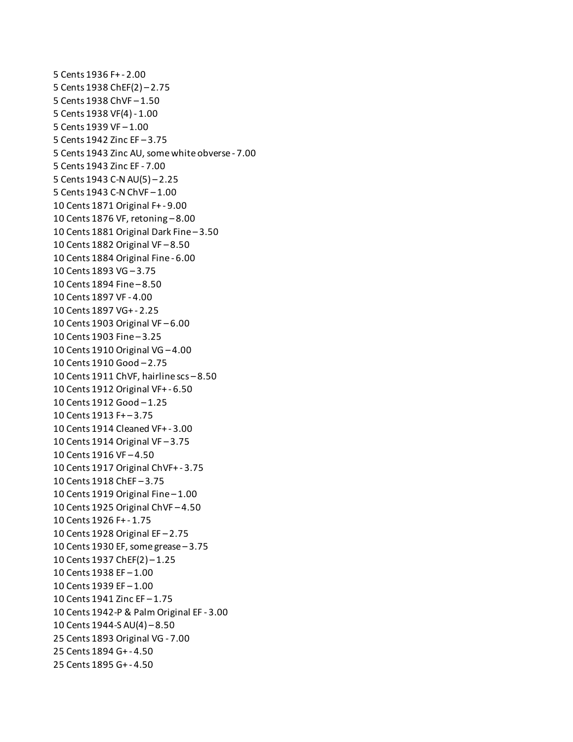5 Cents 1936 F+ - 2.00
5 Cents 1938 ChEF(2) – 2.75
5 Cents 1938 ChVF – 1.50
5 Cents 1938 VF(4) - 1.00
5 Cents 1939 VF – 1.00
5 Cents 1942 Zinc EF – 3.75
5 Cents 1943 Zinc AU, some white obverse - 7.00
5 Cents 1943 Zinc EF - 7.00
5 Cents 1943 C-N AU(5) – 2.25
5 Cents 1943 C-N ChVF – 1.00
10 Cents 1871 Original F+ - 9.00
10 Cents 1876 VF, retoning – 8.00
10 Cents 1881 Original Dark Fine – 3.50
10 Cents 1882 Original VF – 8.50
10 Cents 1884 Original Fine - 6.00
10 Cents 1893 VG – 3.75
10 Cents 1894 Fine – 8.50
10 Cents 1897 VF - 4.00
10 Cents 1897 VG+ - 2.25
10 Cents 1903 Original VF – 6.00
10 Cents 1903 Fine – 3.25
10 Cents 1910 Original VG – 4.00
10 Cents 1910 Good – 2.75
10 Cents 1911 ChVF, hairline scs – 8.50
10 Cents 1912 Original VF+ - 6.50
10 Cents 1912 Good – 1.25
10 Cents 1913 F+ – 3.75
10 Cents 1914 Cleaned VF+ - 3.00
10 Cents 1914 Original VF – 3.75
10 Cents 1916 VF – 4.50
10 Cents 1917 Original ChVF+ - 3.75
10 Cents 1918 ChEF – 3.75
10 Cents 1919 Original Fine – 1.00
10 Cents 1925 Original ChVF – 4.50
10 Cents 1926 F+ - 1.75
10 Cents 1928 Original EF – 2.75
10 Cents 1930 EF, some grease – 3.75
10 Cents 1937 ChEF(2) – 1.25
10 Cents 1938 EF – 1.00
10 Cents 1939 EF – 1.00
10 Cents 1941 Zinc EF – 1.75
10 Cents 1942-P & Palm Original EF - 3.00
10 Cents 1944-S AU(4) – 8.50
25 Cents 1893 Original VG - 7.00
25 Cents 1894 G+ - 4.50
25 Cents 1895 G+ - 4.50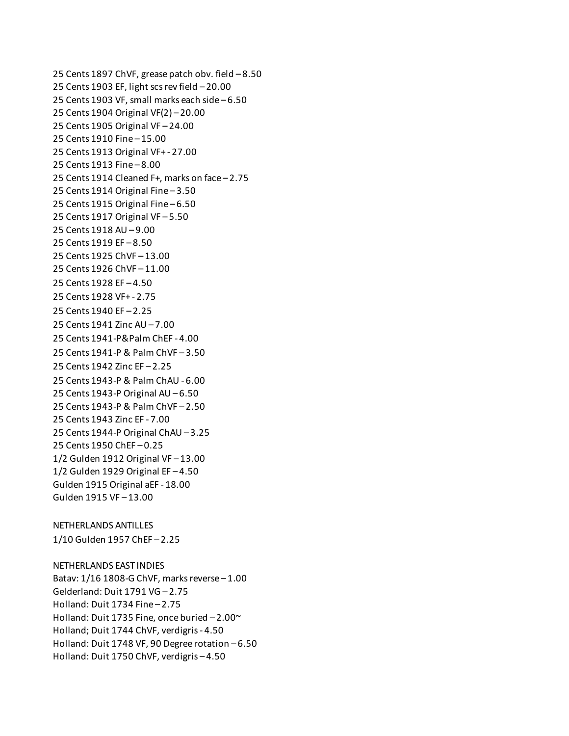25 Cents 1897 ChVF, grease patch obv. field – 8.50
25 Cents 1903 EF, light scs rev field – 20.00
25 Cents 1903 VF, small marks each side – 6.50
25 Cents 1904 Original VF(2) – 20.00
25 Cents 1905 Original VF – 24.00
25 Cents 1910 Fine – 15.00
25 Cents 1913 Original VF+ - 27.00
25 Cents 1913 Fine – 8.00
25 Cents 1914 Cleaned F+, marks on face – 2.75
25 Cents 1914 Original Fine – 3.50
25 Cents 1915 Original Fine – 6.50
25 Cents 1917 Original VF – 5.50
25 Cents 1918 AU – 9.00
25 Cents 1919 EF – 8.50
25 Cents 1925 ChVF – 13.00
25 Cents 1926 ChVF – 11.00
25 Cents 1928 EF – 4.50
25 Cents 1928 VF+ - 2.75
25 Cents 1940 EF – 2.25
25 Cents 1941 Zinc AU – 7.00
25 Cents 1941-P&Palm ChEF - 4.00
25 Cents 1941-P & Palm ChVF – 3.50
25 Cents 1942 Zinc EF – 2.25
25 Cents 1943-P & Palm ChAU - 6.00
25 Cents 1943-P Original AU – 6.50
25 Cents 1943-P & Palm ChVF – 2.50
25 Cents 1943 Zinc EF - 7.00
25 Cents 1944-P Original ChAU – 3.25
25 Cents 1950 ChEF – 0.25
1/2 Gulden 1912 Original VF – 13.00
1/2 Gulden 1929 Original EF – 4.50
Gulden 1915 Original aEF - 18.00
Gulden 1915 VF – 13.00

NETHERLANDS ANTILLES
1/10 Gulden 1957 ChEF – 2.25

NETHERLANDS EAST INDIES
Batav: 1/16 1808-G ChVF, marks reverse – 1.00
Gelderland: Duit 1791 VG – 2.75
Holland: Duit 1734 Fine – 2.75
Holland: Duit 1735 Fine, once buried – 2.00~
Holland; Duit 1744 ChVF, verdigris - 4.50
Holland: Duit 1748 VF, 90 Degree rotation – 6.50
Holland: Duit 1750 ChVF, verdigris – 4.50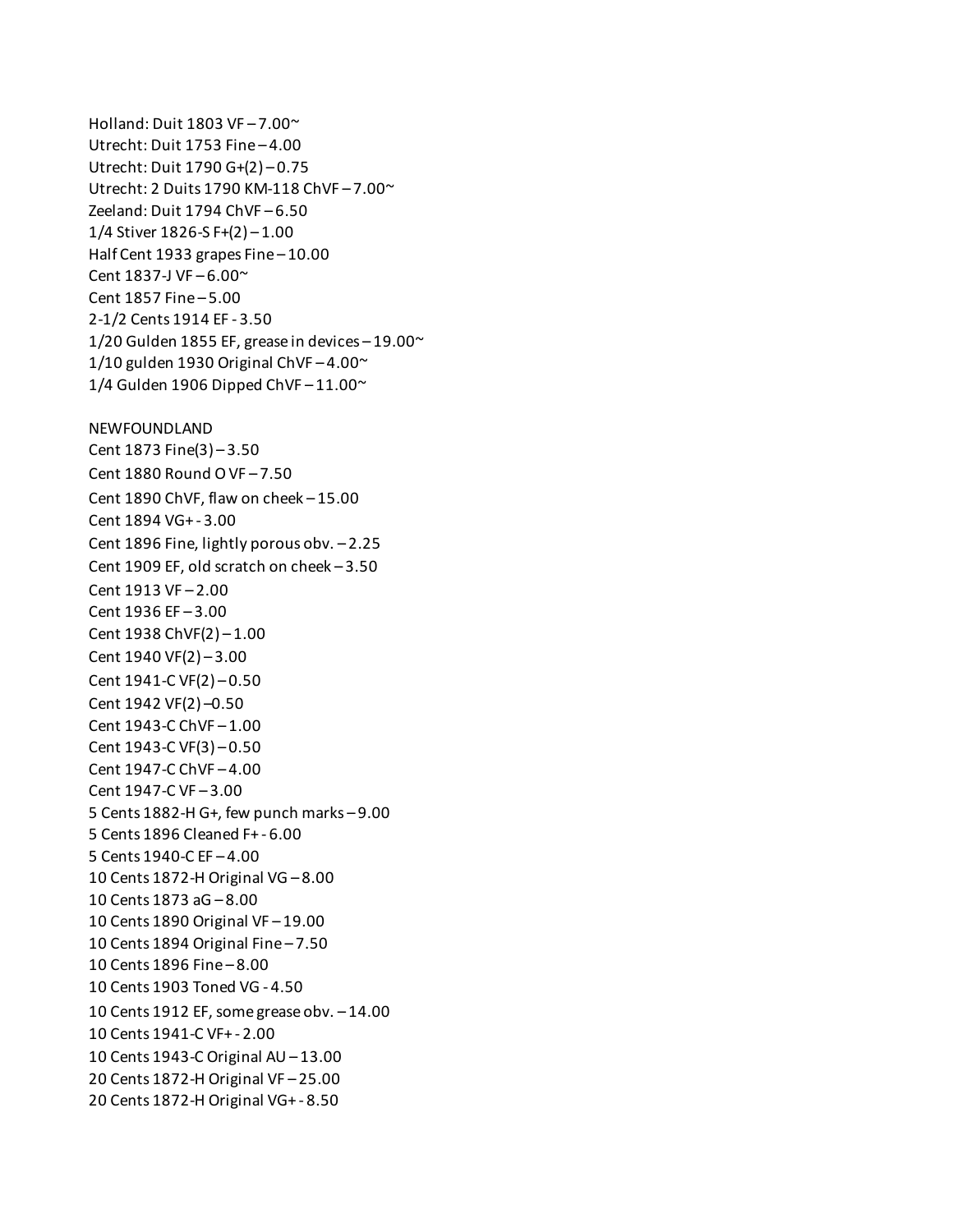Holland: Duit 1803 VF – 7.00~
Utrecht: Duit 1753 Fine – 4.00
Utrecht: Duit 1790 G+(2) – 0.75
Utrecht: 2 Duits 1790 KM-118 ChVF – 7.00~
Zeeland: Duit 1794 ChVF – 6.50
1/4 Stiver 1826-S F+(2) – 1.00
Half Cent 1933 grapes Fine – 10.00
Cent 1837-J VF – 6.00~
Cent 1857 Fine – 5.00
2-1/2 Cents 1914 EF - 3.50
1/20 Gulden 1855 EF, grease in devices – 19.00~
1/10 gulden 1930 Original ChVF – 4.00~
1/4 Gulden 1906 Dipped ChVF – 11.00~

NEWFOUNDLAND
Cent 1873 Fine(3) – 3.50
Cent 1880 Round O VF – 7.50
Cent 1890 ChVF, flaw on cheek – 15.00
Cent 1894 VG+ - 3.00
Cent 1896 Fine, lightly porous obv. – 2.25
Cent 1909 EF, old scratch on cheek – 3.50
Cent 1913 VF – 2.00
Cent 1936 EF – 3.00
Cent 1938 ChVF(2) – 1.00
Cent 1940 VF(2) – 3.00
Cent 1941-C VF(2) – 0.50
Cent 1942 VF(2) –0.50
Cent 1943-C ChVF – 1.00
Cent 1943-C VF(3) – 0.50
Cent 1947-C ChVF – 4.00
Cent 1947-C VF – 3.00
5 Cents 1882-H G+, few punch marks – 9.00
5 Cents 1896 Cleaned F+ - 6.00
5 Cents 1940-C EF – 4.00
10 Cents 1872-H Original VG – 8.00
10 Cents 1873 aG – 8.00
10 Cents 1890 Original VF – 19.00
10 Cents 1894 Original Fine – 7.50
10 Cents 1896 Fine – 8.00
10 Cents 1903 Toned VG - 4.50
10 Cents 1912 EF, some grease obv. – 14.00
10 Cents 1941-C VF+ - 2.00
10 Cents 1943-C Original AU – 13.00
20 Cents 1872-H Original VF – 25.00
20 Cents 1872-H Original VG+ - 8.50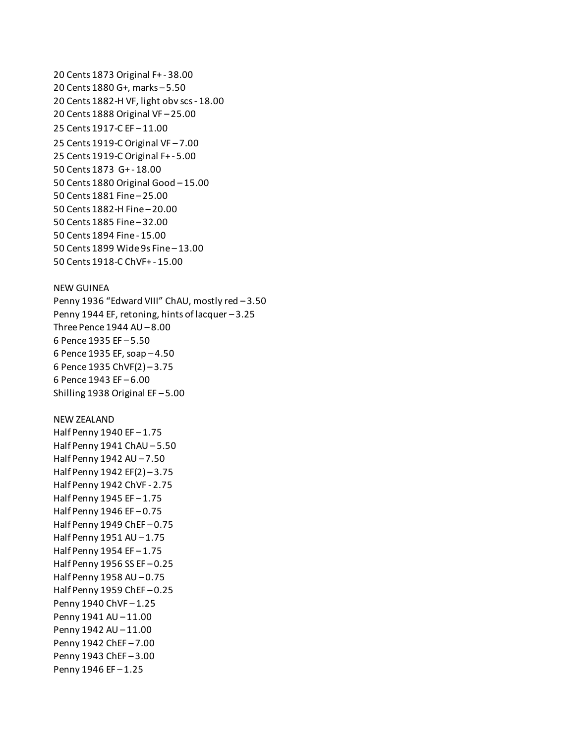20 Cents 1873 Original F+ - 38.00
20 Cents 1880 G+, marks – 5.50
20 Cents 1882-H VF, light obv scs - 18.00
20 Cents 1888 Original VF – 25.00
25 Cents 1917-C EF – 11.00
25 Cents 1919-C Original VF – 7.00
25 Cents 1919-C Original F+ - 5.00
50 Cents 1873 G+ - 18.00
50 Cents 1880 Original Good – 15.00
50 Cents 1881 Fine – 25.00
50 Cents 1882-H Fine – 20.00
50 Cents 1885 Fine – 32.00
50 Cents 1894 Fine - 15.00
50 Cents 1899 Wide 9s Fine – 13.00
50 Cents 1918-C ChVF+ - 15.00

NEW GUINEA
Penny 1936 "Edward VIII" ChAU, mostly red – 3.50
Penny 1944 EF, retoning, hints of lacquer – 3.25
Three Pence 1944 AU – 8.00
6 Pence 1935 EF – 5.50
6 Pence 1935 EF, soap – 4.50
6 Pence 1935 ChVF(2) – 3.75
6 Pence 1943 EF – 6.00
Shilling 1938 Original EF – 5.00

NEW ZEALAND
Half Penny 1940 EF – 1.75
Half Penny 1941 ChAU – 5.50
Half Penny 1942 AU – 7.50
Half Penny 1942 EF(2) – 3.75
Half Penny 1942 ChVF - 2.75
Half Penny 1945 EF – 1.75
Half Penny 1946 EF – 0.75
Half Penny 1949 ChEF – 0.75
Half Penny 1951 AU – 1.75
Half Penny 1954 EF – 1.75
Half Penny 1956 SS EF – 0.25
Half Penny 1958 AU – 0.75
Half Penny 1959 ChEF – 0.25
Penny 1940 ChVF – 1.25
Penny 1941 AU – 11.00
Penny 1942 AU – 11.00
Penny 1942 ChEF – 7.00
Penny 1943 ChEF – 3.00
Penny 1946 EF – 1.25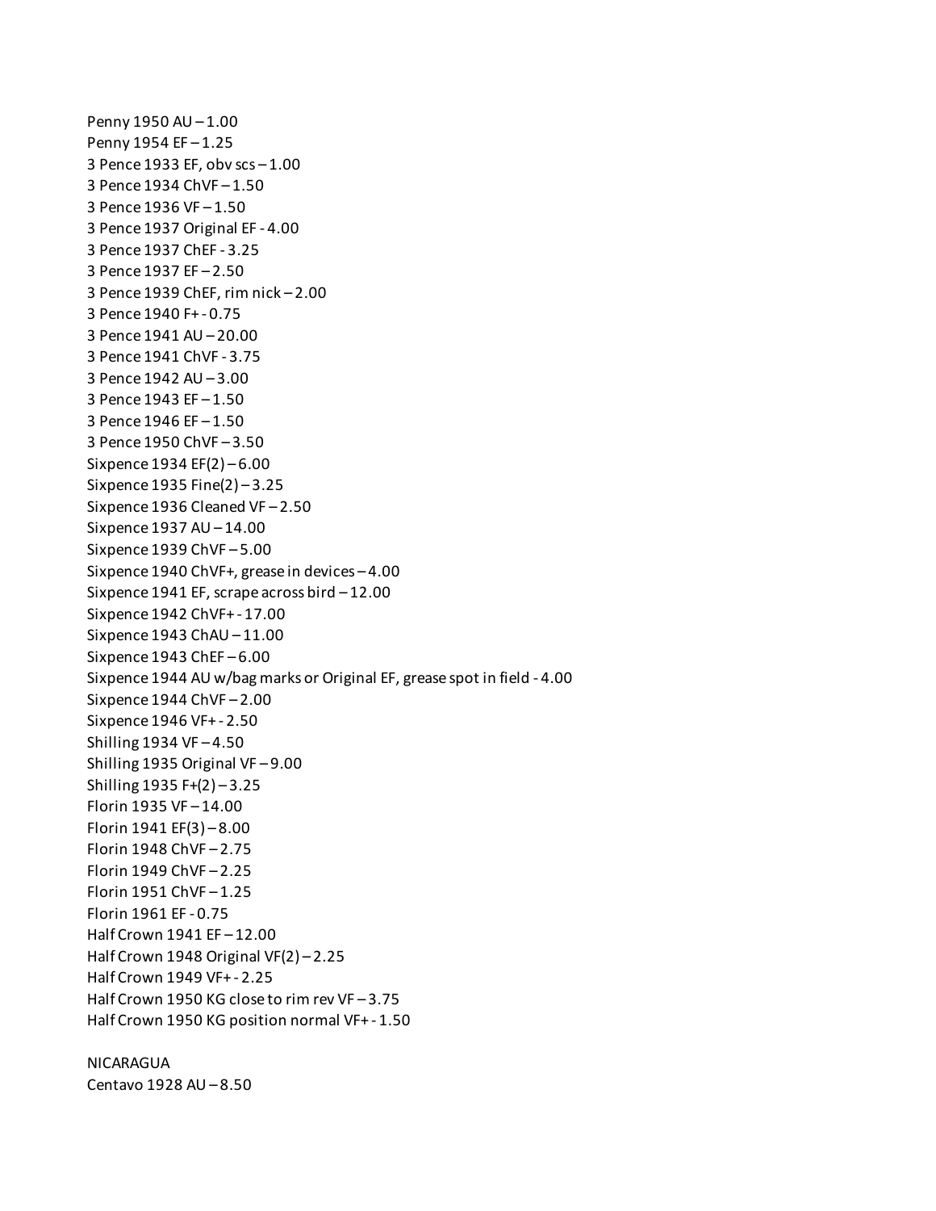Penny 1950 AU – 1.00
Penny 1954 EF – 1.25
3 Pence 1933 EF, obv scs – 1.00
3 Pence 1934 ChVF – 1.50
3 Pence 1936 VF – 1.50
3 Pence 1937 Original EF - 4.00
3 Pence 1937 ChEF - 3.25
3 Pence 1937 EF – 2.50
3 Pence 1939 ChEF, rim nick – 2.00
3 Pence 1940 F+ - 0.75
3 Pence 1941 AU – 20.00
3 Pence 1941 ChVF - 3.75
3 Pence 1942 AU – 3.00
3 Pence 1943 EF – 1.50
3 Pence 1946 EF – 1.50
3 Pence 1950 ChVF – 3.50
Sixpence 1934 EF(2) – 6.00
Sixpence 1935 Fine(2) – 3.25
Sixpence 1936 Cleaned VF – 2.50
Sixpence 1937 AU – 14.00
Sixpence 1939 ChVF – 5.00
Sixpence 1940 ChVF+, grease in devices – 4.00
Sixpence 1941 EF, scrape across bird – 12.00
Sixpence 1942 ChVF+ - 17.00
Sixpence 1943 ChAU – 11.00
Sixpence 1943 ChEF – 6.00
Sixpence 1944 AU w/bag marks or Original EF, grease spot in field - 4.00
Sixpence 1944 ChVF – 2.00
Sixpence 1946 VF+ - 2.50
Shilling 1934 VF – 4.50
Shilling 1935 Original VF – 9.00
Shilling 1935 F+(2) – 3.25
Florin 1935 VF – 14.00
Florin 1941 EF(3) – 8.00
Florin 1948 ChVF – 2.75
Florin 1949 ChVF – 2.25
Florin 1951 ChVF – 1.25
Florin 1961 EF - 0.75
Half Crown 1941 EF – 12.00
Half Crown 1948 Original VF(2) – 2.25
Half Crown 1949 VF+ - 2.25
Half Crown 1950 KG close to rim rev VF – 3.75
Half Crown 1950 KG position normal VF+ - 1.50

NICARAGUA
Centavo 1928 AU – 8.50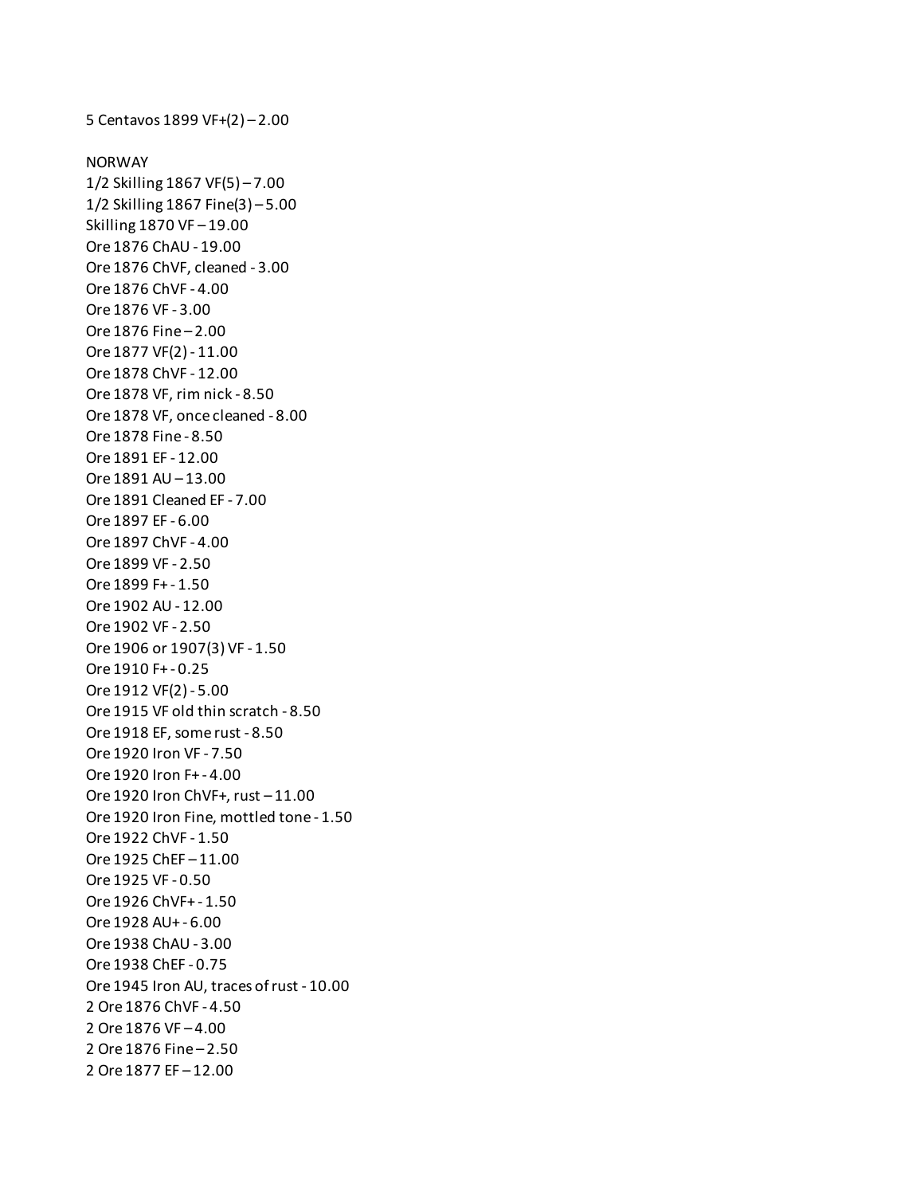5 Centavos 1899 VF+(2) – 2.00

NORWAY

1/2 Skilling 1867 VF(5) – 7.00
1/2 Skilling 1867 Fine(3) – 5.00
Skilling 1870 VF – 19.00
Ore 1876 ChAU - 19.00
Ore 1876 ChVF, cleaned - 3.00
Ore 1876 ChVF - 4.00
Ore 1876 VF - 3.00
Ore 1876 Fine – 2.00
Ore 1877 VF(2) - 11.00
Ore 1878 ChVF - 12.00
Ore 1878 VF, rim nick - 8.50
Ore 1878 VF, once cleaned - 8.00
Ore 1878 Fine - 8.50
Ore 1891 EF - 12.00
Ore 1891 AU – 13.00
Ore 1891 Cleaned EF - 7.00
Ore 1897 EF - 6.00
Ore 1897 ChVF - 4.00
Ore 1899 VF - 2.50
Ore 1899 F+ - 1.50
Ore 1902 AU - 12.00
Ore 1902 VF - 2.50
Ore 1906 or 1907(3) VF - 1.50
Ore 1910 F+ - 0.25
Ore 1912 VF(2) - 5.00
Ore 1915 VF old thin scratch - 8.50
Ore 1918 EF, some rust - 8.50
Ore 1920 Iron VF - 7.50
Ore 1920 Iron F+ - 4.00
Ore 1920 Iron ChVF+, rust – 11.00
Ore 1920 Iron Fine, mottled tone - 1.50
Ore 1922 ChVF - 1.50
Ore 1925 ChEF – 11.00
Ore 1925 VF - 0.50
Ore 1926 ChVF+ - 1.50
Ore 1928 AU+ - 6.00
Ore 1938 ChAU - 3.00
Ore 1938 ChEF - 0.75
Ore 1945 Iron AU, traces of rust - 10.00
2 Ore 1876 ChVF - 4.50
2 Ore 1876 VF – 4.00
2 Ore 1876 Fine – 2.50
2 Ore 1877 EF – 12.00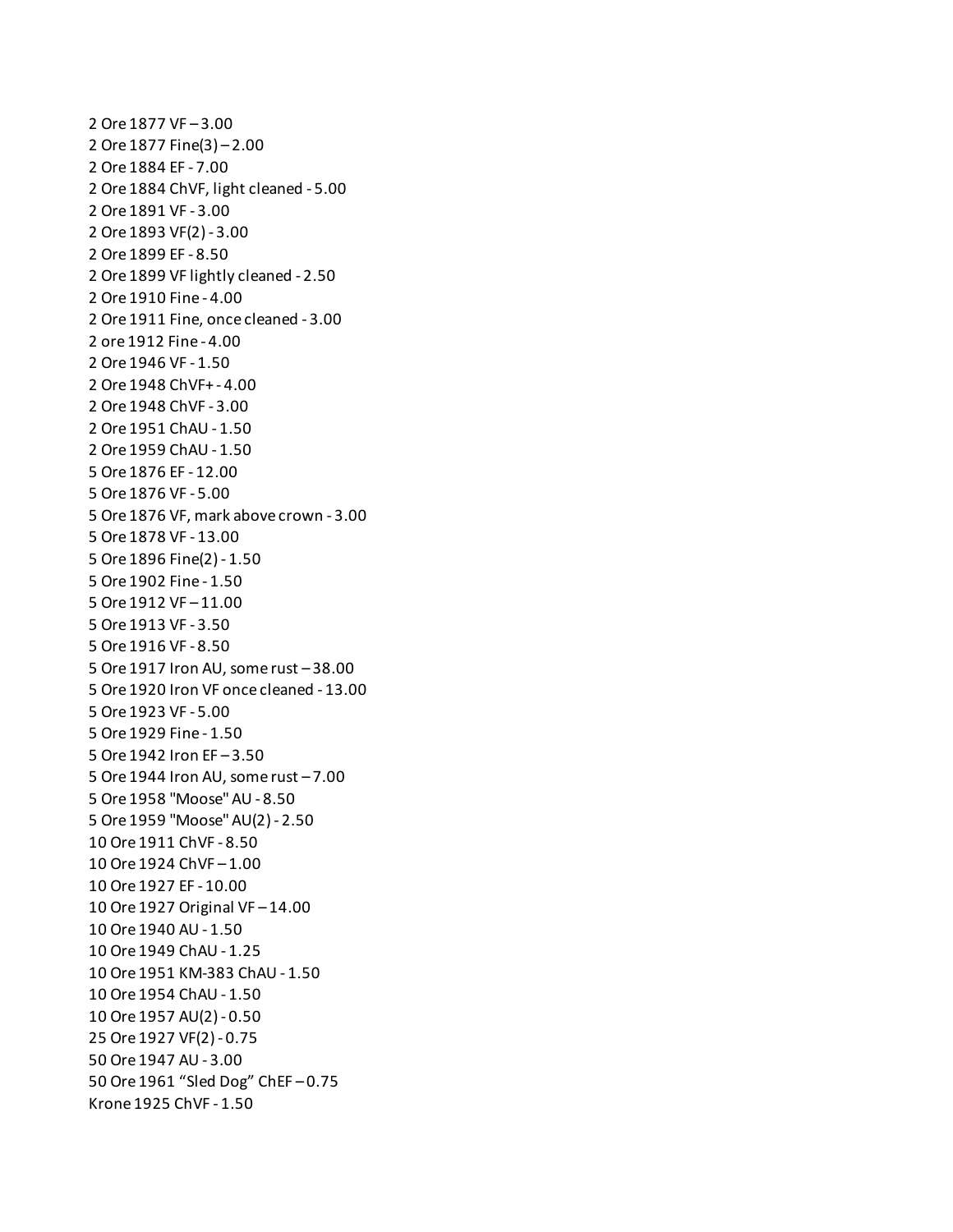2 Ore 1877 VF – 3.00
2 Ore 1877 Fine(3) – 2.00
2 Ore 1884 EF - 7.00
2 Ore 1884 ChVF, light cleaned - 5.00
2 Ore 1891 VF - 3.00
2 Ore 1893 VF(2) - 3.00
2 Ore 1899 EF - 8.50
2 Ore 1899 VF lightly cleaned - 2.50
2 Ore 1910 Fine - 4.00
2 Ore 1911 Fine, once cleaned - 3.00
2 ore 1912 Fine - 4.00
2 Ore 1946 VF - 1.50
2 Ore 1948 ChVF+ - 4.00
2 Ore 1948 ChVF - 3.00
2 Ore 1951 ChAU - 1.50
2 Ore 1959 ChAU - 1.50
5 Ore 1876 EF - 12.00
5 Ore 1876 VF - 5.00
5 Ore 1876 VF, mark above crown - 3.00
5 Ore 1878 VF - 13.00
5 Ore 1896 Fine(2) - 1.50
5 Ore 1902 Fine - 1.50
5 Ore 1912 VF – 11.00
5 Ore 1913 VF - 3.50
5 Ore 1916 VF - 8.50
5 Ore 1917 Iron AU, some rust – 38.00
5 Ore 1920 Iron VF once cleaned - 13.00
5 Ore 1923 VF - 5.00
5 Ore 1929 Fine - 1.50
5 Ore 1942 Iron EF – 3.50
5 Ore 1944 Iron AU, some rust – 7.00
5 Ore 1958 "Moose" AU - 8.50
5 Ore 1959 "Moose" AU(2) - 2.50
10 Ore 1911 ChVF - 8.50
10 Ore 1924 ChVF – 1.00
10 Ore 1927 EF - 10.00
10 Ore 1927 Original VF – 14.00
10 Ore 1940 AU - 1.50
10 Ore 1949 ChAU - 1.25
10 Ore 1951 KM-383 ChAU - 1.50
10 Ore 1954 ChAU - 1.50
10 Ore 1957 AU(2) - 0.50
25 Ore 1927 VF(2) - 0.75
50 Ore 1947 AU - 3.00
50 Ore 1961 “Sled Dog” ChEF – 0.75
Krone 1925 ChVF - 1.50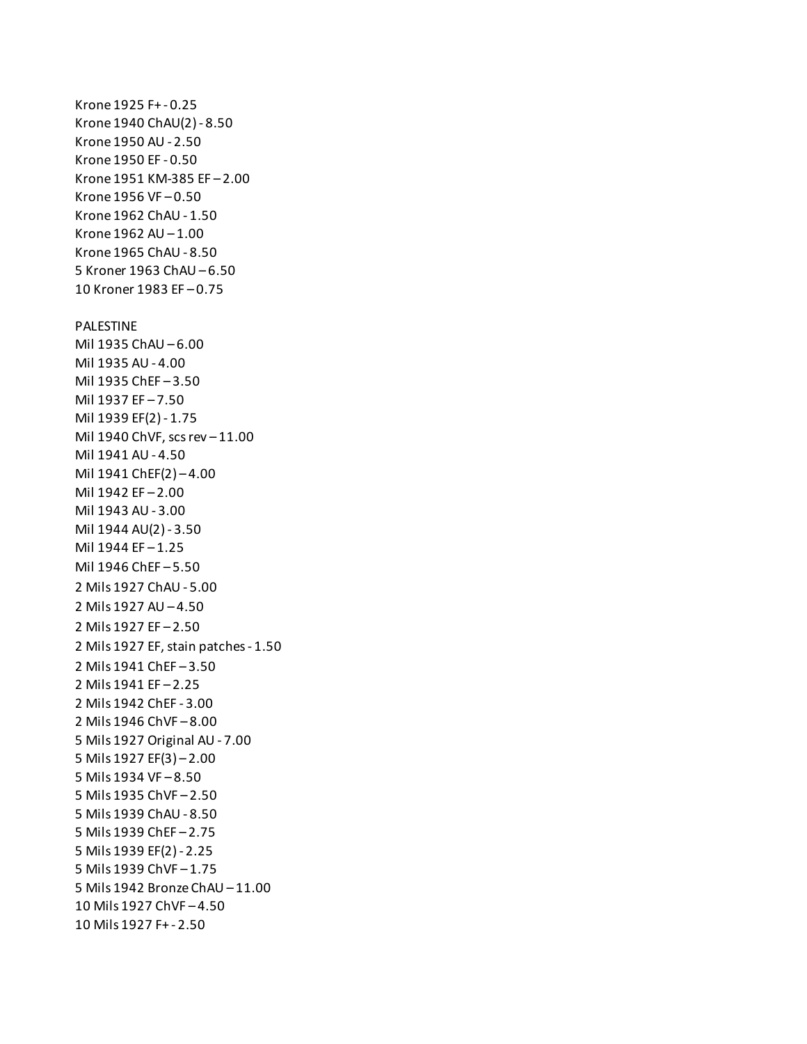Krone 1925 F+ - 0.25
Krone 1940 ChAU(2) - 8.50
Krone 1950 AU - 2.50
Krone 1950 EF - 0.50
Krone 1951 KM-385 EF – 2.00
Krone 1956 VF – 0.50
Krone 1962 ChAU - 1.50
Krone 1962 AU – 1.00
Krone 1965 ChAU - 8.50
5 Kroner 1963 ChAU – 6.50
10 Kroner 1983 EF – 0.75

PALESTINE
Mil 1935 ChAU – 6.00
Mil 1935 AU - 4.00
Mil 1935 ChEF – 3.50
Mil 1937 EF – 7.50
Mil 1939 EF(2) - 1.75
Mil 1940 ChVF, scs rev – 11.00
Mil 1941 AU - 4.50
Mil 1941 ChEF(2) – 4.00
Mil 1942 EF – 2.00
Mil 1943 AU - 3.00
Mil 1944 AU(2) - 3.50
Mil 1944 EF – 1.25
Mil 1946 ChEF – 5.50
2 Mils 1927 ChAU - 5.00
2 Mils 1927 AU – 4.50
2 Mils 1927 EF – 2.50
2 Mils 1927 EF, stain patches - 1.50
2 Mils 1941 ChEF – 3.50
2 Mils 1941 EF – 2.25
2 Mils 1942 ChEF - 3.00
2 Mils 1946 ChVF – 8.00
5 Mils 1927 Original AU - 7.00
5 Mils 1927 EF(3) – 2.00
5 Mils 1934 VF – 8.50
5 Mils 1935 ChVF – 2.50
5 Mils 1939 ChAU - 8.50
5 Mils 1939 ChEF – 2.75
5 Mils 1939 EF(2) - 2.25
5 Mils 1939 ChVF – 1.75
5 Mils 1942 Bronze ChAU – 11.00
10 Mils 1927 ChVF – 4.50
10 Mils 1927 F+ - 2.50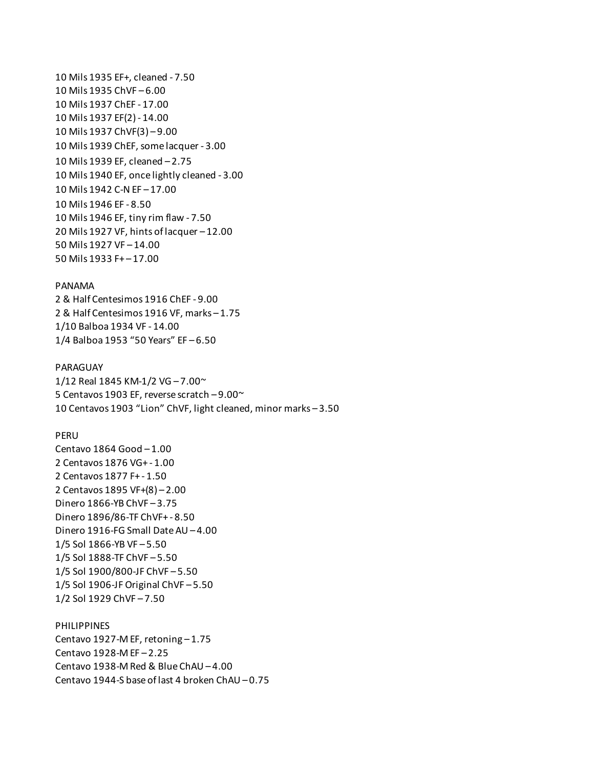10 Mils 1935 EF+, cleaned - 7.50
10 Mils 1935 ChVF – 6.00
10 Mils 1937 ChEF - 17.00
10 Mils 1937 EF(2) - 14.00
10 Mils 1937 ChVF(3) – 9.00
10 Mils 1939 ChEF, some lacquer - 3.00
10 Mils 1939 EF, cleaned – 2.75
10 Mils 1940 EF, once lightly cleaned - 3.00
10 Mils 1942 C-N EF – 17.00
10 Mils 1946 EF - 8.50
10 Mils 1946 EF, tiny rim flaw - 7.50
20 Mils 1927 VF, hints of lacquer – 12.00
50 Mils 1927 VF – 14.00
50 Mils 1933 F+ – 17.00

PANAMA
2 & Half Centesimos 1916 ChEF - 9.00
2 & Half Centesimos 1916 VF, marks – 1.75
1/10 Balboa 1934 VF - 14.00
1/4 Balboa 1953 "50 Years" EF – 6.50

PARAGUAY
1/12 Real 1845 KM-1/2 VG – 7.00~
5 Centavos 1903 EF, reverse scratch – 9.00~
10 Centavos 1903 "Lion" ChVF, light cleaned, minor marks – 3.50

PERU
Centavo 1864 Good – 1.00
2 Centavos 1876 VG+ - 1.00
2 Centavos 1877 F+ - 1.50
2 Centavos 1895 VF+(8) – 2.00
Dinero 1866-YB ChVF – 3.75
Dinero 1896/86-TF ChVF+ - 8.50
Dinero 1916-FG Small Date AU – 4.00
1/5 Sol 1866-YB VF – 5.50
1/5 Sol 1888-TF ChVF – 5.50
1/5 Sol 1900/800-JF ChVF – 5.50
1/5 Sol 1906-JF Original ChVF – 5.50
1/2 Sol 1929 ChVF – 7.50

PHILIPPINES
Centavo 1927-M EF, retoning – 1.75
Centavo 1928-M EF – 2.25
Centavo 1938-M Red & Blue ChAU – 4.00
Centavo 1944-S base of last 4 broken ChAU – 0.75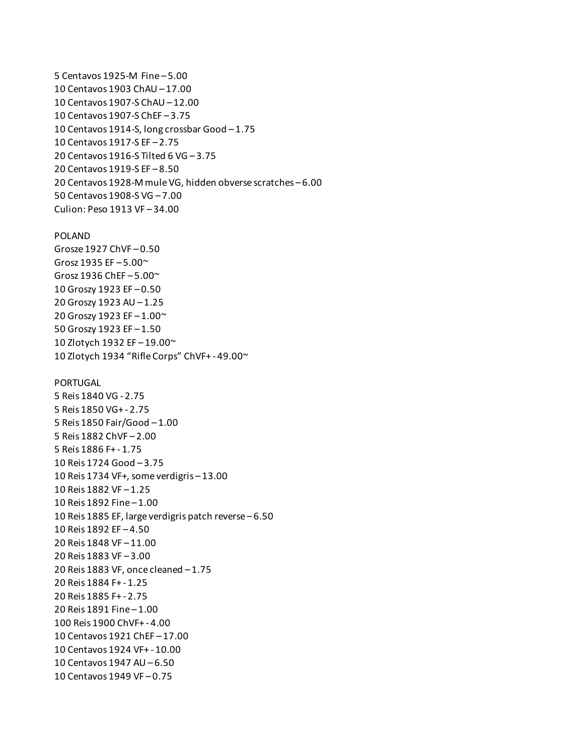5 Centavos 1925-M Fine – 5.00
10 Centavos 1903 ChAU – 17.00
10 Centavos 1907-S ChAU – 12.00
10 Centavos 1907-S ChEF – 3.75
10 Centavos 1914-S, long crossbar Good – 1.75
10 Centavos 1917-S EF – 2.75
20 Centavos 1916-S Tilted 6 VG – 3.75
20 Centavos 1919-S EF – 8.50
20 Centavos 1928-M mule VG, hidden obverse scratches – 6.00
50 Centavos 1908-S VG – 7.00
Culion: Peso 1913 VF – 34.00

POLAND
Grosze 1927 ChVF – 0.50
Grosz 1935 EF – 5.00~
Grosz 1936 ChEF – 5.00~
10 Groszy 1923 EF – 0.50
20 Groszy 1923 AU – 1.25
20 Groszy 1923 EF – 1.00~
50 Groszy 1923 EF – 1.50
10 Zlotych 1932 EF – 19.00~
10 Zlotych 1934 "Rifle Corps" ChVF+ - 49.00~

PORTUGAL
5 Reis 1840 VG - 2.75
5 Reis 1850 VG+ - 2.75
5 Reis 1850 Fair/Good – 1.00
5 Reis 1882 ChVF – 2.00
5 Reis 1886 F+ - 1.75
10 Reis 1724 Good – 3.75
10 Reis 1734 VF+, some verdigris – 13.00
10 Reis 1882 VF – 1.25
10 Reis 1892 Fine – 1.00
10 Reis 1885 EF, large verdigris patch reverse – 6.50
10 Reis 1892 EF – 4.50
20 Reis 1848 VF – 11.00
20 Reis 1883 VF – 3.00
20 Reis 1883 VF, once cleaned – 1.75
20 Reis 1884 F+ - 1.25
20 Reis 1885 F+ - 2.75
20 Reis 1891 Fine – 1.00
100 Reis 1900 ChVF+ - 4.00
10 Centavos 1921 ChEF – 17.00
10 Centavos 1924 VF+ - 10.00
10 Centavos 1947 AU – 6.50
10 Centavos 1949 VF – 0.75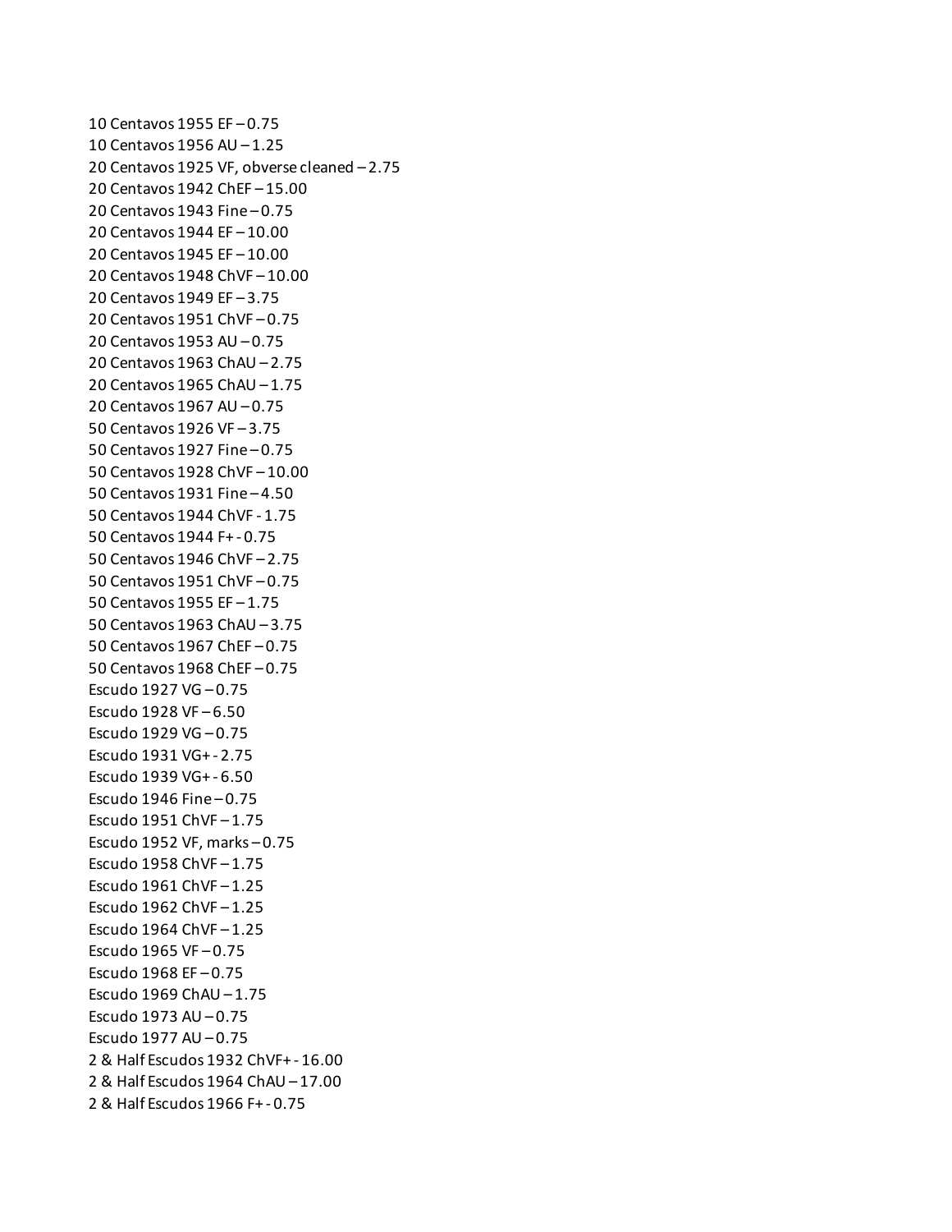10 Centavos 1955 EF – 0.75
10 Centavos 1956 AU – 1.25
20 Centavos 1925 VF, obverse cleaned – 2.75
20 Centavos 1942 ChEF – 15.00
20 Centavos 1943 Fine – 0.75
20 Centavos 1944 EF – 10.00
20 Centavos 1945 EF – 10.00
20 Centavos 1948 ChVF – 10.00
20 Centavos 1949 EF – 3.75
20 Centavos 1951 ChVF – 0.75
20 Centavos 1953 AU – 0.75
20 Centavos 1963 ChAU – 2.75
20 Centavos 1965 ChAU – 1.75
20 Centavos 1967 AU – 0.75
50 Centavos 1926 VF – 3.75
50 Centavos 1927 Fine – 0.75
50 Centavos 1928 ChVF – 10.00
50 Centavos 1931 Fine – 4.50
50 Centavos 1944 ChVF - 1.75
50 Centavos 1944 F+ - 0.75
50 Centavos 1946 ChVF – 2.75
50 Centavos 1951 ChVF – 0.75
50 Centavos 1955 EF – 1.75
50 Centavos 1963 ChAU – 3.75
50 Centavos 1967 ChEF – 0.75
50 Centavos 1968 ChEF – 0.75
Escudo 1927 VG – 0.75
Escudo 1928 VF – 6.50
Escudo 1929 VG – 0.75
Escudo 1931 VG+ - 2.75
Escudo 1939 VG+ - 6.50
Escudo 1946 Fine – 0.75
Escudo 1951 ChVF – 1.75
Escudo 1952 VF, marks – 0.75
Escudo 1958 ChVF – 1.75
Escudo 1961 ChVF – 1.25
Escudo 1962 ChVF – 1.25
Escudo 1964 ChVF – 1.25
Escudo 1965 VF – 0.75
Escudo 1968 EF – 0.75
Escudo 1969 ChAU – 1.75
Escudo 1973 AU – 0.75
Escudo 1977 AU – 0.75
2 & Half Escudos 1932 ChVF+ - 16.00
2 & Half Escudos 1964 ChAU – 17.00
2 & Half Escudos 1966 F+ - 0.75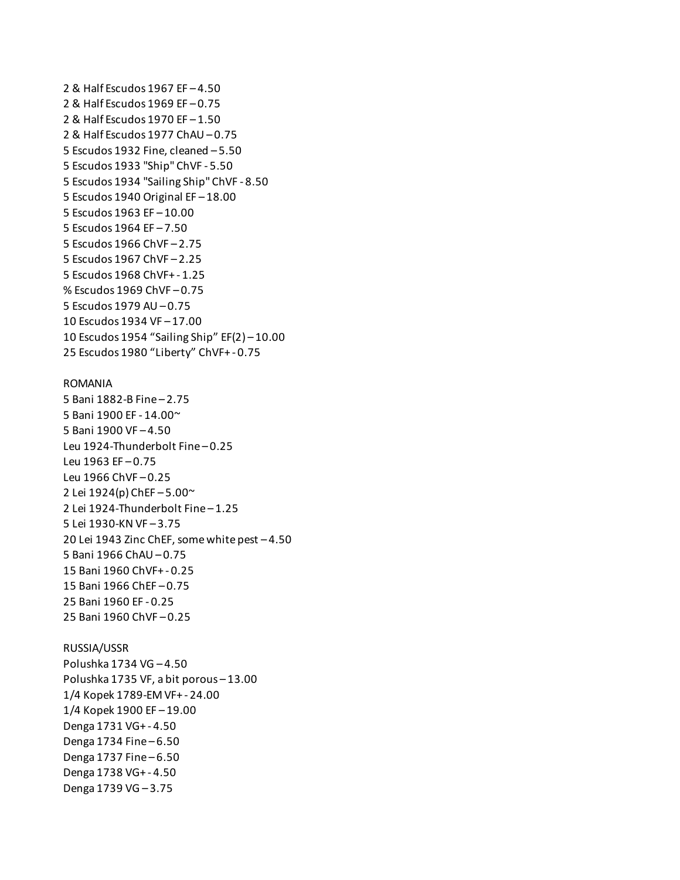2 & Half Escudos 1967 EF – 4.50
2 & Half Escudos 1969 EF – 0.75
2 & Half Escudos 1970 EF – 1.50
2 & Half Escudos 1977 ChAU – 0.75
5 Escudos 1932 Fine, cleaned – 5.50
5 Escudos 1933 "Ship" ChVF - 5.50
5 Escudos 1934 "Sailing Ship" ChVF - 8.50
5 Escudos 1940 Original EF – 18.00
5 Escudos 1963 EF – 10.00
5 Escudos 1964 EF – 7.50
5 Escudos 1966 ChVF – 2.75
5 Escudos 1967 ChVF – 2.25
5 Escudos 1968 ChVF+ - 1.25
% Escudos 1969 ChVF – 0.75
5 Escudos 1979 AU – 0.75
10 Escudos 1934 VF – 17.00
10 Escudos 1954 "Sailing Ship" EF(2) – 10.00
25 Escudos 1980 "Liberty" ChVF+ - 0.75

ROMANIA
5 Bani 1882-B Fine – 2.75
5 Bani 1900 EF - 14.00~
5 Bani 1900 VF – 4.50
Leu 1924-Thunderbolt Fine – 0.25
Leu 1963 EF – 0.75
Leu 1966 ChVF – 0.25
2 Lei 1924(p) ChEF – 5.00~
2 Lei 1924-Thunderbolt Fine – 1.25
5 Lei 1930-KN VF – 3.75
20 Lei 1943 Zinc ChEF, some white pest – 4.50
5 Bani 1966 ChAU – 0.75
15 Bani 1960 ChVF+ - 0.25
15 Bani 1966 ChEF – 0.75
25 Bani 1960 EF - 0.25
25 Bani 1960 ChVF – 0.25

RUSSIA/USSR
Polushka 1734 VG – 4.50
Polushka 1735 VF, a bit porous – 13.00
1/4 Kopek 1789-EM VF+ - 24.00
1/4 Kopek 1900 EF – 19.00
Denga 1731 VG+ - 4.50
Denga 1734 Fine – 6.50
Denga 1737 Fine – 6.50
Denga 1738 VG+ - 4.50
Denga 1739 VG – 3.75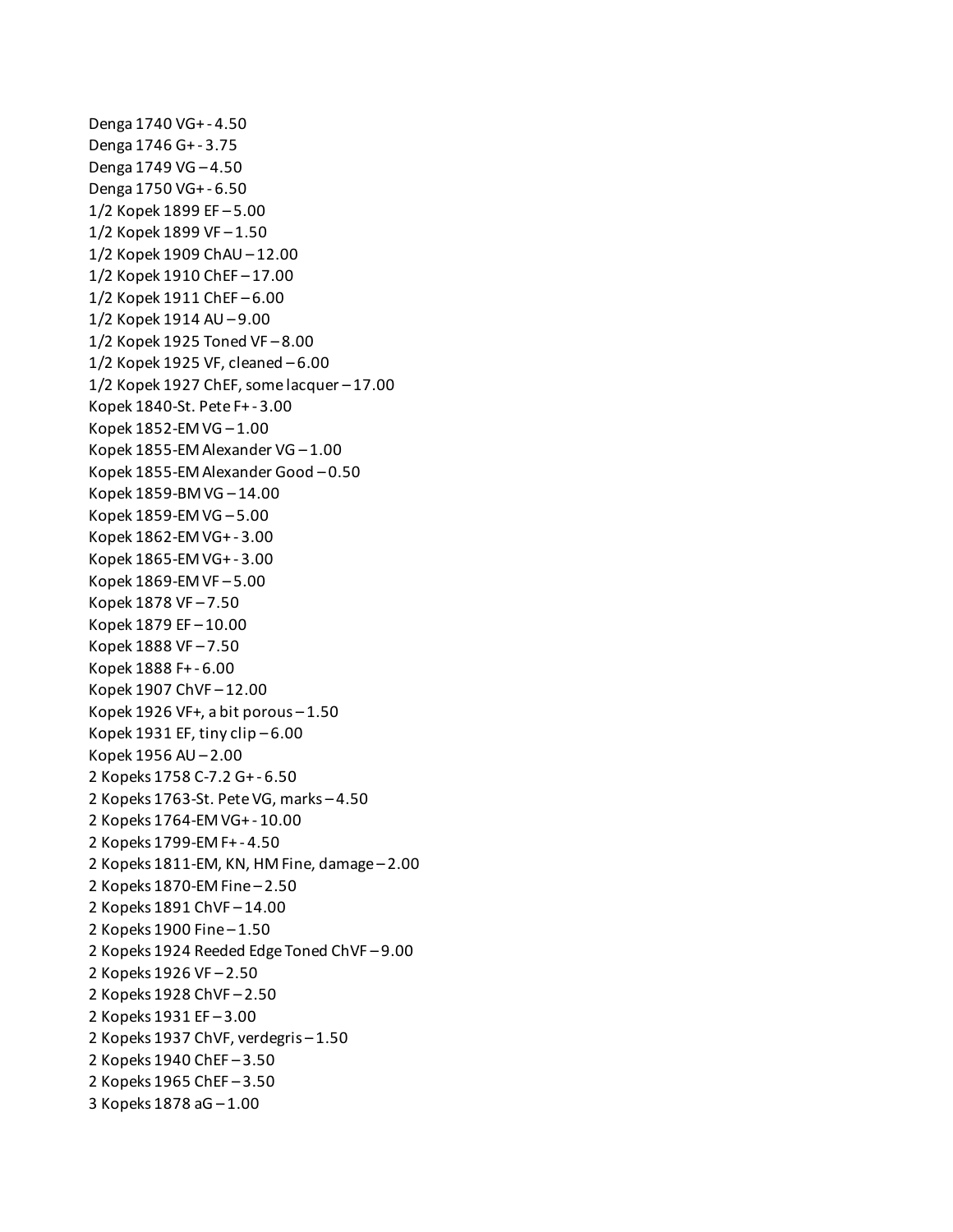Denga 1740 VG+ - 4.50
Denga 1746 G+ - 3.75
Denga 1749 VG – 4.50
Denga 1750 VG+ - 6.50
1/2 Kopek 1899 EF – 5.00
1/2 Kopek 1899 VF – 1.50
1/2 Kopek 1909 ChAU – 12.00
1/2 Kopek 1910 ChEF – 17.00
1/2 Kopek 1911 ChEF – 6.00
1/2 Kopek 1914 AU – 9.00
1/2 Kopek 1925 Toned VF – 8.00
1/2 Kopek 1925 VF, cleaned – 6.00
1/2 Kopek 1927 ChEF, some lacquer – 17.00
Kopek 1840-St. Pete F+ - 3.00
Kopek 1852-EM VG – 1.00
Kopek 1855-EM Alexander VG – 1.00
Kopek 1855-EM Alexander Good – 0.50
Kopek 1859-BM VG – 14.00
Kopek 1859-EM VG – 5.00
Kopek 1862-EM VG+ - 3.00
Kopek 1865-EM VG+ - 3.00
Kopek 1869-EM VF – 5.00
Kopek 1878 VF – 7.50
Kopek 1879 EF – 10.00
Kopek 1888 VF – 7.50
Kopek 1888 F+ - 6.00
Kopek 1907 ChVF – 12.00
Kopek 1926 VF+, a bit porous – 1.50
Kopek 1931 EF, tiny clip – 6.00
Kopek 1956 AU – 2.00
2 Kopeks 1758 C-7.2 G+ - 6.50
2 Kopeks 1763-St. Pete VG, marks – 4.50
2 Kopeks 1764-EM VG+ - 10.00
2 Kopeks 1799-EM F+ - 4.50
2 Kopeks 1811-EM, KN, HM Fine, damage – 2.00
2 Kopeks 1870-EM Fine – 2.50
2 Kopeks 1891 ChVF – 14.00
2 Kopeks 1900 Fine – 1.50
2 Kopeks 1924 Reeded Edge Toned ChVF – 9.00
2 Kopeks 1926 VF – 2.50
2 Kopeks 1928 ChVF – 2.50
2 Kopeks 1931 EF – 3.00
2 Kopeks 1937 ChVF, verdegris – 1.50
2 Kopeks 1940 ChEF – 3.50
2 Kopeks 1965 ChEF – 3.50
3 Kopeks 1878 aG – 1.00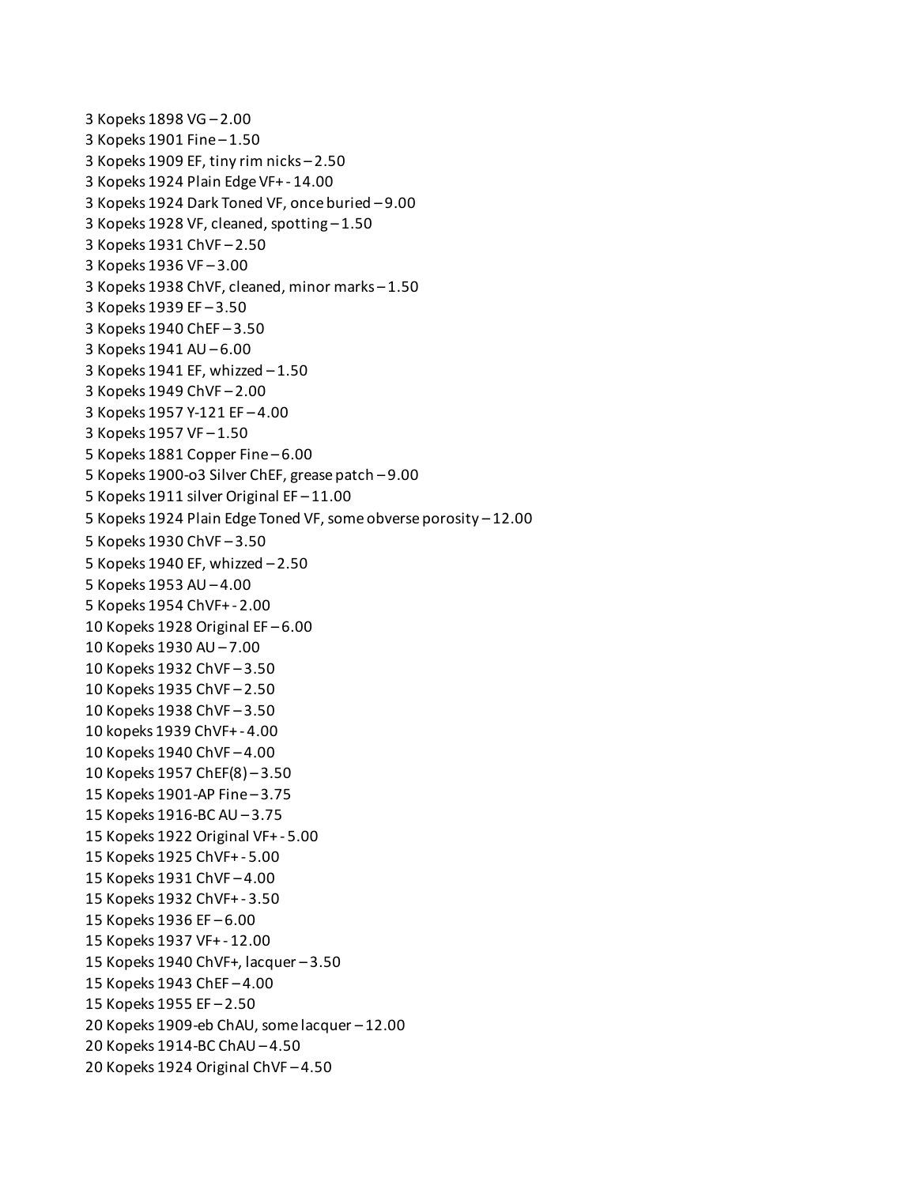3 Kopeks 1898 VG – 2.00
3 Kopeks 1901 Fine – 1.50
3 Kopeks 1909 EF, tiny rim nicks – 2.50
3 Kopeks 1924 Plain Edge VF+ - 14.00
3 Kopeks 1924 Dark Toned VF, once buried – 9.00
3 Kopeks 1928 VF, cleaned, spotting – 1.50
3 Kopeks 1931 ChVF – 2.50
3 Kopeks 1936 VF – 3.00
3 Kopeks 1938 ChVF, cleaned, minor marks – 1.50
3 Kopeks 1939 EF – 3.50
3 Kopeks 1940 ChEF – 3.50
3 Kopeks 1941 AU – 6.00
3 Kopeks 1941 EF, whizzed – 1.50
3 Kopeks 1949 ChVF – 2.00
3 Kopeks 1957 Y-121 EF – 4.00
3 Kopeks 1957 VF – 1.50
5 Kopeks 1881 Copper Fine – 6.00
5 Kopeks 1900-o3 Silver ChEF, grease patch – 9.00
5 Kopeks 1911 silver Original EF – 11.00
5 Kopeks 1924 Plain Edge Toned VF, some obverse porosity – 12.00
5 Kopeks 1930 ChVF – 3.50
5 Kopeks 1940 EF, whizzed – 2.50
5 Kopeks 1953 AU – 4.00
5 Kopeks 1954 ChVF+ - 2.00
10 Kopeks 1928 Original EF – 6.00
10 Kopeks 1930 AU – 7.00
10 Kopeks 1932 ChVF – 3.50
10 Kopeks 1935 ChVF – 2.50
10 Kopeks 1938 ChVF – 3.50
10 kopeks 1939 ChVF+ - 4.00
10 Kopeks 1940 ChVF – 4.00
10 Kopeks 1957 ChEF(8) – 3.50
15 Kopeks 1901-AP Fine – 3.75
15 Kopeks 1916-BC AU – 3.75
15 Kopeks 1922 Original VF+ - 5.00
15 Kopeks 1925 ChVF+ - 5.00
15 Kopeks 1931 ChVF – 4.00
15 Kopeks 1932 ChVF+ - 3.50
15 Kopeks 1936 EF – 6.00
15 Kopeks 1937 VF+ - 12.00
15 Kopeks 1940 ChVF+, lacquer – 3.50
15 Kopeks 1943 ChEF – 4.00
15 Kopeks 1955 EF – 2.50
20 Kopeks 1909-eb ChAU, some lacquer – 12.00
20 Kopeks 1914-BC ChAU – 4.50
20 Kopeks 1924 Original ChVF – 4.50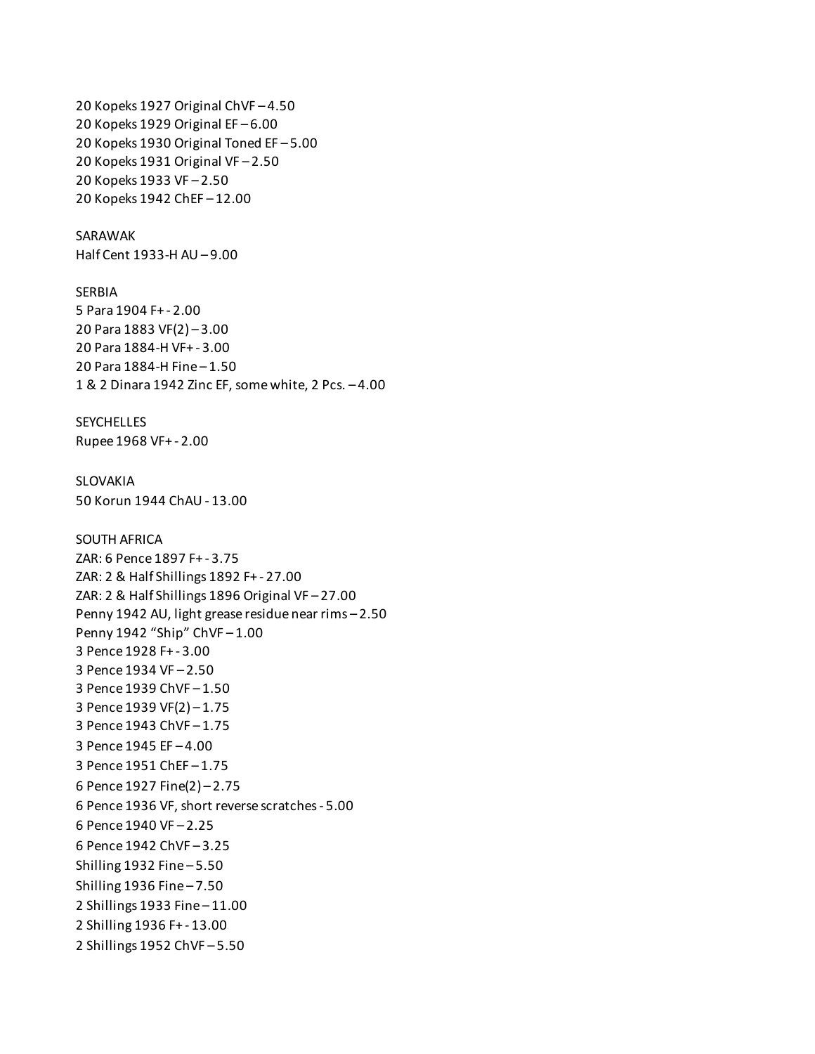20 Kopeks 1927 Original ChVF – 4.50
20 Kopeks 1929 Original EF – 6.00
20 Kopeks 1930 Original Toned EF – 5.00
20 Kopeks 1931 Original VF – 2.50
20 Kopeks 1933 VF – 2.50
20 Kopeks 1942 ChEF – 12.00

SARAWAK
Half Cent 1933-H AU – 9.00

SERBIA
5 Para 1904 F+ - 2.00
20 Para 1883 VF(2) – 3.00
20 Para 1884-H VF+ - 3.00
20 Para 1884-H Fine – 1.50
1 & 2 Dinara 1942 Zinc EF, some white, 2 Pcs. – 4.00

SEYCHELLES
Rupee 1968 VF+ - 2.00

SLOVAKIA
50 Korun 1944 ChAU - 13.00

SOUTH AFRICA
ZAR: 6 Pence 1897 F+ - 3.75
ZAR: 2 & Half Shillings 1892 F+ - 27.00
ZAR: 2 & Half Shillings 1896 Original VF – 27.00
Penny 1942 AU, light grease residue near rims – 2.50
Penny 1942 "Ship" ChVF – 1.00
3 Pence 1928 F+ - 3.00
3 Pence 1934 VF – 2.50
3 Pence 1939 ChVF – 1.50
3 Pence 1939 VF(2) – 1.75
3 Pence 1943 ChVF – 1.75
3 Pence 1945 EF – 4.00
3 Pence 1951 ChEF – 1.75
6 Pence 1927 Fine(2) – 2.75
6 Pence 1936 VF, short reverse scratches - 5.00
6 Pence 1940 VF – 2.25
6 Pence 1942 ChVF – 3.25
Shilling 1932 Fine – 5.50
Shilling 1936 Fine – 7.50
2 Shillings 1933 Fine – 11.00
2 Shilling 1936 F+ - 13.00
2 Shillings 1952 ChVF – 5.50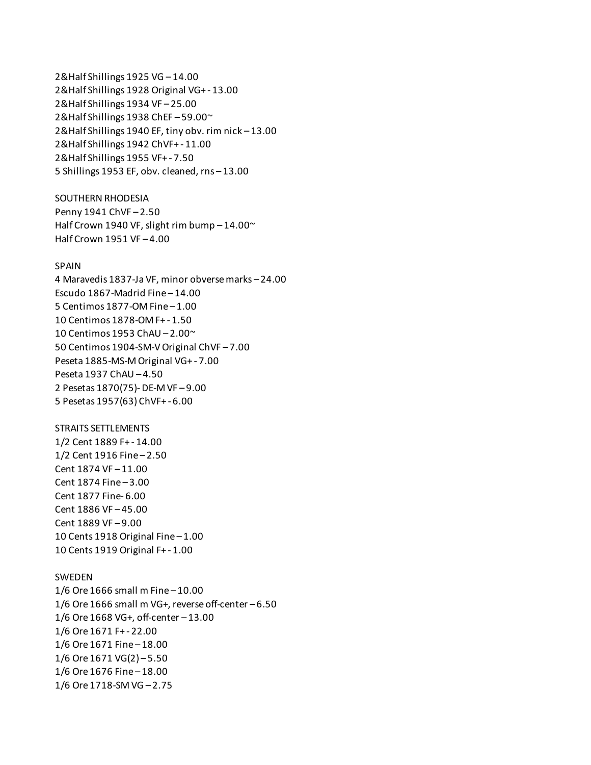2&Half Shillings 1925 VG – 14.00
2&Half Shillings 1928 Original VG+ - 13.00
2&Half Shillings 1934 VF – 25.00
2&Half Shillings 1938 ChEF – 59.00~
2&Half Shillings 1940 EF, tiny obv. rim nick – 13.00
2&Half Shillings 1942 ChVF+ - 11.00
2&Half Shillings 1955 VF+ - 7.50
5 Shillings 1953 EF, obv. cleaned, rns – 13.00

SOUTHERN RHODESIA
Penny 1941 ChVF – 2.50
Half Crown 1940 VF, slight rim bump – 14.00~
Half Crown 1951 VF – 4.00

SPAIN
4 Maravedis 1837-Ja VF, minor obverse marks – 24.00
Escudo 1867-Madrid Fine – 14.00
5 Centimos 1877-OM Fine – 1.00
10 Centimos 1878-OM F+ - 1.50
10 Centimos 1953 ChAU – 2.00~
50 Centimos 1904-SM-V Original ChVF – 7.00
Peseta 1885-MS-M Original VG+ - 7.00
Peseta 1937 ChAU – 4.50
2 Pesetas 1870(75)- DE-M VF – 9.00
5 Pesetas 1957(63) ChVF+ - 6.00

STRAITS SETTLEMENTS
1/2 Cent 1889 F+ - 14.00
1/2 Cent 1916 Fine – 2.50
Cent 1874 VF – 11.00
Cent 1874 Fine – 3.00
Cent 1877 Fine- 6.00
Cent 1886 VF – 45.00
Cent 1889 VF – 9.00
10 Cents 1918 Original Fine – 1.00
10 Cents 1919 Original F+ - 1.00

SWEDEN
1/6 Ore 1666 small m Fine – 10.00
1/6 Ore 1666 small m VG+, reverse off-center – 6.50
1/6 Ore 1668 VG+, off-center – 13.00
1/6 Ore 1671 F+ - 22.00
1/6 Ore 1671 Fine – 18.00
1/6 Ore 1671 VG(2) – 5.50
1/6 Ore 1676 Fine – 18.00
1/6 Ore 1718-SM VG – 2.75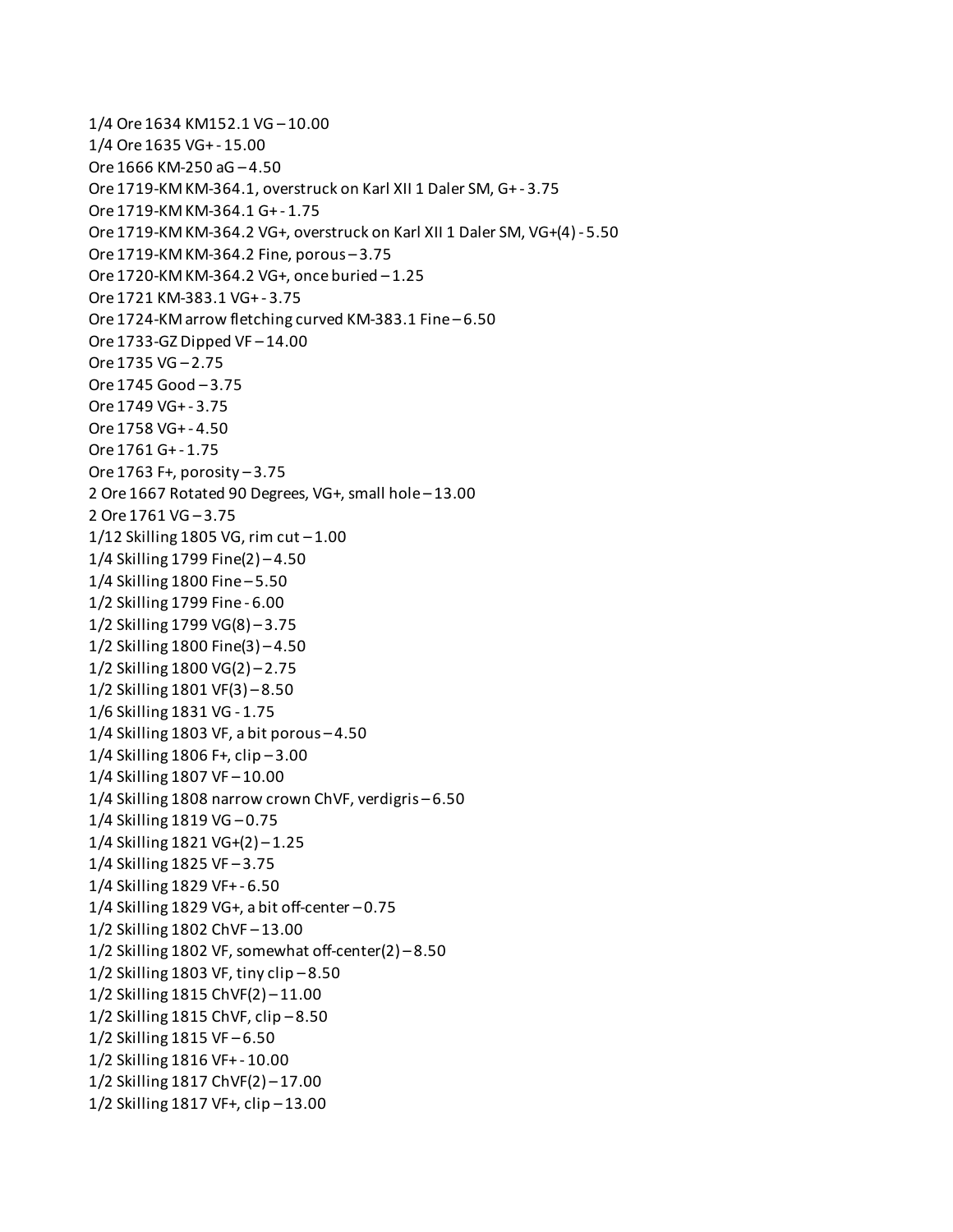1/4 Ore 1634 KM152.1 VG – 10.00
1/4 Ore 1635 VG+ - 15.00
Ore 1666 KM-250 aG – 4.50
Ore 1719-KM KM-364.1, overstruck on Karl XII 1 Daler SM, G+ - 3.75
Ore 1719-KM KM-364.1 G+ - 1.75
Ore 1719-KM KM-364.2 VG+, overstruck on Karl XII 1 Daler SM, VG+(4) - 5.50
Ore 1719-KM KM-364.2 Fine, porous – 3.75
Ore 1720-KM KM-364.2 VG+, once buried – 1.25
Ore 1721 KM-383.1 VG+ - 3.75
Ore 1724-KM arrow fletching curved KM-383.1 Fine – 6.50
Ore 1733-GZ Dipped VF – 14.00
Ore 1735 VG – 2.75
Ore 1745 Good – 3.75
Ore 1749 VG+ - 3.75
Ore 1758 VG+ - 4.50
Ore 1761 G+ - 1.75
Ore 1763 F+, porosity – 3.75
2 Ore 1667 Rotated 90 Degrees, VG+, small hole – 13.00
2 Ore 1761 VG – 3.75
1/12 Skilling 1805 VG, rim cut – 1.00
1/4 Skilling 1799 Fine(2) – 4.50
1/4 Skilling 1800 Fine – 5.50
1/2 Skilling 1799 Fine - 6.00
1/2 Skilling 1799 VG(8) – 3.75
1/2 Skilling 1800 Fine(3) – 4.50
1/2 Skilling 1800 VG(2) – 2.75
1/2 Skilling 1801 VF(3) – 8.50
1/6 Skilling 1831 VG - 1.75
1/4 Skilling 1803 VF, a bit porous – 4.50
1/4 Skilling 1806 F+, clip – 3.00
1/4 Skilling 1807 VF – 10.00
1/4 Skilling 1808 narrow crown ChVF, verdigris – 6.50
1/4 Skilling 1819 VG – 0.75
1/4 Skilling 1821 VG+(2) – 1.25
1/4 Skilling 1825 VF – 3.75
1/4 Skilling 1829 VF+ - 6.50
1/4 Skilling 1829 VG+, a bit off-center – 0.75
1/2 Skilling 1802 ChVF – 13.00
1/2 Skilling 1802 VF, somewhat off-center(2) – 8.50
1/2 Skilling 1803 VF, tiny clip – 8.50
1/2 Skilling 1815 ChVF(2) – 11.00
1/2 Skilling 1815 ChVF, clip – 8.50
1/2 Skilling 1815 VF – 6.50
1/2 Skilling 1816 VF+ - 10.00
1/2 Skilling 1817 ChVF(2) – 17.00
1/2 Skilling 1817 VF+, clip – 13.00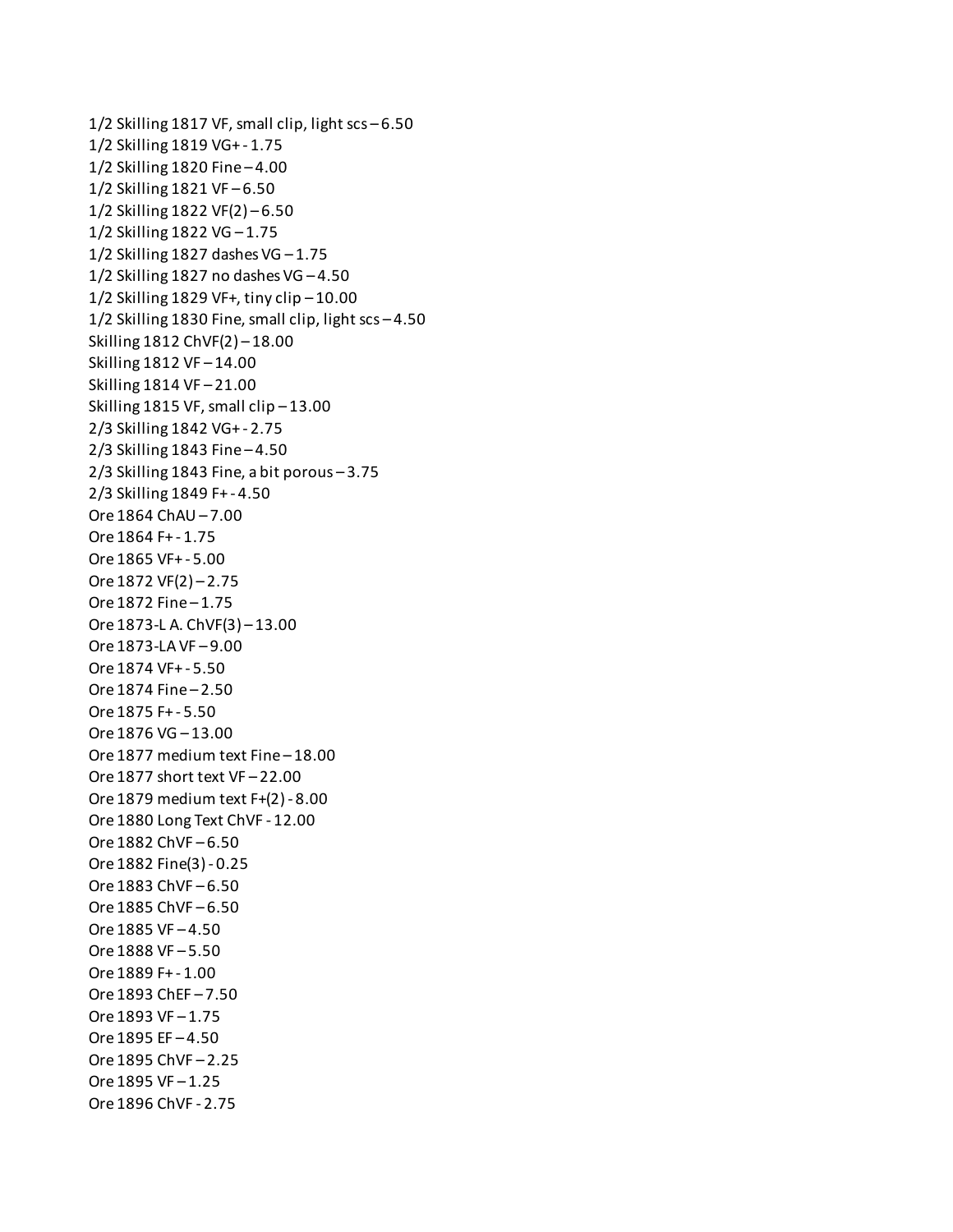1/2 Skilling 1817 VF, small clip, light scs – 6.50
1/2 Skilling 1819 VG+ - 1.75
1/2 Skilling 1820 Fine – 4.00
1/2 Skilling 1821 VF – 6.50
1/2 Skilling 1822 VF(2) – 6.50
1/2 Skilling 1822 VG – 1.75
1/2 Skilling 1827 dashes VG – 1.75
1/2 Skilling 1827 no dashes VG – 4.50
1/2 Skilling 1829 VF+, tiny clip – 10.00
1/2 Skilling 1830 Fine, small clip, light scs – 4.50
Skilling 1812 ChVF(2) – 18.00
Skilling 1812 VF – 14.00
Skilling 1814 VF – 21.00
Skilling 1815 VF, small clip – 13.00
2/3 Skilling 1842 VG+ - 2.75
2/3 Skilling 1843 Fine – 4.50
2/3 Skilling 1843 Fine, a bit porous – 3.75
2/3 Skilling 1849 F+ - 4.50
Ore 1864 ChAU – 7.00
Ore 1864 F+ - 1.75
Ore 1865 VF+ - 5.00
Ore 1872 VF(2) – 2.75
Ore 1872 Fine – 1.75
Ore 1873-L A. ChVF(3) – 13.00
Ore 1873-LA VF – 9.00
Ore 1874 VF+ - 5.50
Ore 1874 Fine – 2.50
Ore 1875 F+ - 5.50
Ore 1876 VG – 13.00
Ore 1877 medium text Fine – 18.00
Ore 1877 short text VF – 22.00
Ore 1879 medium text F+(2) - 8.00
Ore 1880 Long Text ChVF - 12.00
Ore 1882 ChVF – 6.50
Ore 1882 Fine(3) - 0.25
Ore 1883 ChVF – 6.50
Ore 1885 ChVF – 6.50
Ore 1885 VF – 4.50
Ore 1888 VF – 5.50
Ore 1889 F+ - 1.00
Ore 1893 ChEF – 7.50
Ore 1893 VF – 1.75
Ore 1895 EF – 4.50
Ore 1895 ChVF – 2.25
Ore 1895 VF – 1.25
Ore 1896 ChVF - 2.75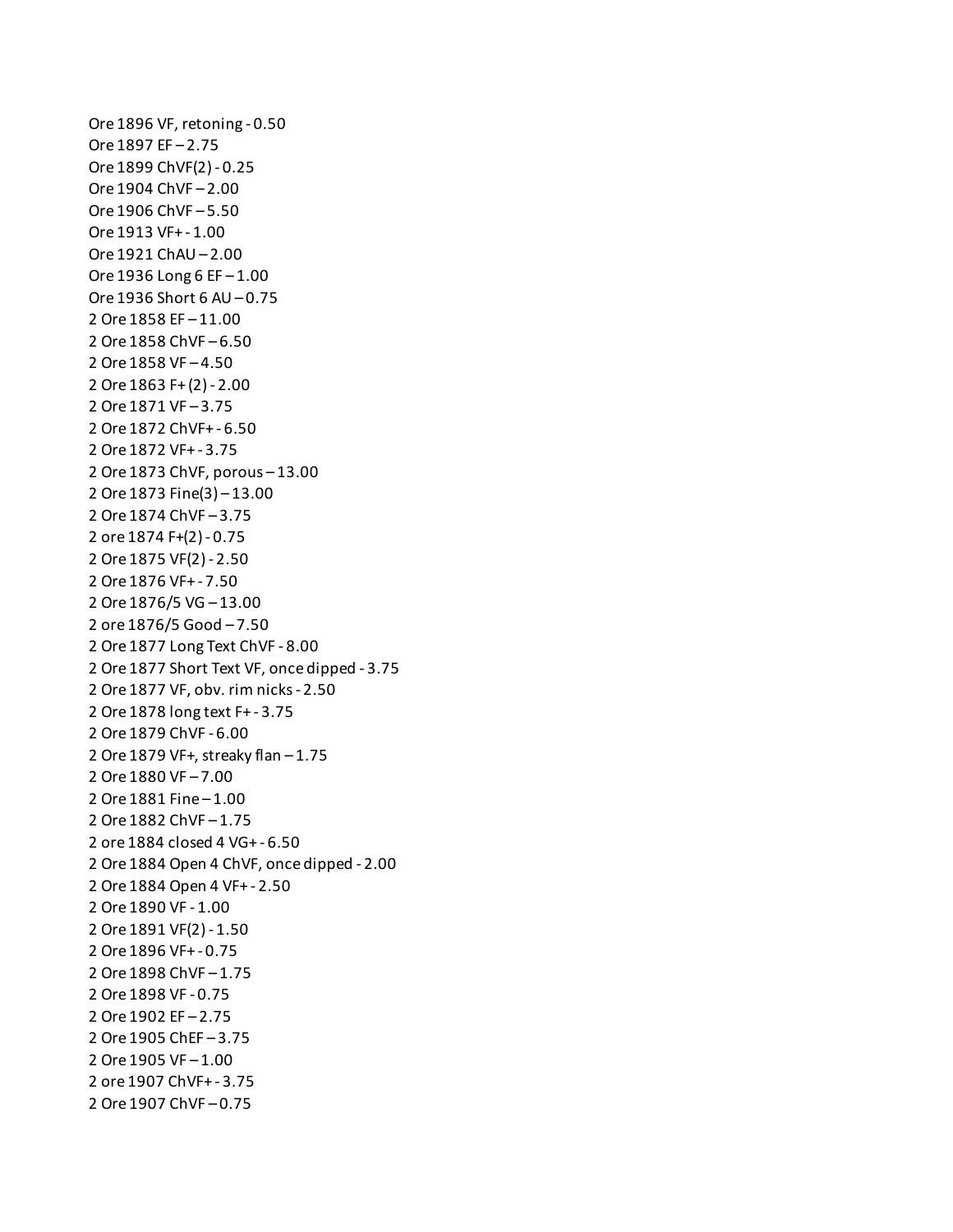Ore 1896 VF, retoning - 0.50
Ore 1897 EF – 2.75
Ore 1899 ChVF(2) - 0.25
Ore 1904 ChVF – 2.00
Ore 1906 ChVF – 5.50
Ore 1913 VF+ - 1.00
Ore 1921 ChAU – 2.00
Ore 1936 Long 6 EF – 1.00
Ore 1936 Short 6 AU – 0.75
2 Ore 1858 EF – 11.00
2 Ore 1858 ChVF – 6.50
2 Ore 1858 VF – 4.50
2 Ore 1863 F+ (2) - 2.00
2 Ore 1871 VF – 3.75
2 Ore 1872 ChVF+ - 6.50
2 Ore 1872 VF+ - 3.75
2 Ore 1873 ChVF, porous – 13.00
2 Ore 1873 Fine(3) – 13.00
2 Ore 1874 ChVF – 3.75
2 ore 1874 F+(2) - 0.75
2 Ore 1875 VF(2) - 2.50
2 Ore 1876 VF+ - 7.50
2 Ore 1876/5 VG – 13.00
2 ore 1876/5 Good – 7.50
2 Ore 1877 Long Text ChVF - 8.00
2 Ore 1877 Short Text VF, once dipped - 3.75
2 Ore 1877 VF, obv. rim nicks - 2.50
2 Ore 1878 long text F+ - 3.75
2 Ore 1879 ChVF - 6.00
2 Ore 1879 VF+, streaky flan – 1.75
2 Ore 1880 VF – 7.00
2 Ore 1881 Fine – 1.00
2 Ore 1882 ChVF – 1.75
2 ore 1884 closed 4 VG+ - 6.50
2 Ore 1884 Open 4 ChVF, once dipped - 2.00
2 Ore 1884 Open 4 VF+ - 2.50
2 Ore 1890 VF - 1.00
2 Ore 1891 VF(2) - 1.50
2 Ore 1896 VF+ - 0.75
2 Ore 1898 ChVF – 1.75
2 Ore 1898 VF - 0.75
2 Ore 1902 EF – 2.75
2 Ore 1905 ChEF – 3.75
2 Ore 1905 VF – 1.00
2 ore 1907 ChVF+ - 3.75
2 Ore 1907 ChVF – 0.75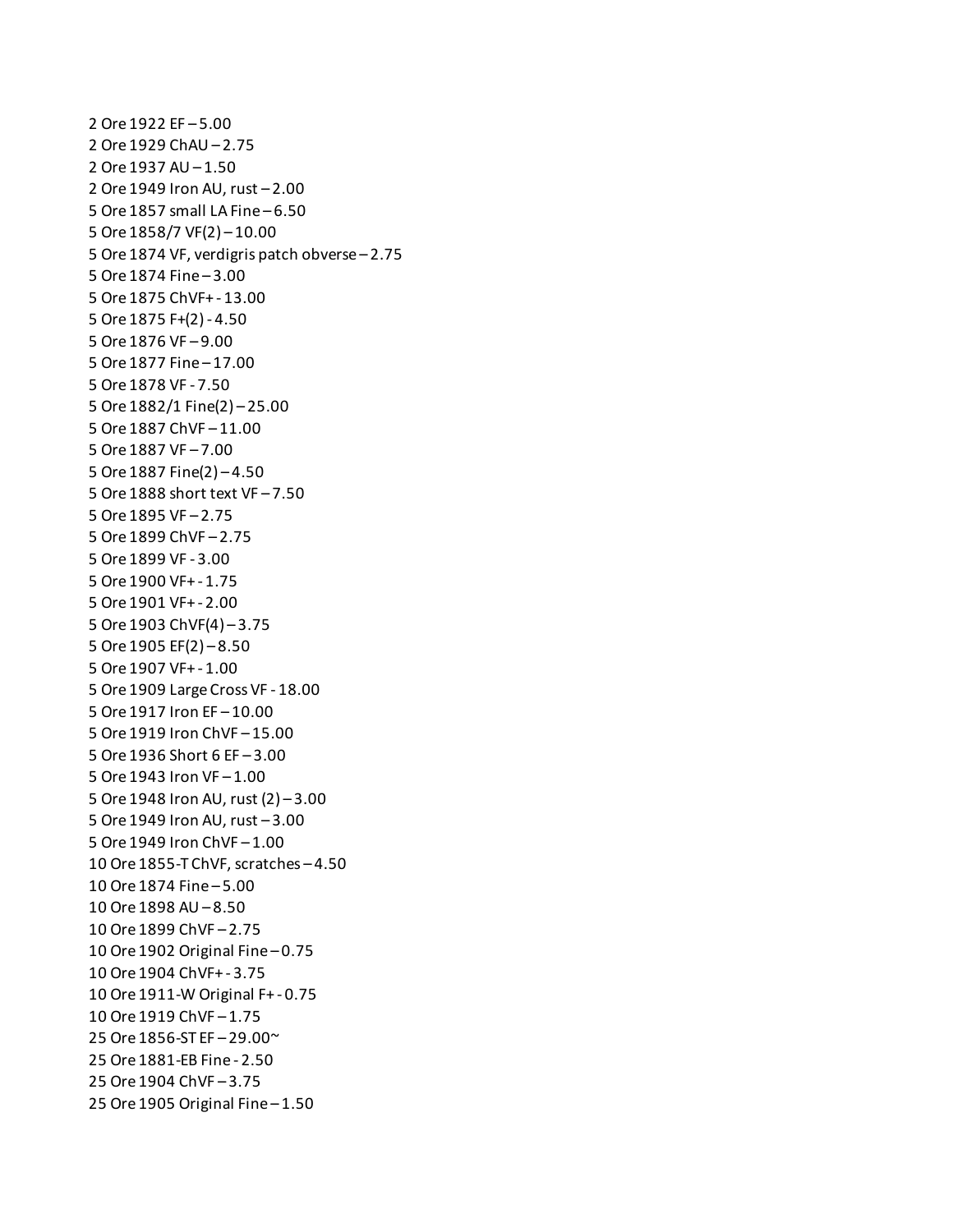2 Ore 1922 EF – 5.00
2 Ore 1929 ChAU – 2.75
2 Ore 1937 AU – 1.50
2 Ore 1949 Iron AU, rust – 2.00
5 Ore 1857 small LA Fine – 6.50
5 Ore 1858/7 VF(2) – 10.00
5 Ore 1874 VF, verdigris patch obverse – 2.75
5 Ore 1874 Fine – 3.00
5 Ore 1875 ChVF+ - 13.00
5 Ore 1875 F+(2) - 4.50
5 Ore 1876 VF – 9.00
5 Ore 1877 Fine – 17.00
5 Ore 1878 VF - 7.50
5 Ore 1882/1 Fine(2) – 25.00
5 Ore 1887 ChVF – 11.00
5 Ore 1887 VF – 7.00
5 Ore 1887 Fine(2) – 4.50
5 Ore 1888 short text VF – 7.50
5 Ore 1895 VF – 2.75
5 Ore 1899 ChVF – 2.75
5 Ore 1899 VF - 3.00
5 Ore 1900 VF+ - 1.75
5 Ore 1901 VF+ - 2.00
5 Ore 1903 ChVF(4) – 3.75
5 Ore 1905 EF(2) – 8.50
5 Ore 1907 VF+ - 1.00
5 Ore 1909 Large Cross VF - 18.00
5 Ore 1917 Iron EF – 10.00
5 Ore 1919 Iron ChVF – 15.00
5 Ore 1936 Short 6 EF – 3.00
5 Ore 1943 Iron VF – 1.00
5 Ore 1948 Iron AU, rust (2) – 3.00
5 Ore 1949 Iron AU, rust – 3.00
5 Ore 1949 Iron ChVF – 1.00
10 Ore 1855-T ChVF, scratches – 4.50
10 Ore 1874 Fine – 5.00
10 Ore 1898 AU – 8.50
10 Ore 1899 ChVF – 2.75
10 Ore 1902 Original Fine – 0.75
10 Ore 1904 ChVF+ - 3.75
10 Ore 1911-W Original F+ - 0.75
10 Ore 1919 ChVF – 1.75
25 Ore 1856-ST EF – 29.00~
25 Ore 1881-EB Fine - 2.50
25 Ore 1904 ChVF – 3.75
25 Ore 1905 Original Fine – 1.50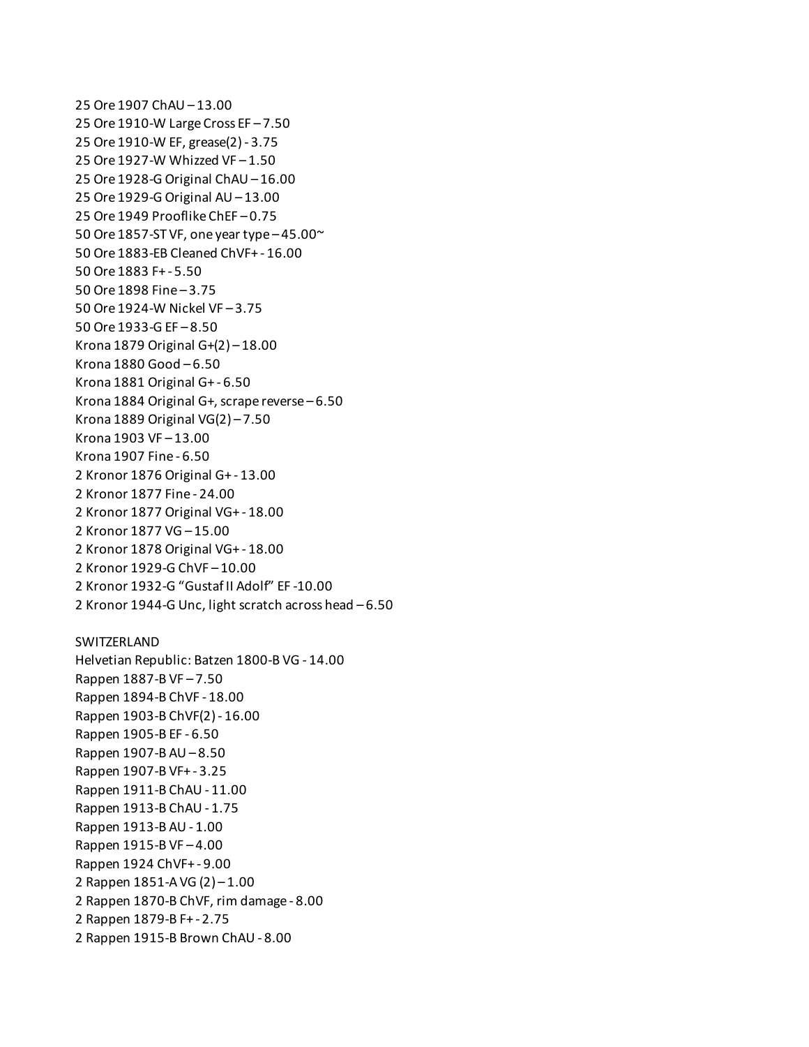25 Ore 1907 ChAU – 13.00
25 Ore 1910-W Large Cross EF – 7.50
25 Ore 1910-W EF, grease(2) - 3.75
25 Ore 1927-W Whizzed VF – 1.50
25 Ore 1928-G Original ChAU – 16.00
25 Ore 1929-G Original AU – 13.00
25 Ore 1949 Prooflike ChEF – 0.75
50 Ore 1857-ST VF, one year type – 45.00~
50 Ore 1883-EB Cleaned ChVF+ - 16.00
50 Ore 1883 F+ - 5.50
50 Ore 1898 Fine – 3.75
50 Ore 1924-W Nickel VF – 3.75
50 Ore 1933-G EF – 8.50
Krona 1879 Original G+(2) – 18.00
Krona 1880 Good – 6.50
Krona 1881 Original G+ - 6.50
Krona 1884 Original G+, scrape reverse – 6.50
Krona 1889 Original VG(2) – 7.50
Krona 1903 VF – 13.00
Krona 1907 Fine - 6.50
2 Kronor 1876 Original G+ - 13.00
2 Kronor 1877 Fine - 24.00
2 Kronor 1877 Original VG+ - 18.00
2 Kronor 1877 VG – 15.00
2 Kronor 1878 Original VG+ - 18.00
2 Kronor 1929-G ChVF – 10.00
2 Kronor 1932-G "Gustaf II Adolf" EF -10.00
2 Kronor 1944-G Unc, light scratch across head – 6.50

SWITZERLAND
Helvetian Republic: Batzen 1800-B VG - 14.00
Rappen 1887-B VF – 7.50
Rappen 1894-B ChVF - 18.00
Rappen 1903-B ChVF(2) - 16.00
Rappen 1905-B EF - 6.50
Rappen 1907-B AU – 8.50
Rappen 1907-B VF+ - 3.25
Rappen 1911-B ChAU - 11.00
Rappen 1913-B ChAU - 1.75
Rappen 1913-B AU - 1.00
Rappen 1915-B VF – 4.00
Rappen 1924 ChVF+ - 9.00
2 Rappen 1851-A VG (2) – 1.00
2 Rappen 1870-B ChVF, rim damage - 8.00
2 Rappen 1879-B F+ - 2.75
2 Rappen 1915-B Brown ChAU - 8.00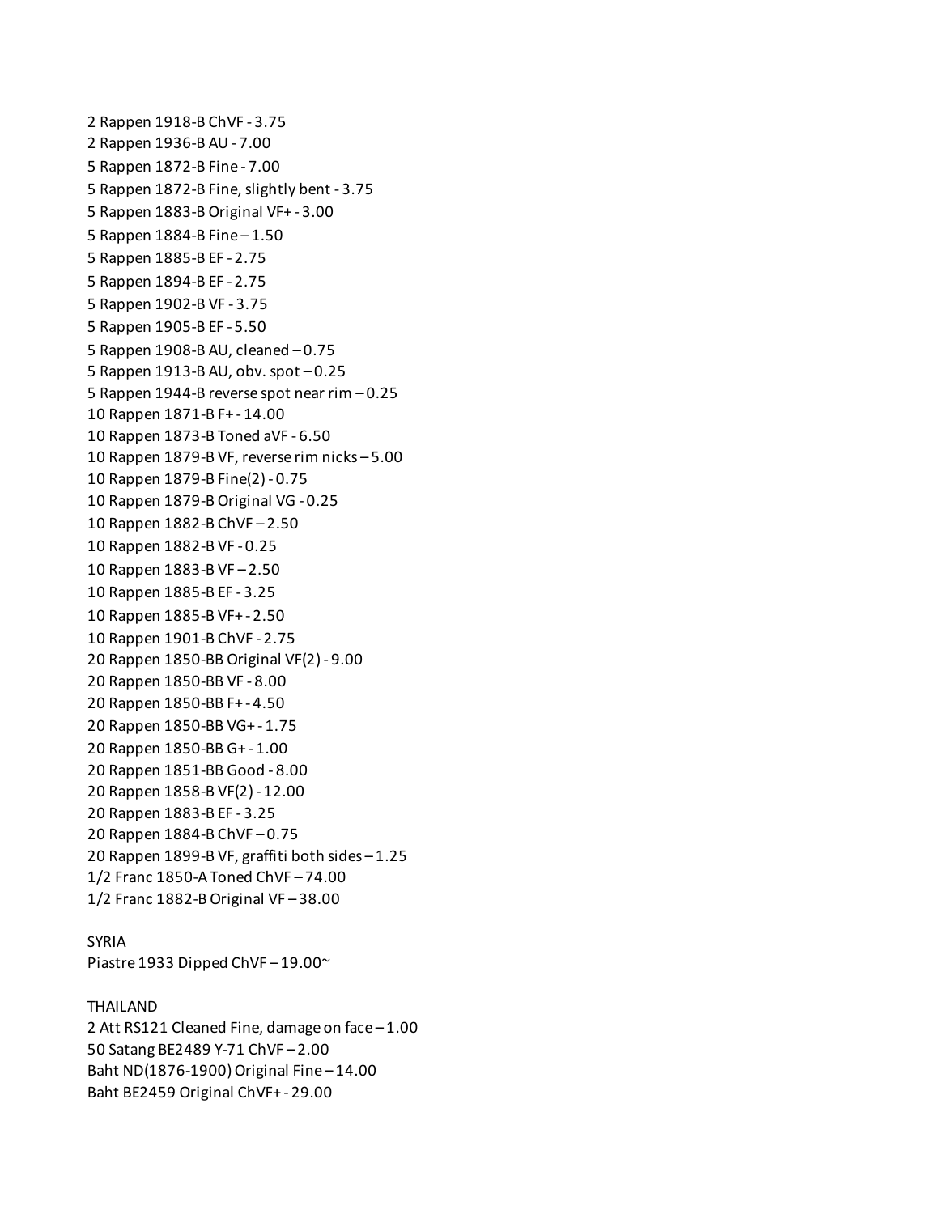2 Rappen 1918-B ChVF - 3.75
2 Rappen 1936-B AU - 7.00
5 Rappen 1872-B Fine - 7.00
5 Rappen 1872-B Fine, slightly bent - 3.75
5 Rappen 1883-B Original VF+ - 3.00
5 Rappen 1884-B Fine – 1.50
5 Rappen 1885-B EF - 2.75
5 Rappen 1894-B EF - 2.75
5 Rappen 1902-B VF - 3.75
5 Rappen 1905-B EF - 5.50
5 Rappen 1908-B AU, cleaned – 0.75
5 Rappen 1913-B AU, obv. spot – 0.25
5 Rappen 1944-B reverse spot near rim – 0.25
10 Rappen 1871-B F+ - 14.00
10 Rappen 1873-B Toned aVF - 6.50
10 Rappen 1879-B VF, reverse rim nicks – 5.00
10 Rappen 1879-B Fine(2) - 0.75
10 Rappen 1879-B Original VG - 0.25
10 Rappen 1882-B ChVF – 2.50
10 Rappen 1882-B VF - 0.25
10 Rappen 1883-B VF – 2.50
10 Rappen 1885-B EF - 3.25
10 Rappen 1885-B VF+ - 2.50
10 Rappen 1901-B ChVF - 2.75
20 Rappen 1850-BB Original VF(2) - 9.00
20 Rappen 1850-BB VF - 8.00
20 Rappen 1850-BB F+ - 4.50
20 Rappen 1850-BB VG+ - 1.75
20 Rappen 1850-BB G+ - 1.00
20 Rappen 1851-BB Good - 8.00
20 Rappen 1858-B VF(2) - 12.00
20 Rappen 1883-B EF - 3.25
20 Rappen 1884-B ChVF – 0.75
20 Rappen 1899-B VF, graffiti both sides – 1.25
1/2 Franc 1850-A Toned ChVF – 74.00
1/2 Franc 1882-B Original VF – 38.00

SYRIA
Piastre 1933 Dipped ChVF – 19.00~

THAILAND
2 Att RS121 Cleaned Fine, damage on face – 1.00
50 Satang BE2489 Y-71 ChVF – 2.00
Baht ND(1876-1900) Original Fine – 14.00
Baht BE2459 Original ChVF+ - 29.00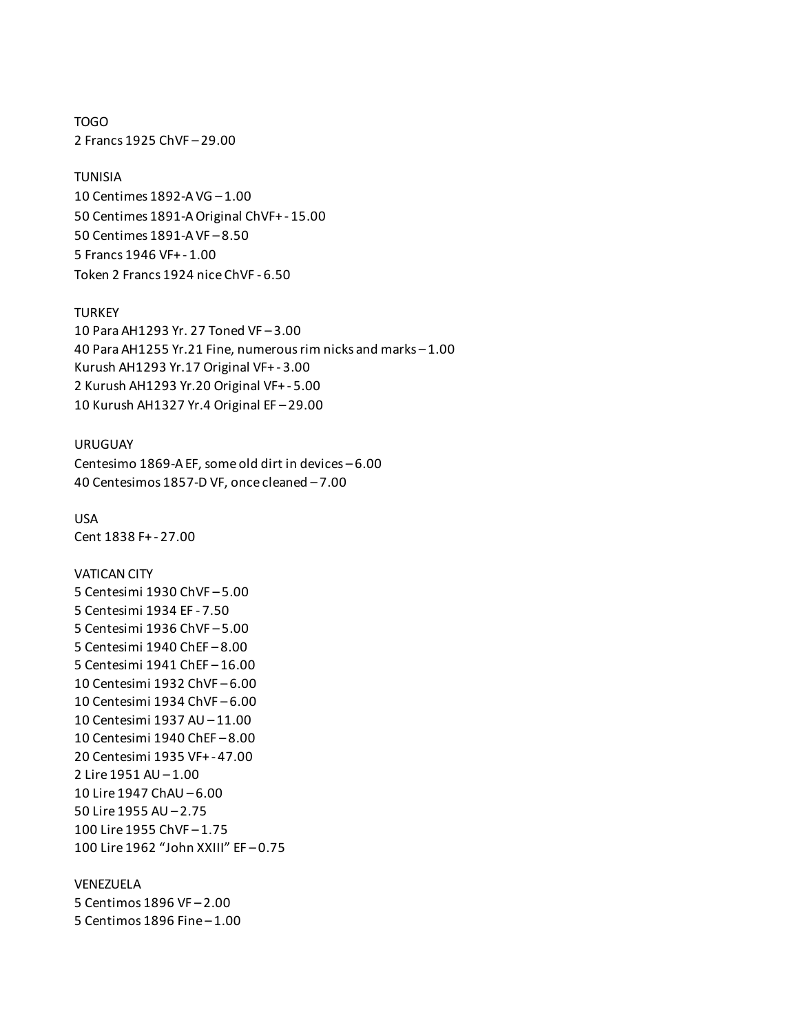TOGO
2 Francs 1925 ChVF – 29.00

TUNISIA
10 Centimes 1892-A VG – 1.00
50 Centimes 1891-A Original ChVF+ - 15.00
50 Centimes 1891-A VF – 8.50
5 Francs 1946 VF+ - 1.00
Token 2 Francs 1924 nice ChVF - 6.50

TURKEY
10 Para AH1293 Yr. 27 Toned VF – 3.00
40 Para AH1255 Yr.21 Fine, numerous rim nicks and marks – 1.00
Kurush AH1293 Yr.17 Original VF+ - 3.00
2 Kurush AH1293 Yr.20 Original VF+ - 5.00
10 Kurush AH1327 Yr.4 Original EF – 29.00

URUGUAY
Centesimo 1869-A EF, some old dirt in devices – 6.00
40 Centesimos 1857-D VF, once cleaned – 7.00

USA
Cent 1838 F+ - 27.00

VATICAN CITY
5 Centesimi 1930 ChVF – 5.00
5 Centesimi 1934 EF - 7.50
5 Centesimi 1936 ChVF – 5.00
5 Centesimi 1940 ChEF – 8.00
5 Centesimi 1941 ChEF – 16.00
10 Centesimi 1932 ChVF – 6.00
10 Centesimi 1934 ChVF – 6.00
10 Centesimi 1937 AU – 11.00
10 Centesimi 1940 ChEF – 8.00
20 Centesimi 1935 VF+ - 47.00
2 Lire 1951 AU – 1.00
10 Lire 1947 ChAU – 6.00
50 Lire 1955 AU – 2.75
100 Lire 1955 ChVF – 1.75
100 Lire 1962 "John XXIII" EF – 0.75

VENEZUELA
5 Centimos 1896 VF – 2.00
5 Centimos 1896 Fine – 1.00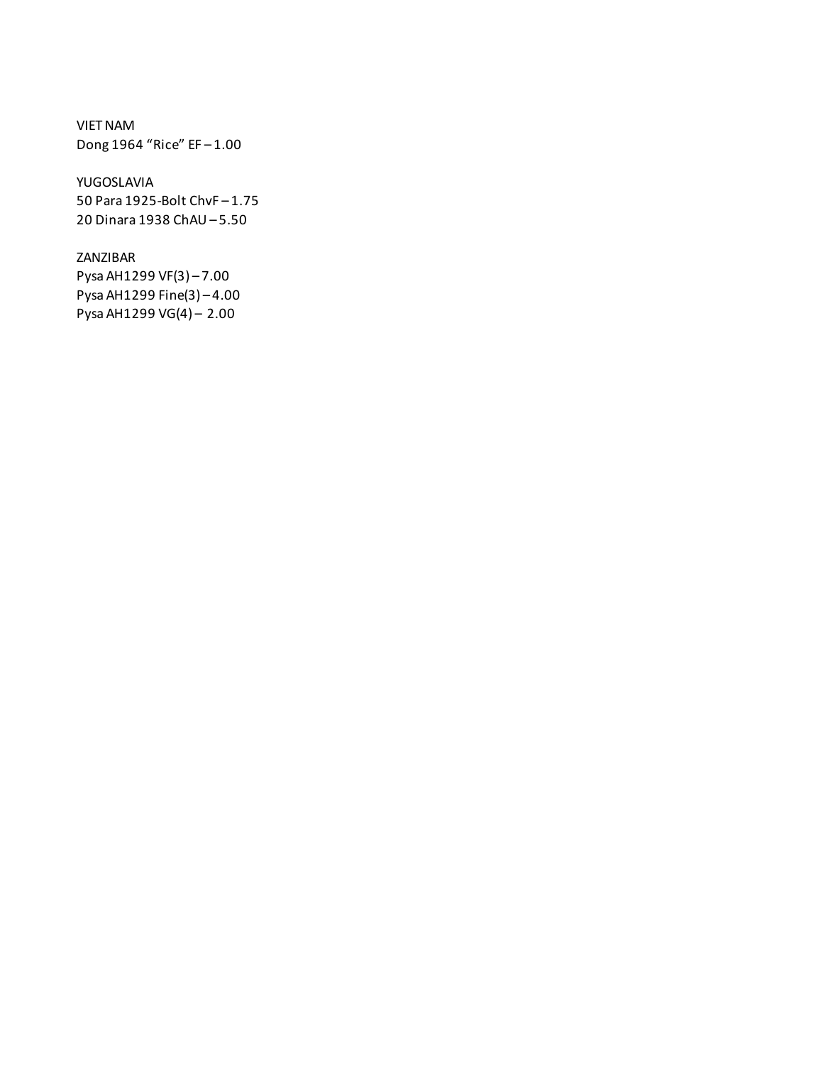VIET NAM
Dong 1964 “Rice” EF – 1.00

YUGOSLAVIA
50 Para 1925-Bolt ChvF – 1.75
20 Dinara 1938 ChAU – 5.50

ZANZIBAR
Pysa AH1299 VF(3) – 7.00
Pysa AH1299 Fine(3) – 4.00
Pysa AH1299 VG(4) – 2.00